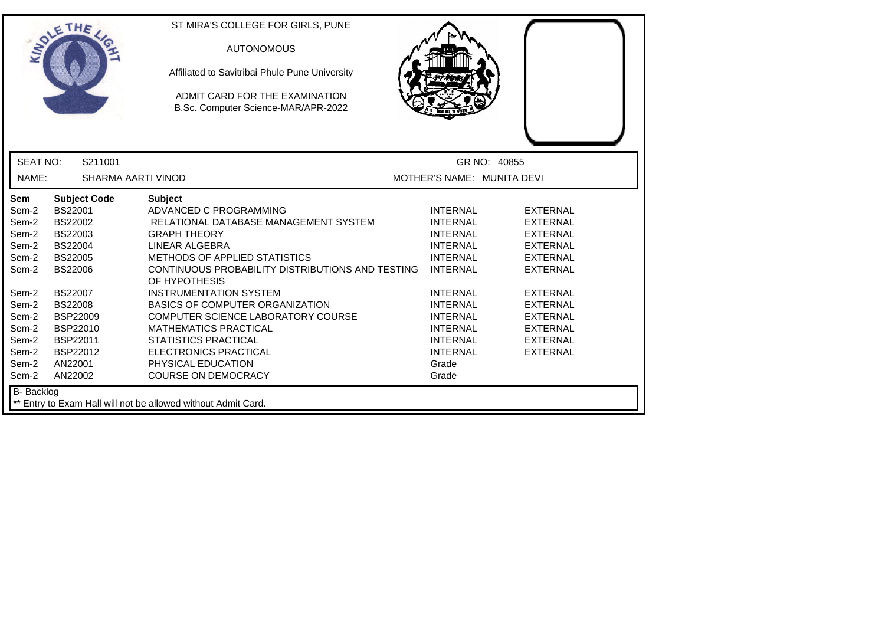ST MIRA'S COLLEGE FOR GIRLS, PUNE

AUTONOMOUS

Affiliated to Savitribai Phule Pune University

ADMIT CARD FOR THE EXAMINATION
B.Sc. Computer Science-MAR/APR-2022

SEAT NO: S211001 GR NO: 40855

NAME: SHARMA AARTI VINOD MOTHER'S NAME: MUNITA DEVI

| Sem | Subject Code | Subject | | |
|---|---|---|---|---|
| Sem-2 | BS22001 | ADVANCED C PROGRAMMING | INTERNAL | EXTERNAL |
| Sem-2 | BS22002 | RELATIONAL DATABASE MANAGEMENT SYSTEM | INTERNAL | EXTERNAL |
| Sem-2 | BS22003 | GRAPH THEORY | INTERNAL | EXTERNAL |
| Sem-2 | BS22004 | LINEAR ALGEBRA | INTERNAL | EXTERNAL |
| Sem-2 | BS22005 | METHODS OF APPLIED STATISTICS | INTERNAL | EXTERNAL |
| Sem-2 | BS22006 | CONTINUOUS PROBABILITY DISTRIBUTIONS AND TESTING OF HYPOTHESIS | INTERNAL | EXTERNAL |
| Sem-2 | BS22007 | INSTRUMENTATION SYSTEM | INTERNAL | EXTERNAL |
| Sem-2 | BS22008 | BASICS OF COMPUTER ORGANIZATION | INTERNAL | EXTERNAL |
| Sem-2 | BSP22009 | COMPUTER SCIENCE LABORATORY COURSE | INTERNAL | EXTERNAL |
| Sem-2 | BSP22010 | MATHEMATICS PRACTICAL | INTERNAL | EXTERNAL |
| Sem-2 | BSP22011 | STATISTICS PRACTICAL | INTERNAL | EXTERNAL |
| Sem-2 | BSP22012 | ELECTRONICS PRACTICAL | INTERNAL | EXTERNAL |
| Sem-2 | AN22001 | PHYSICAL EDUCATION | Grade | |
| Sem-2 | AN22002 | COURSE ON DEMOCRACY | Grade | |

B- Backlog

** Entry to Exam Hall will not be allowed without Admit Card.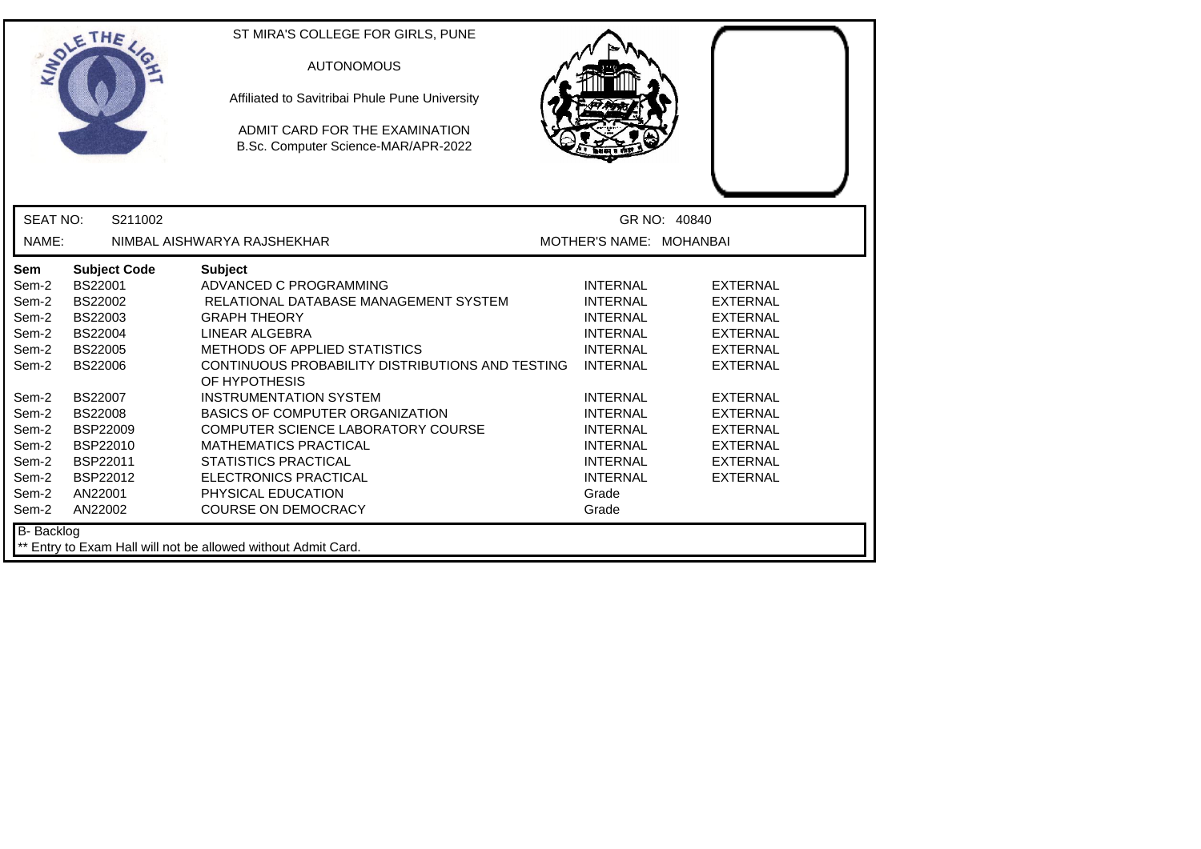ST MIRA'S COLLEGE FOR GIRLS, PUNE

AUTONOMOUS

Affiliated to Savitribai Phule Pune University

ADMIT CARD FOR THE EXAMINATION
B.Sc. Computer Science-MAR/APR-2022

| | | | |
|---|---|---|---|
| SEAT NO: | S211002 | GR NO: | 40840 |
| NAME: | NIMBAL AISHWARYA RAJSHEKHAR | MOTHER'S NAME: | MOHANBAI |

| Sem | Subject Code | Subject | | |
|---|---|---|---|---|
| Sem-2 | BS22001 | ADVANCED C PROGRAMMING | INTERNAL | EXTERNAL |
| Sem-2 | BS22002 | RELATIONAL DATABASE MANAGEMENT SYSTEM | INTERNAL | EXTERNAL |
| Sem-2 | BS22003 | GRAPH THEORY | INTERNAL | EXTERNAL |
| Sem-2 | BS22004 | LINEAR ALGEBRA | INTERNAL | EXTERNAL |
| Sem-2 | BS22005 | METHODS OF APPLIED STATISTICS | INTERNAL | EXTERNAL |
| Sem-2 | BS22006 | CONTINUOUS PROBABILITY DISTRIBUTIONS AND TESTING OF HYPOTHESIS | INTERNAL | EXTERNAL |
| Sem-2 | BS22007 | INSTRUMENTATION SYSTEM | INTERNAL | EXTERNAL |
| Sem-2 | BS22008 | BASICS OF COMPUTER ORGANIZATION | INTERNAL | EXTERNAL |
| Sem-2 | BSP22009 | COMPUTER SCIENCE LABORATORY COURSE | INTERNAL | EXTERNAL |
| Sem-2 | BSP22010 | MATHEMATICS PRACTICAL | INTERNAL | EXTERNAL |
| Sem-2 | BSP22011 | STATISTICS PRACTICAL | INTERNAL | EXTERNAL |
| Sem-2 | BSP22012 | ELECTRONICS PRACTICAL | INTERNAL | EXTERNAL |
| Sem-2 | AN22001 | PHYSICAL EDUCATION | Grade | |
| Sem-2 | AN22002 | COURSE ON DEMOCRACY | Grade | |

B- Backlog

** Entry to Exam Hall will not be allowed without Admit Card.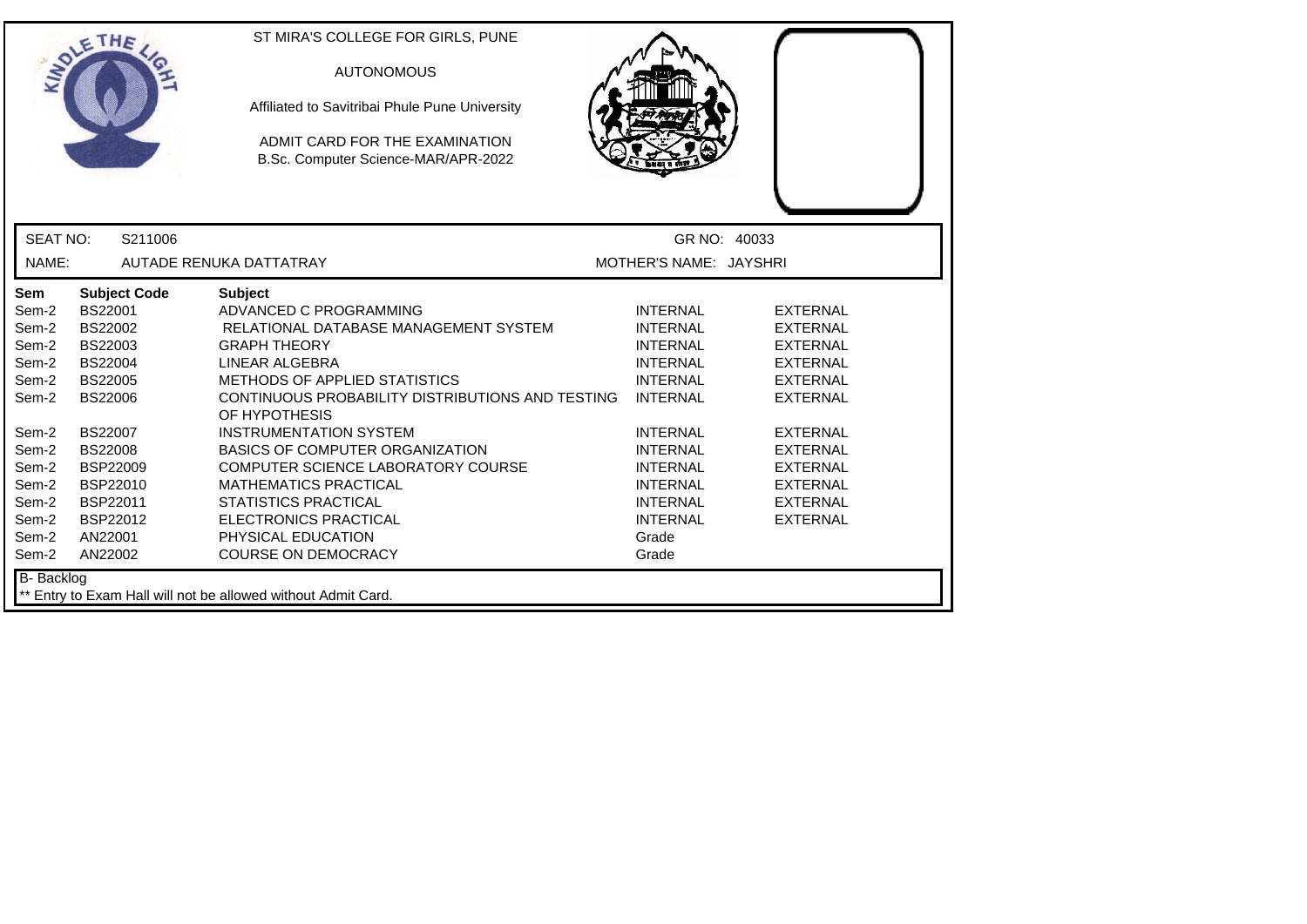ST MIRA'S COLLEGE FOR GIRLS, PUNE

AUTONOMOUS

Affiliated to Savitribai Phule Pune University

ADMIT CARD FOR THE EXAMINATION
B.Sc. Computer Science-MAR/APR-2022

SEAT NO: S211006 GR NO: 40033

NAME: AUTADE RENUKA DATTATRAY MOTHER'S NAME: JAYSHRI

| Sem | Subject Code | Subject | | |
|---|---|---|---|---|
| Sem-2 | BS22001 | ADVANCED C PROGRAMMING | INTERNAL | EXTERNAL |
| Sem-2 | BS22002 | RELATIONAL DATABASE MANAGEMENT SYSTEM | INTERNAL | EXTERNAL |
| Sem-2 | BS22003 | GRAPH THEORY | INTERNAL | EXTERNAL |
| Sem-2 | BS22004 | LINEAR ALGEBRA | INTERNAL | EXTERNAL |
| Sem-2 | BS22005 | METHODS OF APPLIED STATISTICS | INTERNAL | EXTERNAL |
| Sem-2 | BS22006 | CONTINUOUS PROBABILITY DISTRIBUTIONS AND TESTING OF HYPOTHESIS | INTERNAL | EXTERNAL |
| Sem-2 | BS22007 | INSTRUMENTATION SYSTEM | INTERNAL | EXTERNAL |
| Sem-2 | BS22008 | BASICS OF COMPUTER ORGANIZATION | INTERNAL | EXTERNAL |
| Sem-2 | BSP22009 | COMPUTER SCIENCE LABORATORY COURSE | INTERNAL | EXTERNAL |
| Sem-2 | BSP22010 | MATHEMATICS PRACTICAL | INTERNAL | EXTERNAL |
| Sem-2 | BSP22011 | STATISTICS PRACTICAL | INTERNAL | EXTERNAL |
| Sem-2 | BSP22012 | ELECTRONICS PRACTICAL | INTERNAL | EXTERNAL |
| Sem-2 | AN22001 | PHYSICAL EDUCATION | Grade | |
| Sem-2 | AN22002 | COURSE ON DEMOCRACY | Grade | |

B- Backlog

** Entry to Exam Hall will not be allowed without Admit Card.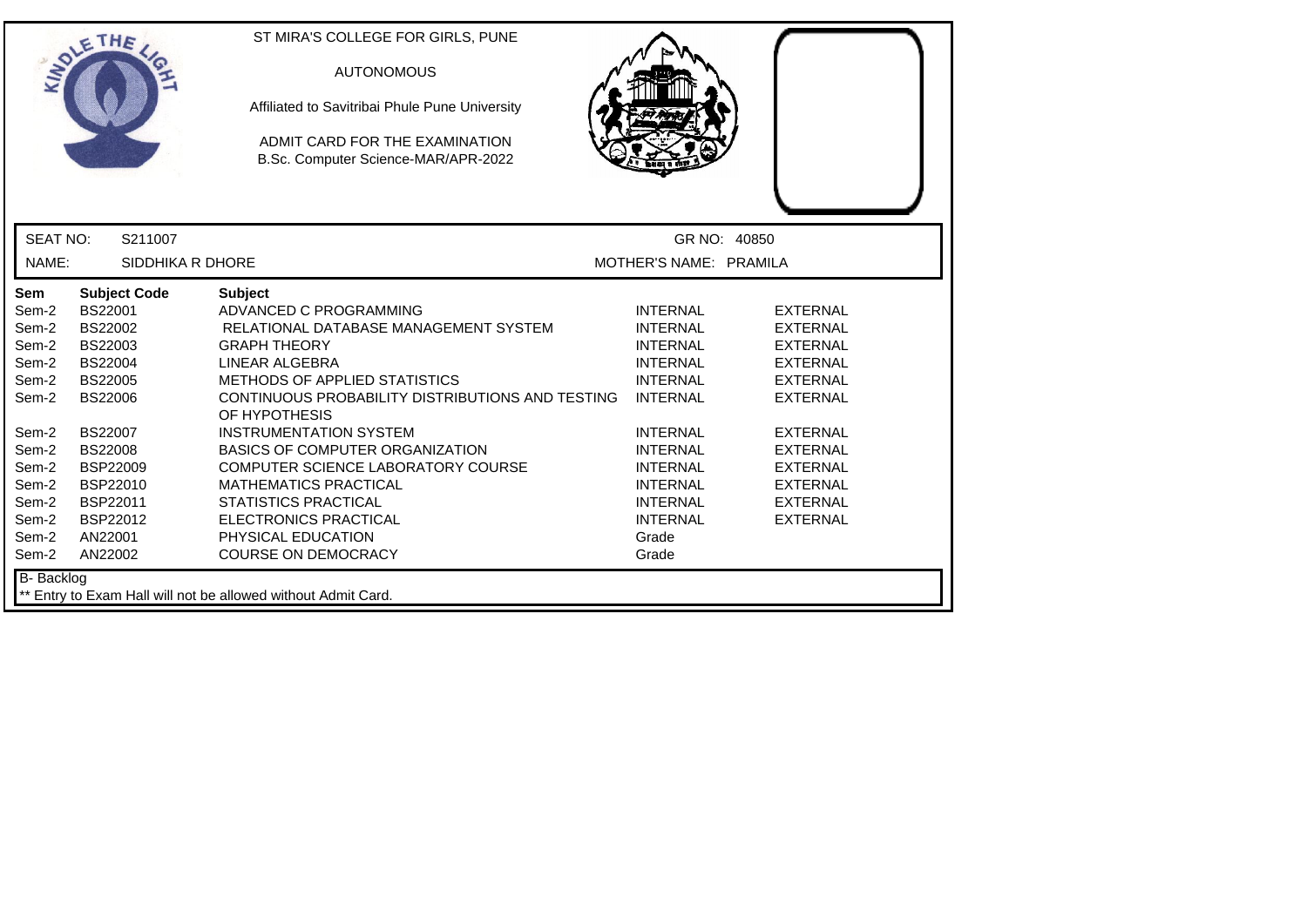ST MIRA'S COLLEGE FOR GIRLS, PUNE

AUTONOMOUS

Affiliated to Savitribai Phule Pune University

ADMIT CARD FOR THE EXAMINATION
B.Sc. Computer Science-MAR/APR-2022

SEAT NO: S211007 GR NO: 40850

NAME: SIDDHIKA R DHORE MOTHER'S NAME: PRAMILA

| Sem | Subject Code | Subject | | |
|---|---|---|---|---|
| Sem-2 | BS22001 | ADVANCED C PROGRAMMING | INTERNAL | EXTERNAL |
| Sem-2 | BS22002 | RELATIONAL DATABASE MANAGEMENT SYSTEM | INTERNAL | EXTERNAL |
| Sem-2 | BS22003 | GRAPH THEORY | INTERNAL | EXTERNAL |
| Sem-2 | BS22004 | LINEAR ALGEBRA | INTERNAL | EXTERNAL |
| Sem-2 | BS22005 | METHODS OF APPLIED STATISTICS | INTERNAL | EXTERNAL |
| Sem-2 | BS22006 | CONTINUOUS PROBABILITY DISTRIBUTIONS AND TESTING OF HYPOTHESIS | INTERNAL | EXTERNAL |
| Sem-2 | BS22007 | INSTRUMENTATION SYSTEM | INTERNAL | EXTERNAL |
| Sem-2 | BS22008 | BASICS OF COMPUTER ORGANIZATION | INTERNAL | EXTERNAL |
| Sem-2 | BSP22009 | COMPUTER SCIENCE LABORATORY COURSE | INTERNAL | EXTERNAL |
| Sem-2 | BSP22010 | MATHEMATICS PRACTICAL | INTERNAL | EXTERNAL |
| Sem-2 | BSP22011 | STATISTICS PRACTICAL | INTERNAL | EXTERNAL |
| Sem-2 | BSP22012 | ELECTRONICS PRACTICAL | INTERNAL | EXTERNAL |
| Sem-2 | AN22001 | PHYSICAL EDUCATION | Grade | |
| Sem-2 | AN22002 | COURSE ON DEMOCRACY | Grade | |

B- Backlog

** Entry to Exam Hall will not be allowed without Admit Card.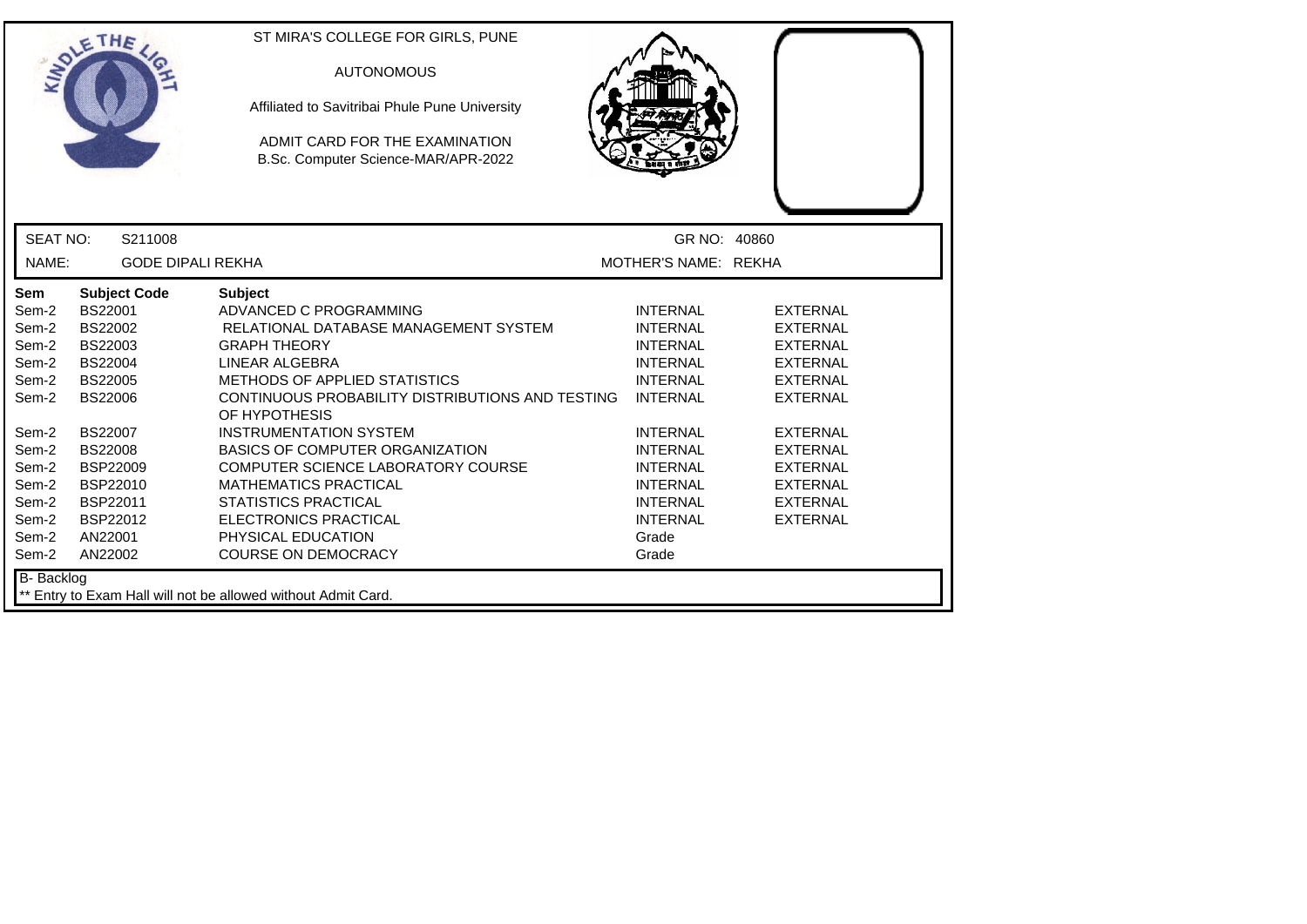ST MIRA'S COLLEGE FOR GIRLS, PUNE

AUTONOMOUS

Affiliated to Savitribai Phule Pune University

ADMIT CARD FOR THE EXAMINATION
B.Sc. Computer Science-MAR/APR-2022

| SEAT NO: | S211008 | GR NO: | 40860 |
|---|---|---|---|
| NAME: | GODE DIPALI REKHA | MOTHER'S NAME: | REKHA |

| Sem | Subject Code | Subject | | |
|---|---|---|---|---|
| Sem-2 | BS22001 | ADVANCED C PROGRAMMING | INTERNAL | EXTERNAL |
| Sem-2 | BS22002 | RELATIONAL DATABASE MANAGEMENT SYSTEM | INTERNAL | EXTERNAL |
| Sem-2 | BS22003 | GRAPH THEORY | INTERNAL | EXTERNAL |
| Sem-2 | BS22004 | LINEAR ALGEBRA | INTERNAL | EXTERNAL |
| Sem-2 | BS22005 | METHODS OF APPLIED STATISTICS | INTERNAL | EXTERNAL |
| Sem-2 | BS22006 | CONTINUOUS PROBABILITY DISTRIBUTIONS AND TESTING OF HYPOTHESIS | INTERNAL | EXTERNAL |
| Sem-2 | BS22007 | INSTRUMENTATION SYSTEM | INTERNAL | EXTERNAL |
| Sem-2 | BS22008 | BASICS OF COMPUTER ORGANIZATION | INTERNAL | EXTERNAL |
| Sem-2 | BSP22009 | COMPUTER SCIENCE LABORATORY COURSE | INTERNAL | EXTERNAL |
| Sem-2 | BSP22010 | MATHEMATICS PRACTICAL | INTERNAL | EXTERNAL |
| Sem-2 | BSP22011 | STATISTICS PRACTICAL | INTERNAL | EXTERNAL |
| Sem-2 | BSP22012 | ELECTRONICS PRACTICAL | INTERNAL | EXTERNAL |
| Sem-2 | AN22001 | PHYSICAL EDUCATION | Grade | |
| Sem-2 | AN22002 | COURSE ON DEMOCRACY | Grade | |

B- Backlog

** Entry to Exam Hall will not be allowed without Admit Card.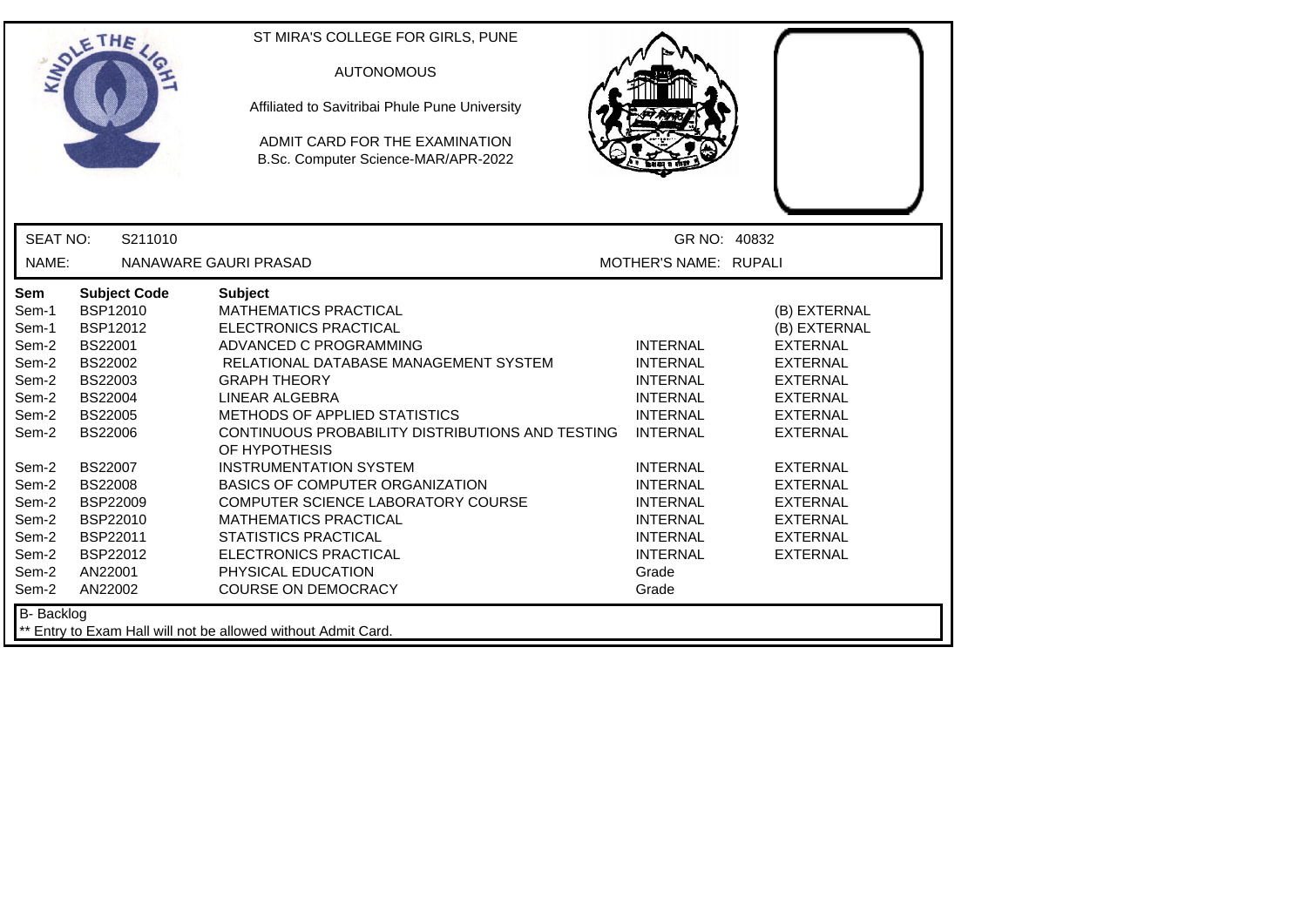ST MIRA'S COLLEGE FOR GIRLS, PUNE

AUTONOMOUS

Affiliated to Savitribai Phule Pune University

ADMIT CARD FOR THE EXAMINATION
B.Sc. Computer Science-MAR/APR-2022

SEAT NO: S211010 GR NO: 40832

NAME: NANAWARE GAURI PRASAD MOTHER'S NAME: RUPALI

| Sem | Subject Code | Subject | | |
|---|---|---|---|---|
| Sem-1 | BSP12010 | MATHEMATICS PRACTICAL | | (B) EXTERNAL |
| Sem-1 | BSP12012 | ELECTRONICS PRACTICAL | | (B) EXTERNAL |
| Sem-2 | BS22001 | ADVANCED C PROGRAMMING | INTERNAL | EXTERNAL |
| Sem-2 | BS22002 | RELATIONAL DATABASE MANAGEMENT SYSTEM | INTERNAL | EXTERNAL |
| Sem-2 | BS22003 | GRAPH THEORY | INTERNAL | EXTERNAL |
| Sem-2 | BS22004 | LINEAR ALGEBRA | INTERNAL | EXTERNAL |
| Sem-2 | BS22005 | METHODS OF APPLIED STATISTICS | INTERNAL | EXTERNAL |
| Sem-2 | BS22006 | CONTINUOUS PROBABILITY DISTRIBUTIONS AND TESTING OF HYPOTHESIS | INTERNAL | EXTERNAL |
| Sem-2 | BS22007 | INSTRUMENTATION SYSTEM | INTERNAL | EXTERNAL |
| Sem-2 | BS22008 | BASICS OF COMPUTER ORGANIZATION | INTERNAL | EXTERNAL |
| Sem-2 | BSP22009 | COMPUTER SCIENCE LABORATORY COURSE | INTERNAL | EXTERNAL |
| Sem-2 | BSP22010 | MATHEMATICS PRACTICAL | INTERNAL | EXTERNAL |
| Sem-2 | BSP22011 | STATISTICS PRACTICAL | INTERNAL | EXTERNAL |
| Sem-2 | BSP22012 | ELECTRONICS PRACTICAL | INTERNAL | EXTERNAL |
| Sem-2 | AN22001 | PHYSICAL EDUCATION | Grade | |
| Sem-2 | AN22002 | COURSE ON DEMOCRACY | Grade | |

B- Backlog

** Entry to Exam Hall will not be allowed without Admit Card.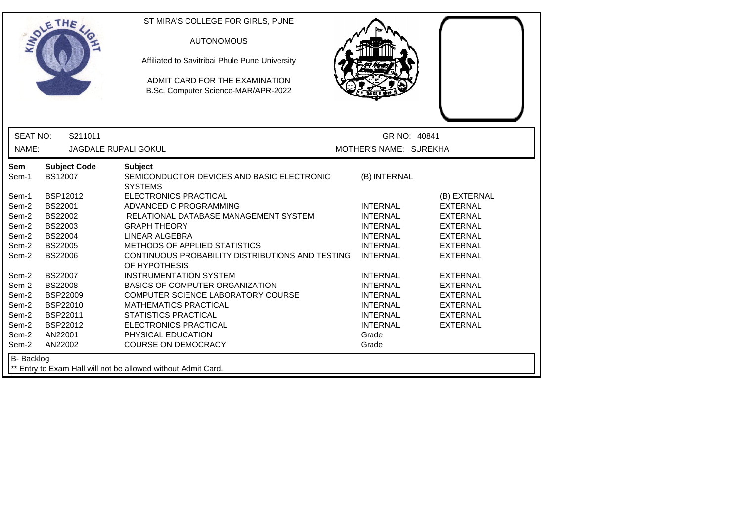ST MIRA'S COLLEGE FOR GIRLS, PUNE

AUTONOMOUS

Affiliated to Savitribai Phule Pune University

ADMIT CARD FOR THE EXAMINATION
B.Sc. Computer Science-MAR/APR-2022

SEAT NO: S211011 GR NO: 40841

NAME: JAGDALE RUPALI GOKUL MOTHER'S NAME: SUREKHA

| Sem | Subject Code | Subject | | |
|---|---|---|---|---|
| Sem-1 | BS12007 | SEMICONDUCTOR DEVICES AND BASIC ELECTRONIC SYSTEMS | (B) INTERNAL | |
| Sem-1 | BSP12012 | ELECTRONICS PRACTICAL | | (B) EXTERNAL |
| Sem-2 | BS22001 | ADVANCED C PROGRAMMING | INTERNAL | EXTERNAL |
| Sem-2 | BS22002 | RELATIONAL DATABASE MANAGEMENT SYSTEM | INTERNAL | EXTERNAL |
| Sem-2 | BS22003 | GRAPH THEORY | INTERNAL | EXTERNAL |
| Sem-2 | BS22004 | LINEAR ALGEBRA | INTERNAL | EXTERNAL |
| Sem-2 | BS22005 | METHODS OF APPLIED STATISTICS | INTERNAL | EXTERNAL |
| Sem-2 | BS22006 | CONTINUOUS PROBABILITY DISTRIBUTIONS AND TESTING OF HYPOTHESIS | INTERNAL | EXTERNAL |
| Sem-2 | BS22007 | INSTRUMENTATION SYSTEM | INTERNAL | EXTERNAL |
| Sem-2 | BS22008 | BASICS OF COMPUTER ORGANIZATION | INTERNAL | EXTERNAL |
| Sem-2 | BSP22009 | COMPUTER SCIENCE LABORATORY COURSE | INTERNAL | EXTERNAL |
| Sem-2 | BSP22010 | MATHEMATICS PRACTICAL | INTERNAL | EXTERNAL |
| Sem-2 | BSP22011 | STATISTICS PRACTICAL | INTERNAL | EXTERNAL |
| Sem-2 | BSP22012 | ELECTRONICS PRACTICAL | INTERNAL | EXTERNAL |
| Sem-2 | AN22001 | PHYSICAL EDUCATION | Grade | |
| Sem-2 | AN22002 | COURSE ON DEMOCRACY | Grade | |

B- Backlog

** Entry to Exam Hall will not be allowed without Admit Card.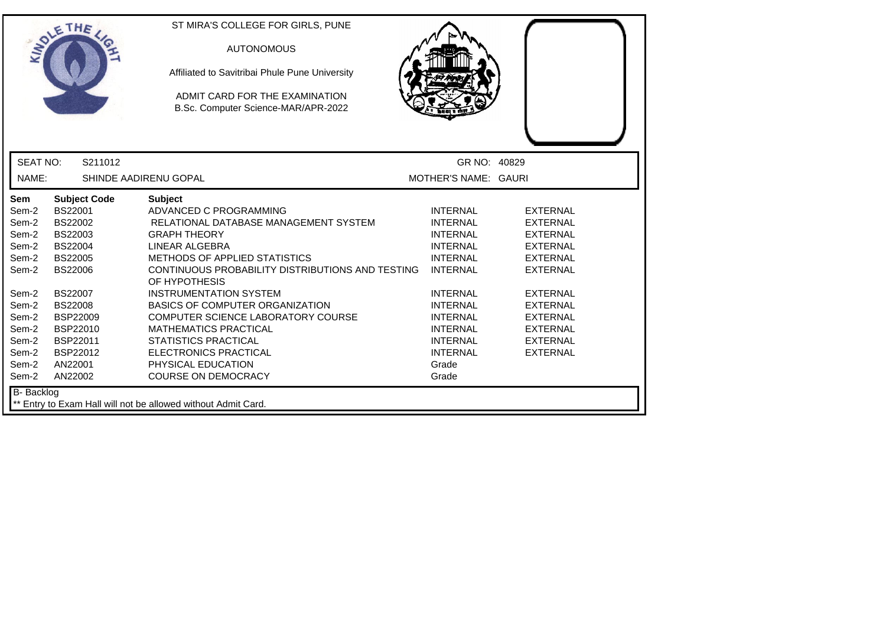ST MIRA'S COLLEGE FOR GIRLS, PUNE

AUTONOMOUS

Affiliated to Savitribai Phule Pune University

ADMIT CARD FOR THE EXAMINATION
B.Sc. Computer Science-MAR/APR-2022

| | | | |
|---|---|---|---|
| SEAT NO: | S211012 | GR NO: | 40829 |
| NAME: | SHINDE AADIRENU GOPAL | MOTHER'S NAME: | GAURI |

| Sem | Subject Code | Subject | | |
|---|---|---|---|---|
| Sem-2 | BS22001 | ADVANCED C PROGRAMMING | INTERNAL | EXTERNAL |
| Sem-2 | BS22002 | RELATIONAL DATABASE MANAGEMENT SYSTEM | INTERNAL | EXTERNAL |
| Sem-2 | BS22003 | GRAPH THEORY | INTERNAL | EXTERNAL |
| Sem-2 | BS22004 | LINEAR ALGEBRA | INTERNAL | EXTERNAL |
| Sem-2 | BS22005 | METHODS OF APPLIED STATISTICS | INTERNAL | EXTERNAL |
| Sem-2 | BS22006 | CONTINUOUS PROBABILITY DISTRIBUTIONS AND TESTING OF HYPOTHESIS | INTERNAL | EXTERNAL |
| Sem-2 | BS22007 | INSTRUMENTATION SYSTEM | INTERNAL | EXTERNAL |
| Sem-2 | BS22008 | BASICS OF COMPUTER ORGANIZATION | INTERNAL | EXTERNAL |
| Sem-2 | BSP22009 | COMPUTER SCIENCE LABORATORY COURSE | INTERNAL | EXTERNAL |
| Sem-2 | BSP22010 | MATHEMATICS PRACTICAL | INTERNAL | EXTERNAL |
| Sem-2 | BSP22011 | STATISTICS PRACTICAL | INTERNAL | EXTERNAL |
| Sem-2 | BSP22012 | ELECTRONICS PRACTICAL | INTERNAL | EXTERNAL |
| Sem-2 | AN22001 | PHYSICAL EDUCATION | Grade | |
| Sem-2 | AN22002 | COURSE ON DEMOCRACY | Grade | |

B- Backlog

** Entry to Exam Hall will not be allowed without Admit Card.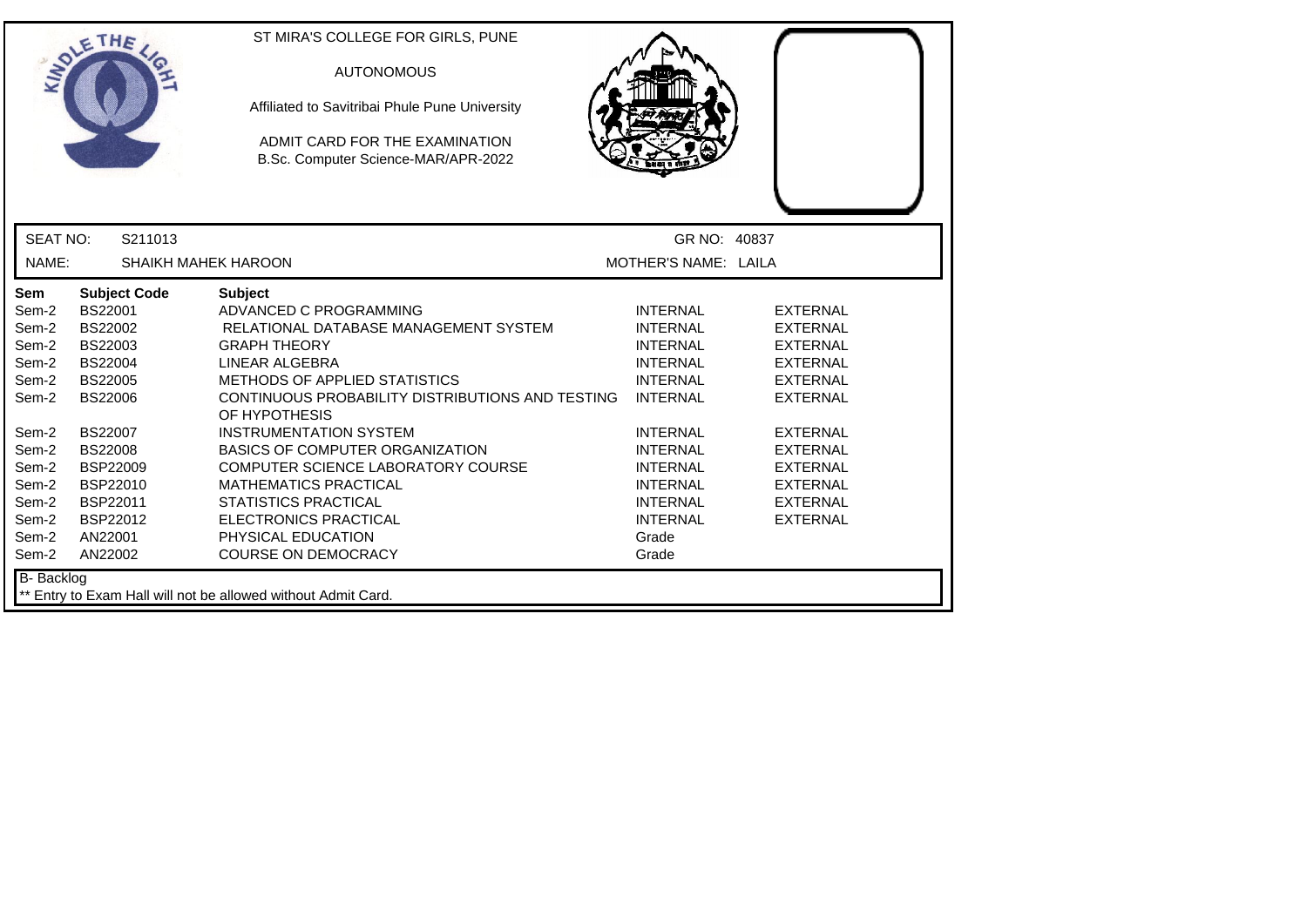ST MIRA'S COLLEGE FOR GIRLS, PUNE

AUTONOMOUS

Affiliated to Savitribai Phule Pune University

ADMIT CARD FOR THE EXAMINATION
B.Sc. Computer Science-MAR/APR-2022

SEAT NO: S211013 GR NO: 40837

NAME: SHAIKH MAHEK HAROON MOTHER'S NAME: LAILA

| Sem | Subject Code | Subject | | |
|---|---|---|---|---|
| Sem-2 | BS22001 | ADVANCED C PROGRAMMING | INTERNAL | EXTERNAL |
| Sem-2 | BS22002 | RELATIONAL DATABASE MANAGEMENT SYSTEM | INTERNAL | EXTERNAL |
| Sem-2 | BS22003 | GRAPH THEORY | INTERNAL | EXTERNAL |
| Sem-2 | BS22004 | LINEAR ALGEBRA | INTERNAL | EXTERNAL |
| Sem-2 | BS22005 | METHODS OF APPLIED STATISTICS | INTERNAL | EXTERNAL |
| Sem-2 | BS22006 | CONTINUOUS PROBABILITY DISTRIBUTIONS AND TESTING OF HYPOTHESIS | INTERNAL | EXTERNAL |
| Sem-2 | BS22007 | INSTRUMENTATION SYSTEM | INTERNAL | EXTERNAL |
| Sem-2 | BS22008 | BASICS OF COMPUTER ORGANIZATION | INTERNAL | EXTERNAL |
| Sem-2 | BSP22009 | COMPUTER SCIENCE LABORATORY COURSE | INTERNAL | EXTERNAL |
| Sem-2 | BSP22010 | MATHEMATICS PRACTICAL | INTERNAL | EXTERNAL |
| Sem-2 | BSP22011 | STATISTICS PRACTICAL | INTERNAL | EXTERNAL |
| Sem-2 | BSP22012 | ELECTRONICS PRACTICAL | INTERNAL | EXTERNAL |
| Sem-2 | AN22001 | PHYSICAL EDUCATION | Grade | |
| Sem-2 | AN22002 | COURSE ON DEMOCRACY | Grade | |

B- Backlog

** Entry to Exam Hall will not be allowed without Admit Card.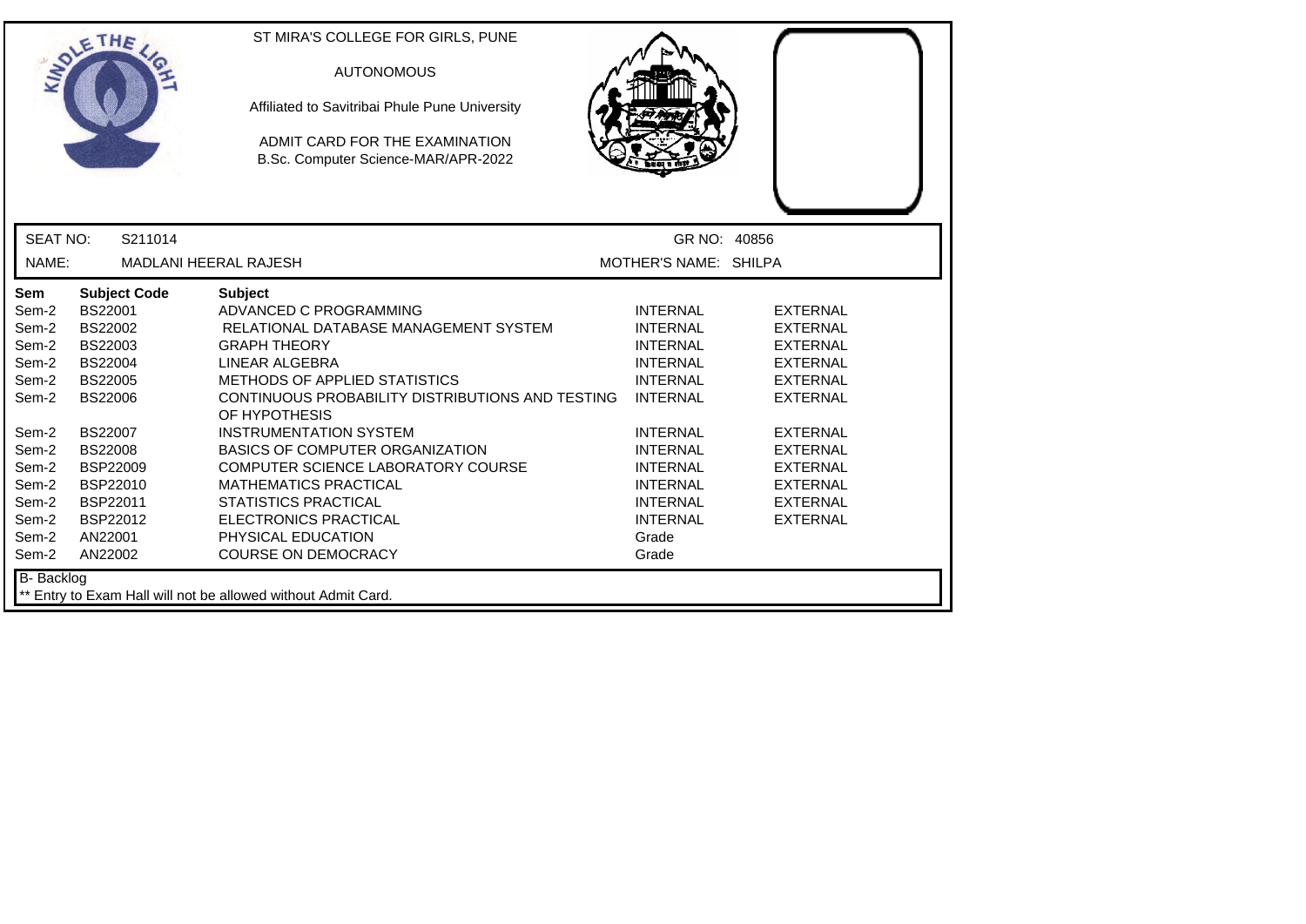ST MIRA'S COLLEGE FOR GIRLS, PUNE

AUTONOMOUS

Affiliated to Savitribai Phule Pune University

ADMIT CARD FOR THE EXAMINATION
B.Sc. Computer Science-MAR/APR-2022

| SEAT NO: | S211014 | GR NO: | 40856 |
|---|---|---|---|
| NAME: | MADLANI HEERAL RAJESH | MOTHER'S NAME: | SHILPA |

| Sem | Subject Code | Subject | | |
|---|---|---|---|---|
| Sem-2 | BS22001 | ADVANCED C PROGRAMMING | INTERNAL | EXTERNAL |
| Sem-2 | BS22002 | RELATIONAL DATABASE MANAGEMENT SYSTEM | INTERNAL | EXTERNAL |
| Sem-2 | BS22003 | GRAPH THEORY | INTERNAL | EXTERNAL |
| Sem-2 | BS22004 | LINEAR ALGEBRA | INTERNAL | EXTERNAL |
| Sem-2 | BS22005 | METHODS OF APPLIED STATISTICS | INTERNAL | EXTERNAL |
| Sem-2 | BS22006 | CONTINUOUS PROBABILITY DISTRIBUTIONS AND TESTING OF HYPOTHESIS | INTERNAL | EXTERNAL |
| Sem-2 | BS22007 | INSTRUMENTATION SYSTEM | INTERNAL | EXTERNAL |
| Sem-2 | BS22008 | BASICS OF COMPUTER ORGANIZATION | INTERNAL | EXTERNAL |
| Sem-2 | BSP22009 | COMPUTER SCIENCE LABORATORY COURSE | INTERNAL | EXTERNAL |
| Sem-2 | BSP22010 | MATHEMATICS PRACTICAL | INTERNAL | EXTERNAL |
| Sem-2 | BSP22011 | STATISTICS PRACTICAL | INTERNAL | EXTERNAL |
| Sem-2 | BSP22012 | ELECTRONICS PRACTICAL | INTERNAL | EXTERNAL |
| Sem-2 | AN22001 | PHYSICAL EDUCATION | Grade | |
| Sem-2 | AN22002 | COURSE ON DEMOCRACY | Grade | |

B- Backlog

** Entry to Exam Hall will not be allowed without Admit Card.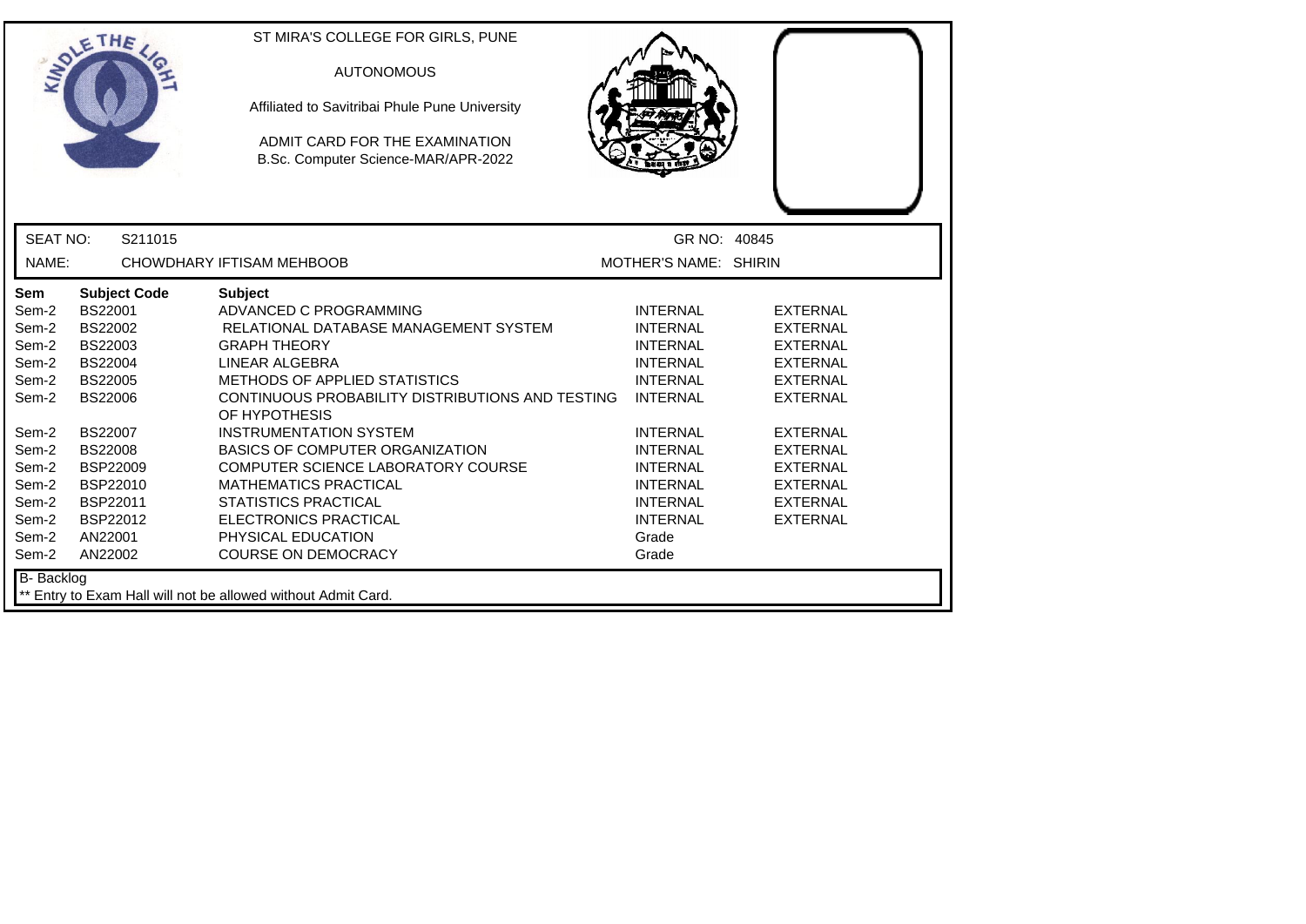ST MIRA'S COLLEGE FOR GIRLS, PUNE

AUTONOMOUS

Affiliated to Savitribai Phule Pune University

ADMIT CARD FOR THE EXAMINATION
B.Sc. Computer Science-MAR/APR-2022

| SEAT NO: | S211015 | GR NO: | 40845 |
|---|---|---|---|
| NAME: | CHOWDHARY IFTISAM MEHBOOB | MOTHER'S NAME: | SHIRIN |

| Sem | Subject Code | Subject | | |
|---|---|---|---|---|
| Sem-2 | BS22001 | ADVANCED C PROGRAMMING | INTERNAL | EXTERNAL |
| Sem-2 | BS22002 | RELATIONAL DATABASE MANAGEMENT SYSTEM | INTERNAL | EXTERNAL |
| Sem-2 | BS22003 | GRAPH THEORY | INTERNAL | EXTERNAL |
| Sem-2 | BS22004 | LINEAR ALGEBRA | INTERNAL | EXTERNAL |
| Sem-2 | BS22005 | METHODS OF APPLIED STATISTICS | INTERNAL | EXTERNAL |
| Sem-2 | BS22006 | CONTINUOUS PROBABILITY DISTRIBUTIONS AND TESTING OF HYPOTHESIS | INTERNAL | EXTERNAL |
| Sem-2 | BS22007 | INSTRUMENTATION SYSTEM | INTERNAL | EXTERNAL |
| Sem-2 | BS22008 | BASICS OF COMPUTER ORGANIZATION | INTERNAL | EXTERNAL |
| Sem-2 | BSP22009 | COMPUTER SCIENCE LABORATORY COURSE | INTERNAL | EXTERNAL |
| Sem-2 | BSP22010 | MATHEMATICS PRACTICAL | INTERNAL | EXTERNAL |
| Sem-2 | BSP22011 | STATISTICS PRACTICAL | INTERNAL | EXTERNAL |
| Sem-2 | BSP22012 | ELECTRONICS PRACTICAL | INTERNAL | EXTERNAL |
| Sem-2 | AN22001 | PHYSICAL EDUCATION | Grade | |
| Sem-2 | AN22002 | COURSE ON DEMOCRACY | Grade | |

B- Backlog

** Entry to Exam Hall will not be allowed without Admit Card.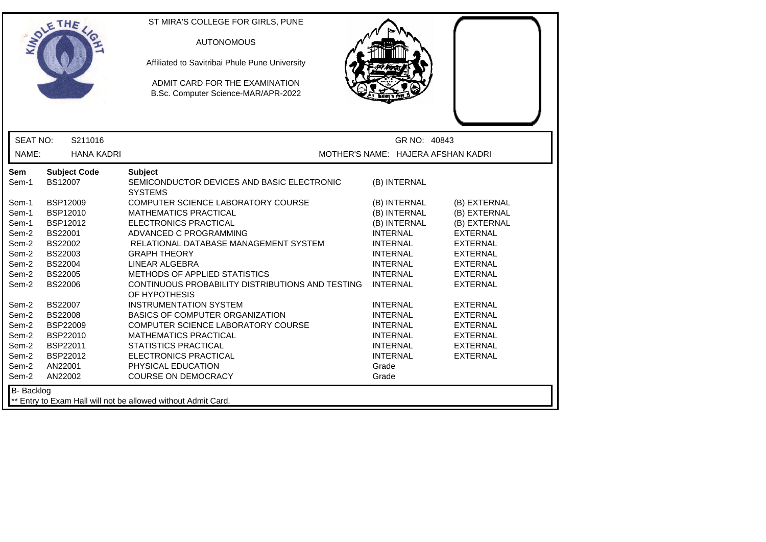ST MIRA'S COLLEGE FOR GIRLS, PUNE

AUTONOMOUS

Affiliated to Savitribai Phule Pune University

ADMIT CARD FOR THE EXAMINATION
B.Sc. Computer Science-MAR/APR-2022

SEAT NO: S211016 | GR NO: 40843

NAME: HANA KADRI | MOTHER'S NAME: HAJERA AFSHAN KADRI

| Sem | Subject Code | Subject | | |
|---|---|---|---|---|
| Sem-1 | BS12007 | SEMICONDUCTOR DEVICES AND BASIC ELECTRONIC SYSTEMS | (B) INTERNAL | |
| Sem-1 | BSP12009 | COMPUTER SCIENCE LABORATORY COURSE | (B) INTERNAL | (B) EXTERNAL |
| Sem-1 | BSP12010 | MATHEMATICS PRACTICAL | (B) INTERNAL | (B) EXTERNAL |
| Sem-1 | BSP12012 | ELECTRONICS PRACTICAL | (B) INTERNAL | (B) EXTERNAL |
| Sem-2 | BS22001 | ADVANCED C PROGRAMMING | INTERNAL | EXTERNAL |
| Sem-2 | BS22002 | RELATIONAL DATABASE MANAGEMENT SYSTEM | INTERNAL | EXTERNAL |
| Sem-2 | BS22003 | GRAPH THEORY | INTERNAL | EXTERNAL |
| Sem-2 | BS22004 | LINEAR ALGEBRA | INTERNAL | EXTERNAL |
| Sem-2 | BS22005 | METHODS OF APPLIED STATISTICS | INTERNAL | EXTERNAL |
| Sem-2 | BS22006 | CONTINUOUS PROBABILITY DISTRIBUTIONS AND TESTING OF HYPOTHESIS | INTERNAL | EXTERNAL |
| Sem-2 | BS22007 | INSTRUMENTATION SYSTEM | INTERNAL | EXTERNAL |
| Sem-2 | BS22008 | BASICS OF COMPUTER ORGANIZATION | INTERNAL | EXTERNAL |
| Sem-2 | BSP22009 | COMPUTER SCIENCE LABORATORY COURSE | INTERNAL | EXTERNAL |
| Sem-2 | BSP22010 | MATHEMATICS PRACTICAL | INTERNAL | EXTERNAL |
| Sem-2 | BSP22011 | STATISTICS PRACTICAL | INTERNAL | EXTERNAL |
| Sem-2 | BSP22012 | ELECTRONICS PRACTICAL | INTERNAL | EXTERNAL |
| Sem-2 | AN22001 | PHYSICAL EDUCATION | Grade | |
| Sem-2 | AN22002 | COURSE ON DEMOCRACY | Grade | |

B- Backlog

** Entry to Exam Hall will not be allowed without Admit Card.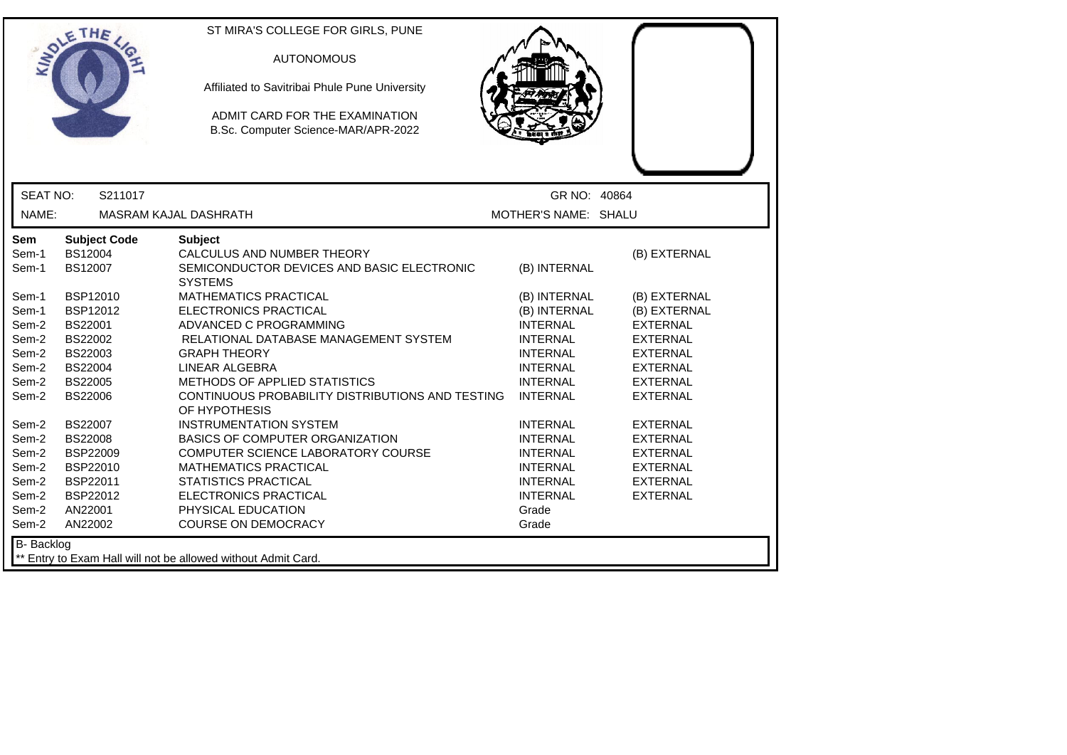ST MIRA'S COLLEGE FOR GIRLS, PUNE

AUTONOMOUS

Affiliated to Savitribai Phule Pune University

ADMIT CARD FOR THE EXAMINATION
B.Sc. Computer Science-MAR/APR-2022

SEAT NO: S211017 | GR NO: 40864

NAME: MASRAM KAJAL DASHRATH | MOTHER'S NAME: SHALU

| Sem | Subject Code | Subject | | |
|---|---|---|---|---|
| Sem-1 | BS12004 | CALCULUS AND NUMBER THEORY | | (B) EXTERNAL |
| Sem-1 | BS12007 | SEMICONDUCTOR DEVICES AND BASIC ELECTRONIC SYSTEMS | (B) INTERNAL | |
| Sem-1 | BSP12010 | MATHEMATICS PRACTICAL | (B) INTERNAL | (B) EXTERNAL |
| Sem-1 | BSP12012 | ELECTRONICS PRACTICAL | (B) INTERNAL | (B) EXTERNAL |
| Sem-2 | BS22001 | ADVANCED C PROGRAMMING | INTERNAL | EXTERNAL |
| Sem-2 | BS22002 | RELATIONAL DATABASE MANAGEMENT SYSTEM | INTERNAL | EXTERNAL |
| Sem-2 | BS22003 | GRAPH THEORY | INTERNAL | EXTERNAL |
| Sem-2 | BS22004 | LINEAR ALGEBRA | INTERNAL | EXTERNAL |
| Sem-2 | BS22005 | METHODS OF APPLIED STATISTICS | INTERNAL | EXTERNAL |
| Sem-2 | BS22006 | CONTINUOUS PROBABILITY DISTRIBUTIONS AND TESTING OF HYPOTHESIS | INTERNAL | EXTERNAL |
| Sem-2 | BS22007 | INSTRUMENTATION SYSTEM | INTERNAL | EXTERNAL |
| Sem-2 | BS22008 | BASICS OF COMPUTER ORGANIZATION | INTERNAL | EXTERNAL |
| Sem-2 | BSP22009 | COMPUTER SCIENCE LABORATORY COURSE | INTERNAL | EXTERNAL |
| Sem-2 | BSP22010 | MATHEMATICS PRACTICAL | INTERNAL | EXTERNAL |
| Sem-2 | BSP22011 | STATISTICS PRACTICAL | INTERNAL | EXTERNAL |
| Sem-2 | BSP22012 | ELECTRONICS PRACTICAL | INTERNAL | EXTERNAL |
| Sem-2 | AN22001 | PHYSICAL EDUCATION | Grade | |
| Sem-2 | AN22002 | COURSE ON DEMOCRACY | Grade | |

B- Backlog

** Entry to Exam Hall will not be allowed without Admit Card.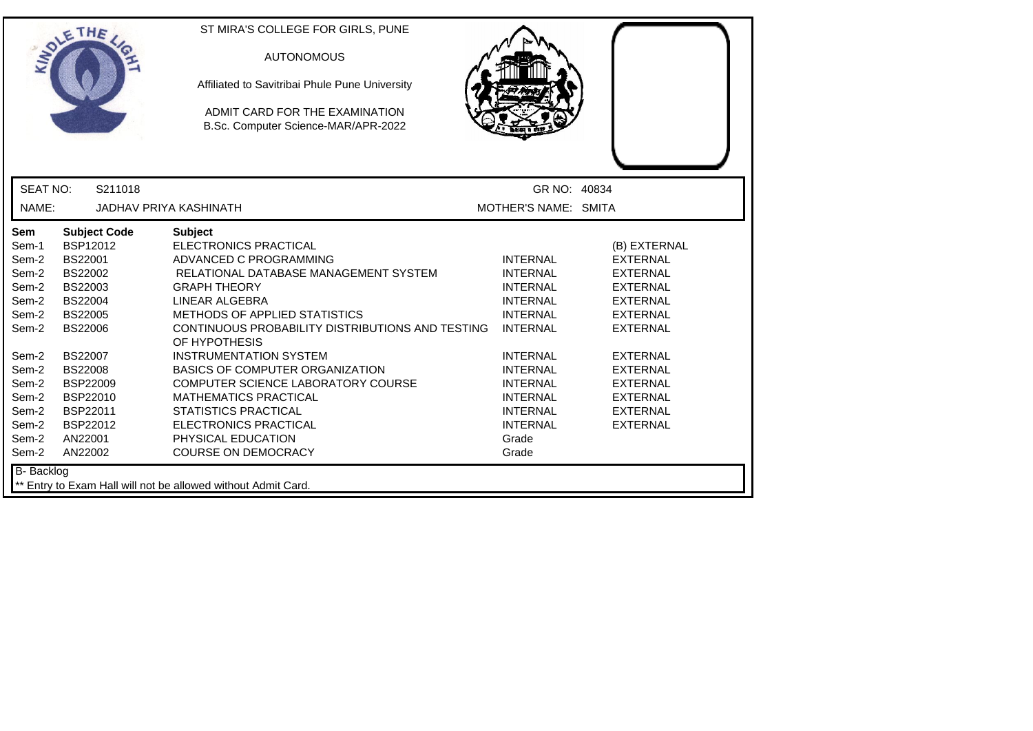ST MIRA'S COLLEGE FOR GIRLS, PUNE

AUTONOMOUS

Affiliated to Savitribai Phule Pune University

ADMIT CARD FOR THE EXAMINATION
B.Sc. Computer Science-MAR/APR-2022

| SEAT NO: | S211018 | GR NO: | 40834 |
|---|---|---|---|
| NAME: | JADHAV PRIYA KASHINATH | MOTHER'S NAME: | SMITA |

| Sem | Subject Code | Subject | | |
|---|---|---|---|---|
| Sem-1 | BSP12012 | ELECTRONICS PRACTICAL | | (B) EXTERNAL |
| Sem-2 | BS22001 | ADVANCED C PROGRAMMING | INTERNAL | EXTERNAL |
| Sem-2 | BS22002 | RELATIONAL DATABASE MANAGEMENT SYSTEM | INTERNAL | EXTERNAL |
| Sem-2 | BS22003 | GRAPH THEORY | INTERNAL | EXTERNAL |
| Sem-2 | BS22004 | LINEAR ALGEBRA | INTERNAL | EXTERNAL |
| Sem-2 | BS22005 | METHODS OF APPLIED STATISTICS | INTERNAL | EXTERNAL |
| Sem-2 | BS22006 | CONTINUOUS PROBABILITY DISTRIBUTIONS AND TESTING OF HYPOTHESIS | INTERNAL | EXTERNAL |
| Sem-2 | BS22007 | INSTRUMENTATION SYSTEM | INTERNAL | EXTERNAL |
| Sem-2 | BS22008 | BASICS OF COMPUTER ORGANIZATION | INTERNAL | EXTERNAL |
| Sem-2 | BSP22009 | COMPUTER SCIENCE LABORATORY COURSE | INTERNAL | EXTERNAL |
| Sem-2 | BSP22010 | MATHEMATICS PRACTICAL | INTERNAL | EXTERNAL |
| Sem-2 | BSP22011 | STATISTICS PRACTICAL | INTERNAL | EXTERNAL |
| Sem-2 | BSP22012 | ELECTRONICS PRACTICAL | INTERNAL | EXTERNAL |
| Sem-2 | AN22001 | PHYSICAL EDUCATION | Grade | |
| Sem-2 | AN22002 | COURSE ON DEMOCRACY | Grade | |

B- Backlog

** Entry to Exam Hall will not be allowed without Admit Card.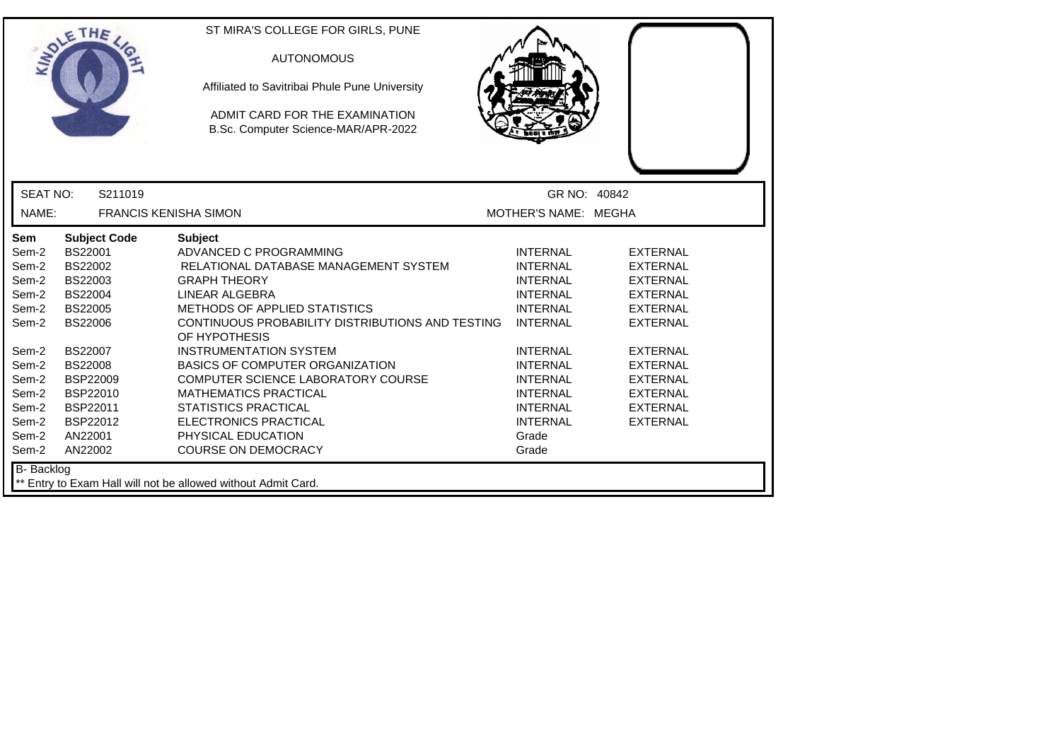ST MIRA'S COLLEGE FOR GIRLS, PUNE

AUTONOMOUS

Affiliated to Savitribai Phule Pune University

ADMIT CARD FOR THE EXAMINATION
B.Sc. Computer Science-MAR/APR-2022

SEAT NO: S211019 GR NO: 40842

NAME: FRANCIS KENISHA SIMON MOTHER'S NAME: MEGHA

| Sem | Subject Code | Subject | | |
|---|---|---|---|---|
| Sem-2 | BS22001 | ADVANCED C PROGRAMMING | INTERNAL | EXTERNAL |
| Sem-2 | BS22002 | RELATIONAL DATABASE MANAGEMENT SYSTEM | INTERNAL | EXTERNAL |
| Sem-2 | BS22003 | GRAPH THEORY | INTERNAL | EXTERNAL |
| Sem-2 | BS22004 | LINEAR ALGEBRA | INTERNAL | EXTERNAL |
| Sem-2 | BS22005 | METHODS OF APPLIED STATISTICS | INTERNAL | EXTERNAL |
| Sem-2 | BS22006 | CONTINUOUS PROBABILITY DISTRIBUTIONS AND TESTING OF HYPOTHESIS | INTERNAL | EXTERNAL |
| Sem-2 | BS22007 | INSTRUMENTATION SYSTEM | INTERNAL | EXTERNAL |
| Sem-2 | BS22008 | BASICS OF COMPUTER ORGANIZATION | INTERNAL | EXTERNAL |
| Sem-2 | BSP22009 | COMPUTER SCIENCE LABORATORY COURSE | INTERNAL | EXTERNAL |
| Sem-2 | BSP22010 | MATHEMATICS PRACTICAL | INTERNAL | EXTERNAL |
| Sem-2 | BSP22011 | STATISTICS PRACTICAL | INTERNAL | EXTERNAL |
| Sem-2 | BSP22012 | ELECTRONICS PRACTICAL | INTERNAL | EXTERNAL |
| Sem-2 | AN22001 | PHYSICAL EDUCATION | Grade | |
| Sem-2 | AN22002 | COURSE ON DEMOCRACY | Grade | |

B- Backlog

** Entry to Exam Hall will not be allowed without Admit Card.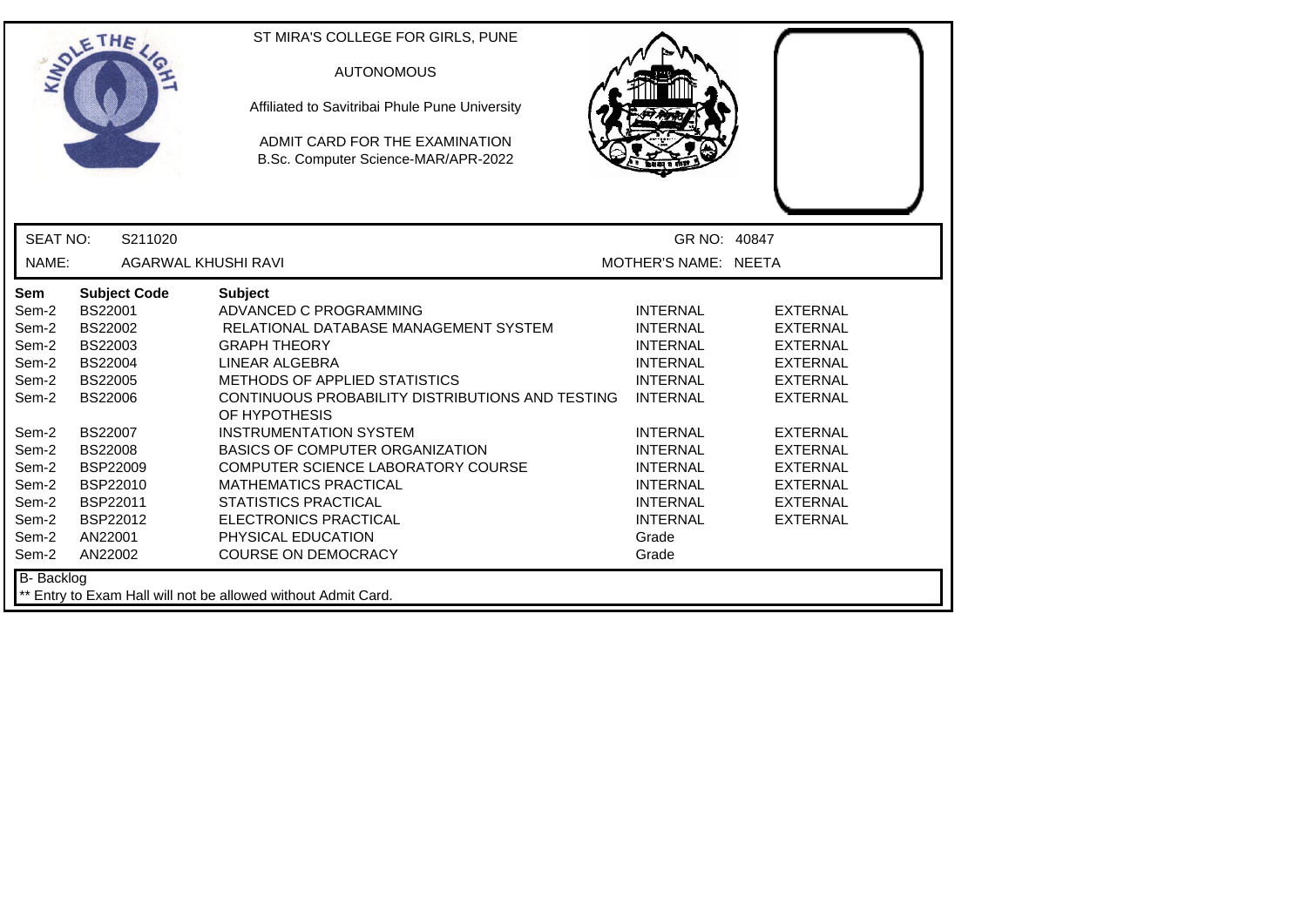ST MIRA'S COLLEGE FOR GIRLS, PUNE

AUTONOMOUS

Affiliated to Savitribai Phule Pune University

ADMIT CARD FOR THE EXAMINATION
B.Sc. Computer Science-MAR/APR-2022

SEAT NO: S211020 GR NO: 40847

NAME: AGARWAL KHUSHI RAVI MOTHER'S NAME: NEETA

| Sem | Subject Code | Subject | | |
|---|---|---|---|---|
| Sem-2 | BS22001 | ADVANCED C PROGRAMMING | INTERNAL | EXTERNAL |
| Sem-2 | BS22002 | RELATIONAL DATABASE MANAGEMENT SYSTEM | INTERNAL | EXTERNAL |
| Sem-2 | BS22003 | GRAPH THEORY | INTERNAL | EXTERNAL |
| Sem-2 | BS22004 | LINEAR ALGEBRA | INTERNAL | EXTERNAL |
| Sem-2 | BS22005 | METHODS OF APPLIED STATISTICS | INTERNAL | EXTERNAL |
| Sem-2 | BS22006 | CONTINUOUS PROBABILITY DISTRIBUTIONS AND TESTING OF HYPOTHESIS | INTERNAL | EXTERNAL |
| Sem-2 | BS22007 | INSTRUMENTATION SYSTEM | INTERNAL | EXTERNAL |
| Sem-2 | BS22008 | BASICS OF COMPUTER ORGANIZATION | INTERNAL | EXTERNAL |
| Sem-2 | BSP22009 | COMPUTER SCIENCE LABORATORY COURSE | INTERNAL | EXTERNAL |
| Sem-2 | BSP22010 | MATHEMATICS PRACTICAL | INTERNAL | EXTERNAL |
| Sem-2 | BSP22011 | STATISTICS PRACTICAL | INTERNAL | EXTERNAL |
| Sem-2 | BSP22012 | ELECTRONICS PRACTICAL | INTERNAL | EXTERNAL |
| Sem-2 | AN22001 | PHYSICAL EDUCATION | Grade | |
| Sem-2 | AN22002 | COURSE ON DEMOCRACY | Grade | |

B- Backlog

** Entry to Exam Hall will not be allowed without Admit Card.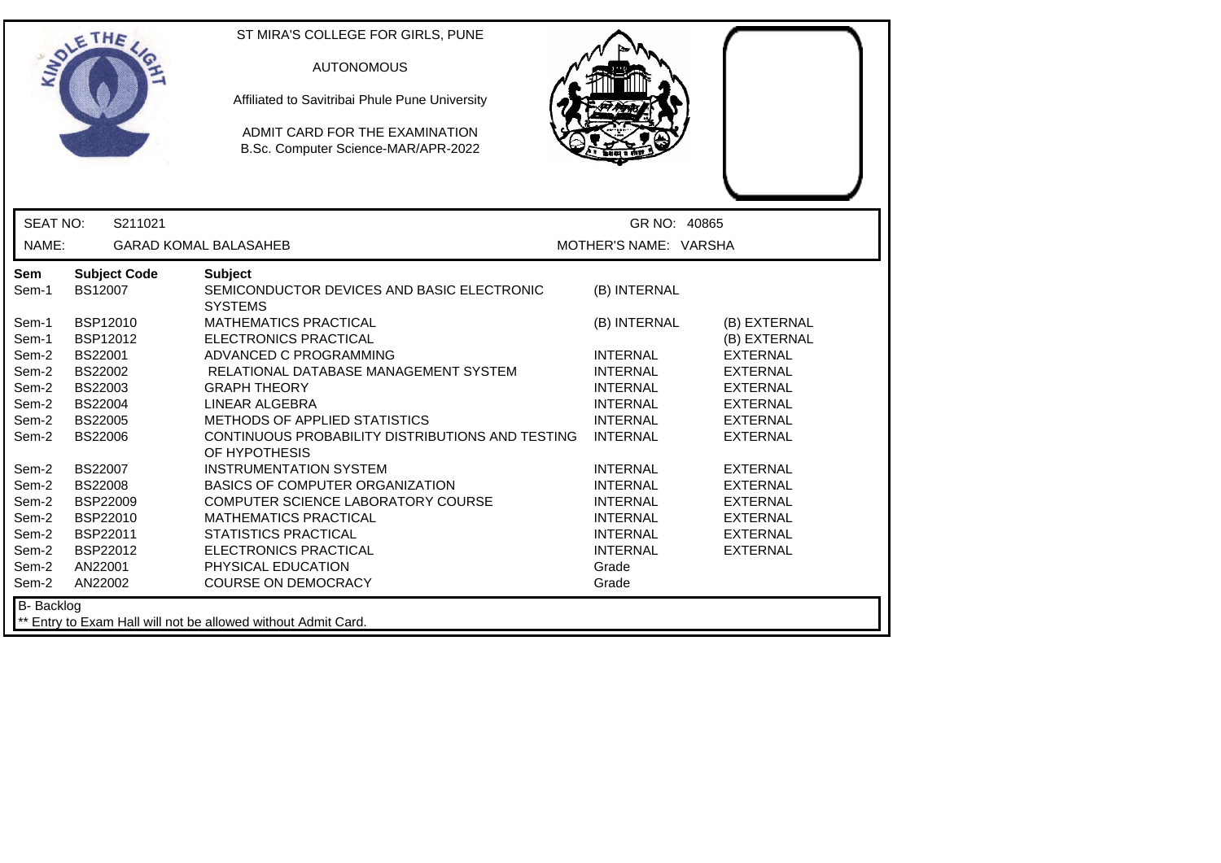ST MIRA'S COLLEGE FOR GIRLS, PUNE

AUTONOMOUS

Affiliated to Savitribai Phule Pune University

ADMIT CARD FOR THE EXAMINATION
B.Sc. Computer Science-MAR/APR-2022

SEAT NO: S211021 GR NO: 40865

NAME: GARAD KOMAL BALASAHEB MOTHER'S NAME: VARSHA

| Sem | Subject Code | Subject | | |
|---|---|---|---|---|
| Sem-1 | BS12007 | SEMICONDUCTOR DEVICES AND BASIC ELECTRONIC SYSTEMS | (B) INTERNAL | |
| Sem-1 | BSP12010 | MATHEMATICS PRACTICAL | (B) INTERNAL | (B) EXTERNAL |
| Sem-1 | BSP12012 | ELECTRONICS PRACTICAL | | (B) EXTERNAL |
| Sem-2 | BS22001 | ADVANCED C PROGRAMMING | INTERNAL | EXTERNAL |
| Sem-2 | BS22002 | RELATIONAL DATABASE MANAGEMENT SYSTEM | INTERNAL | EXTERNAL |
| Sem-2 | BS22003 | GRAPH THEORY | INTERNAL | EXTERNAL |
| Sem-2 | BS22004 | LINEAR ALGEBRA | INTERNAL | EXTERNAL |
| Sem-2 | BS22005 | METHODS OF APPLIED STATISTICS | INTERNAL | EXTERNAL |
| Sem-2 | BS22006 | CONTINUOUS PROBABILITY DISTRIBUTIONS AND TESTING OF HYPOTHESIS | INTERNAL | EXTERNAL |
| Sem-2 | BS22007 | INSTRUMENTATION SYSTEM | INTERNAL | EXTERNAL |
| Sem-2 | BS22008 | BASICS OF COMPUTER ORGANIZATION | INTERNAL | EXTERNAL |
| Sem-2 | BSP22009 | COMPUTER SCIENCE LABORATORY COURSE | INTERNAL | EXTERNAL |
| Sem-2 | BSP22010 | MATHEMATICS PRACTICAL | INTERNAL | EXTERNAL |
| Sem-2 | BSP22011 | STATISTICS PRACTICAL | INTERNAL | EXTERNAL |
| Sem-2 | BSP22012 | ELECTRONICS PRACTICAL | INTERNAL | EXTERNAL |
| Sem-2 | AN22001 | PHYSICAL EDUCATION | Grade | |
| Sem-2 | AN22002 | COURSE ON DEMOCRACY | Grade | |

B- Backlog

** Entry to Exam Hall will not be allowed without Admit Card.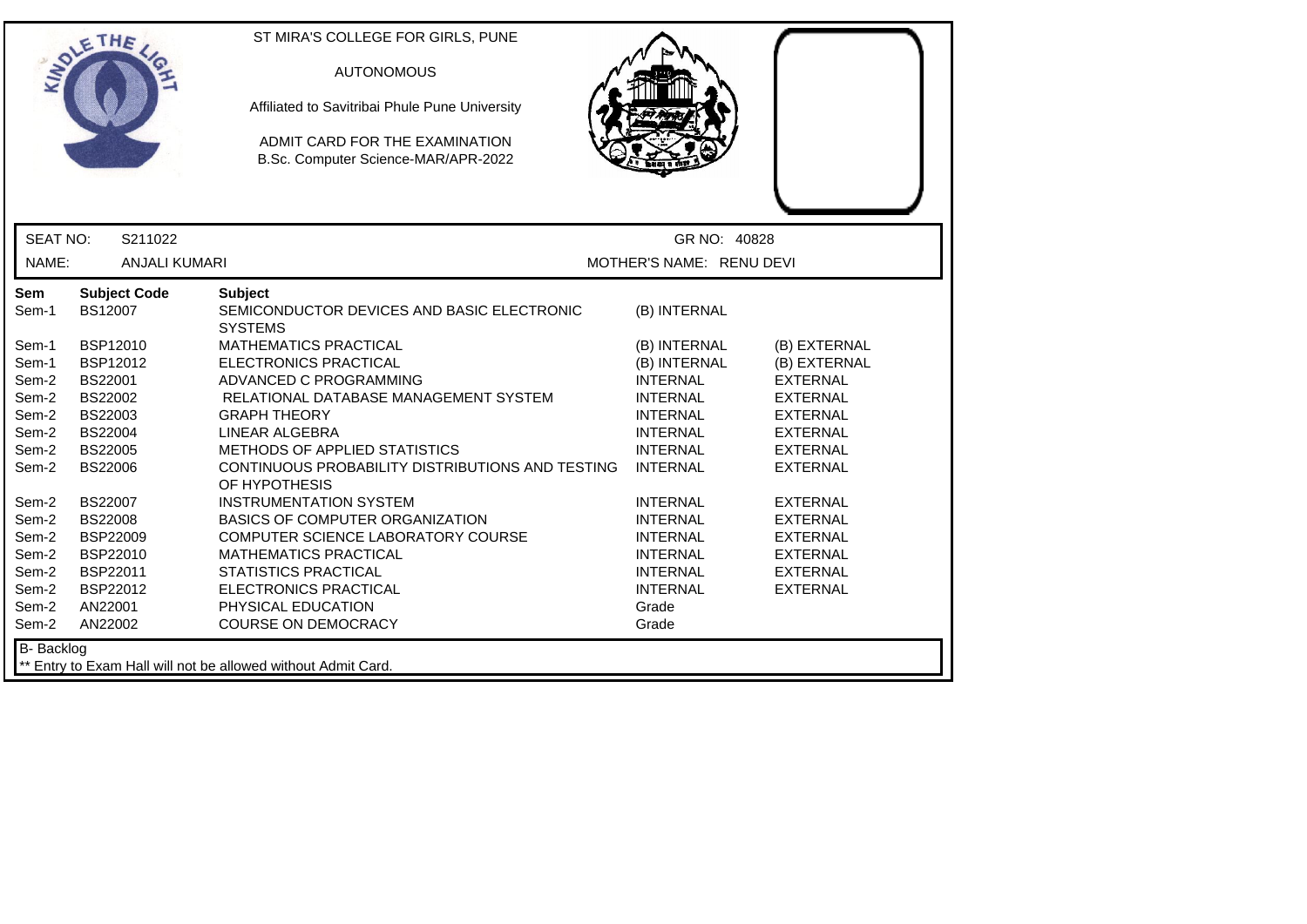ST MIRA'S COLLEGE FOR GIRLS, PUNE

AUTONOMOUS

Affiliated to Savitribai Phule Pune University

ADMIT CARD FOR THE EXAMINATION
B.Sc. Computer Science-MAR/APR-2022

SEAT NO: S211022 GR NO: 40828

NAME: ANJALI KUMARI MOTHER'S NAME: RENU DEVI

| Sem | Subject Code | Subject | | |
|---|---|---|---|---|
| Sem-1 | BS12007 | SEMICONDUCTOR DEVICES AND BASIC ELECTRONIC SYSTEMS | (B) INTERNAL | |
| Sem-1 | BSP12010 | MATHEMATICS PRACTICAL | (B) INTERNAL | (B) EXTERNAL |
| Sem-1 | BSP12012 | ELECTRONICS PRACTICAL | (B) INTERNAL | (B) EXTERNAL |
| Sem-2 | BS22001 | ADVANCED C PROGRAMMING | INTERNAL | EXTERNAL |
| Sem-2 | BS22002 | RELATIONAL DATABASE MANAGEMENT SYSTEM | INTERNAL | EXTERNAL |
| Sem-2 | BS22003 | GRAPH THEORY | INTERNAL | EXTERNAL |
| Sem-2 | BS22004 | LINEAR ALGEBRA | INTERNAL | EXTERNAL |
| Sem-2 | BS22005 | METHODS OF APPLIED STATISTICS | INTERNAL | EXTERNAL |
| Sem-2 | BS22006 | CONTINUOUS PROBABILITY DISTRIBUTIONS AND TESTING OF HYPOTHESIS | INTERNAL | EXTERNAL |
| Sem-2 | BS22007 | INSTRUMENTATION SYSTEM | INTERNAL | EXTERNAL |
| Sem-2 | BS22008 | BASICS OF COMPUTER ORGANIZATION | INTERNAL | EXTERNAL |
| Sem-2 | BSP22009 | COMPUTER SCIENCE LABORATORY COURSE | INTERNAL | EXTERNAL |
| Sem-2 | BSP22010 | MATHEMATICS PRACTICAL | INTERNAL | EXTERNAL |
| Sem-2 | BSP22011 | STATISTICS PRACTICAL | INTERNAL | EXTERNAL |
| Sem-2 | BSP22012 | ELECTRONICS PRACTICAL | INTERNAL | EXTERNAL |
| Sem-2 | AN22001 | PHYSICAL EDUCATION | Grade | |
| Sem-2 | AN22002 | COURSE ON DEMOCRACY | Grade | |

B- Backlog

** Entry to Exam Hall will not be allowed without Admit Card.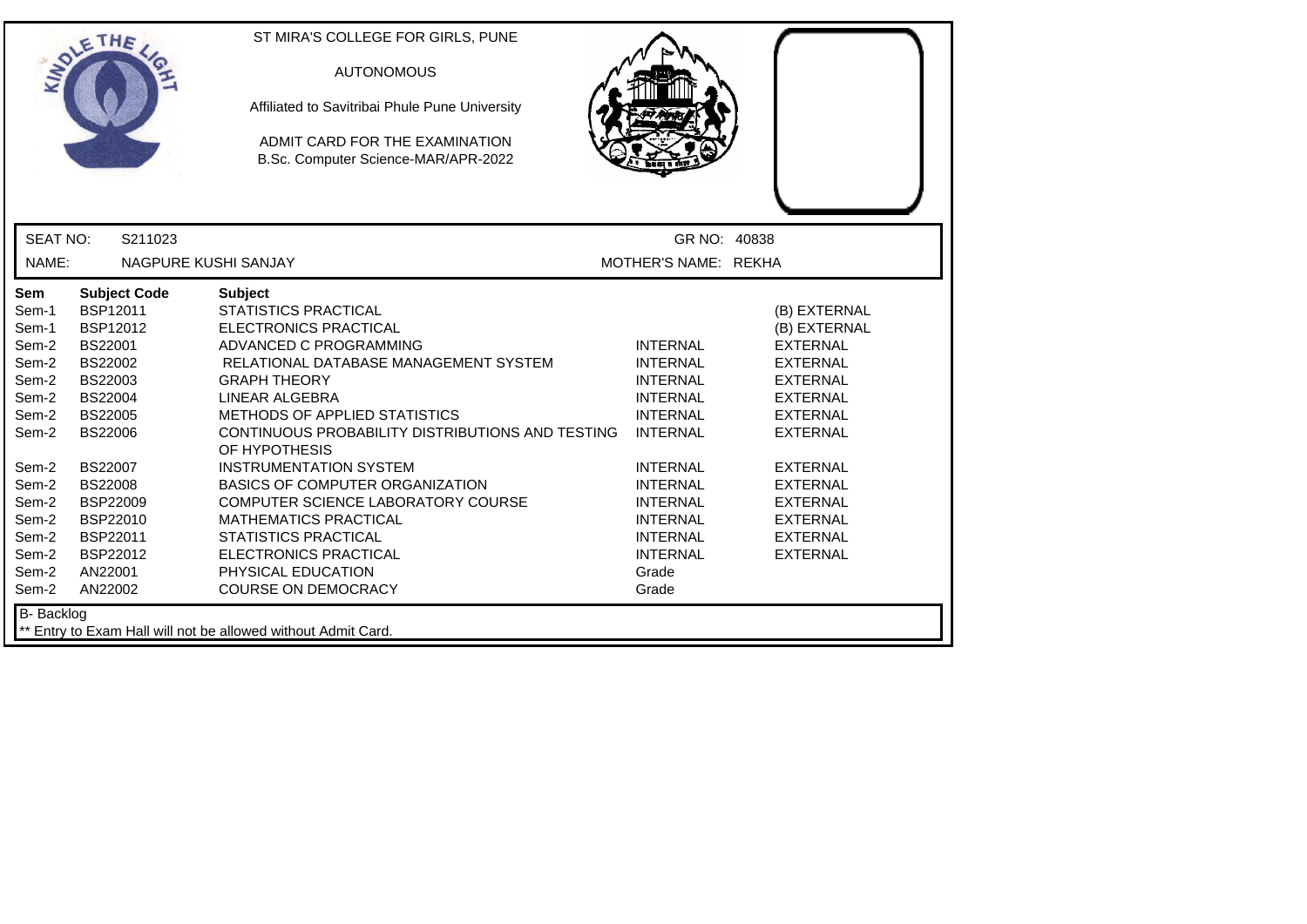ST MIRA'S COLLEGE FOR GIRLS, PUNE

AUTONOMOUS

Affiliated to Savitribai Phule Pune University

ADMIT CARD FOR THE EXAMINATION
B.Sc. Computer Science-MAR/APR-2022

SEAT NO: S211023 GR NO: 40838

NAME: NAGPURE KUSHI SANJAY MOTHER'S NAME: REKHA

| Sem | Subject Code | Subject | | |
|---|---|---|---|---|
| Sem-1 | BSP12011 | STATISTICS PRACTICAL | | (B) EXTERNAL |
| Sem-1 | BSP12012 | ELECTRONICS PRACTICAL | | (B) EXTERNAL |
| Sem-2 | BS22001 | ADVANCED C PROGRAMMING | INTERNAL | EXTERNAL |
| Sem-2 | BS22002 | RELATIONAL DATABASE MANAGEMENT SYSTEM | INTERNAL | EXTERNAL |
| Sem-2 | BS22003 | GRAPH THEORY | INTERNAL | EXTERNAL |
| Sem-2 | BS22004 | LINEAR ALGEBRA | INTERNAL | EXTERNAL |
| Sem-2 | BS22005 | METHODS OF APPLIED STATISTICS | INTERNAL | EXTERNAL |
| Sem-2 | BS22006 | CONTINUOUS PROBABILITY DISTRIBUTIONS AND TESTING OF HYPOTHESIS | INTERNAL | EXTERNAL |
| Sem-2 | BS22007 | INSTRUMENTATION SYSTEM | INTERNAL | EXTERNAL |
| Sem-2 | BS22008 | BASICS OF COMPUTER ORGANIZATION | INTERNAL | EXTERNAL |
| Sem-2 | BSP22009 | COMPUTER SCIENCE LABORATORY COURSE | INTERNAL | EXTERNAL |
| Sem-2 | BSP22010 | MATHEMATICS PRACTICAL | INTERNAL | EXTERNAL |
| Sem-2 | BSP22011 | STATISTICS PRACTICAL | INTERNAL | EXTERNAL |
| Sem-2 | BSP22012 | ELECTRONICS PRACTICAL | INTERNAL | EXTERNAL |
| Sem-2 | AN22001 | PHYSICAL EDUCATION | Grade | |
| Sem-2 | AN22002 | COURSE ON DEMOCRACY | Grade | |

B- Backlog

** Entry to Exam Hall will not be allowed without Admit Card.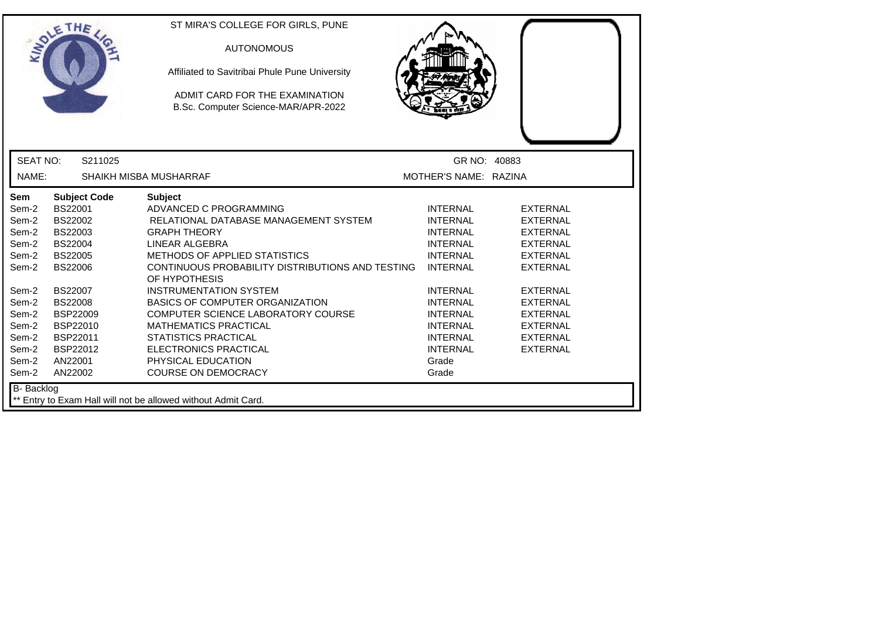ST MIRA'S COLLEGE FOR GIRLS, PUNE

AUTONOMOUS

Affiliated to Savitribai Phule Pune University

ADMIT CARD FOR THE EXAMINATION
B.Sc. Computer Science-MAR/APR-2022

| SEAT NO: | S211025 | GR NO: | 40883 |
|---|---|---|---|
| NAME: | SHAIKH MISBA MUSHARRAF | MOTHER'S NAME: | RAZINA |

| Sem | Subject Code | Subject | | |
|---|---|---|---|---|
| Sem-2 | BS22001 | ADVANCED C PROGRAMMING | INTERNAL | EXTERNAL |
| Sem-2 | BS22002 | RELATIONAL DATABASE MANAGEMENT SYSTEM | INTERNAL | EXTERNAL |
| Sem-2 | BS22003 | GRAPH THEORY | INTERNAL | EXTERNAL |
| Sem-2 | BS22004 | LINEAR ALGEBRA | INTERNAL | EXTERNAL |
| Sem-2 | BS22005 | METHODS OF APPLIED STATISTICS | INTERNAL | EXTERNAL |
| Sem-2 | BS22006 | CONTINUOUS PROBABILITY DISTRIBUTIONS AND TESTING OF HYPOTHESIS | INTERNAL | EXTERNAL |
| Sem-2 | BS22007 | INSTRUMENTATION SYSTEM | INTERNAL | EXTERNAL |
| Sem-2 | BS22008 | BASICS OF COMPUTER ORGANIZATION | INTERNAL | EXTERNAL |
| Sem-2 | BSP22009 | COMPUTER SCIENCE LABORATORY COURSE | INTERNAL | EXTERNAL |
| Sem-2 | BSP22010 | MATHEMATICS PRACTICAL | INTERNAL | EXTERNAL |
| Sem-2 | BSP22011 | STATISTICS PRACTICAL | INTERNAL | EXTERNAL |
| Sem-2 | BSP22012 | ELECTRONICS PRACTICAL | INTERNAL | EXTERNAL |
| Sem-2 | AN22001 | PHYSICAL EDUCATION | Grade | |
| Sem-2 | AN22002 | COURSE ON DEMOCRACY | Grade | |

B- Backlog

** Entry to Exam Hall will not be allowed without Admit Card.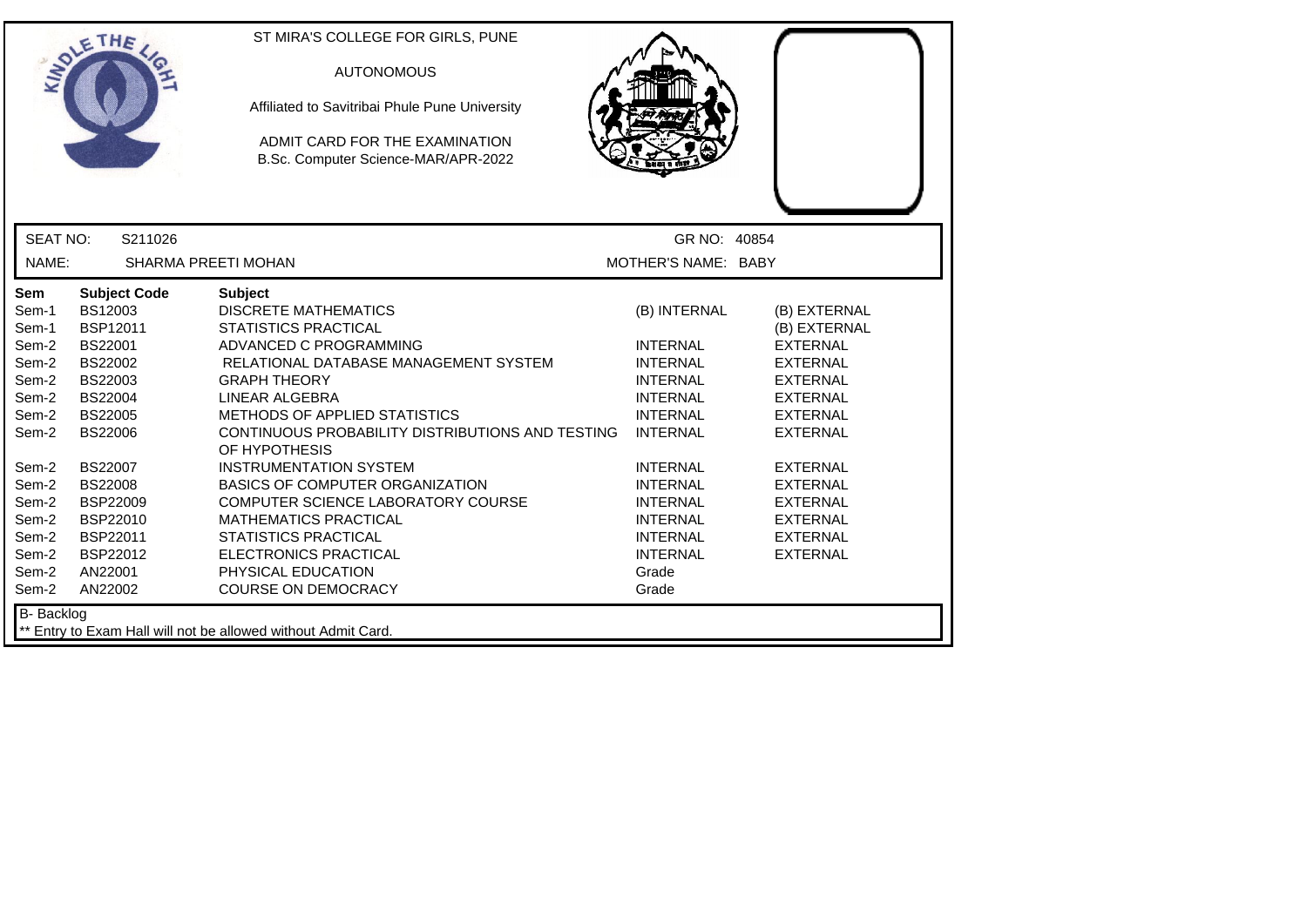ST MIRA'S COLLEGE FOR GIRLS, PUNE

AUTONOMOUS

Affiliated to Savitribai Phule Pune University

ADMIT CARD FOR THE EXAMINATION
B.Sc. Computer Science-MAR/APR-2022

SEAT NO: S211026 GR NO: 40854

NAME: SHARMA PREETI MOHAN MOTHER'S NAME: BABY

| Sem | Subject Code | Subject | | |
|---|---|---|---|---|
| Sem-1 | BS12003 | DISCRETE MATHEMATICS | (B) INTERNAL | (B) EXTERNAL |
| Sem-1 | BSP12011 | STATISTICS PRACTICAL | | (B) EXTERNAL |
| Sem-2 | BS22001 | ADVANCED C PROGRAMMING | INTERNAL | EXTERNAL |
| Sem-2 | BS22002 | RELATIONAL DATABASE MANAGEMENT SYSTEM | INTERNAL | EXTERNAL |
| Sem-2 | BS22003 | GRAPH THEORY | INTERNAL | EXTERNAL |
| Sem-2 | BS22004 | LINEAR ALGEBRA | INTERNAL | EXTERNAL |
| Sem-2 | BS22005 | METHODS OF APPLIED STATISTICS | INTERNAL | EXTERNAL |
| Sem-2 | BS22006 | CONTINUOUS PROBABILITY DISTRIBUTIONS AND TESTING OF HYPOTHESIS | INTERNAL | EXTERNAL |
| Sem-2 | BS22007 | INSTRUMENTATION SYSTEM | INTERNAL | EXTERNAL |
| Sem-2 | BS22008 | BASICS OF COMPUTER ORGANIZATION | INTERNAL | EXTERNAL |
| Sem-2 | BSP22009 | COMPUTER SCIENCE LABORATORY COURSE | INTERNAL | EXTERNAL |
| Sem-2 | BSP22010 | MATHEMATICS PRACTICAL | INTERNAL | EXTERNAL |
| Sem-2 | BSP22011 | STATISTICS PRACTICAL | INTERNAL | EXTERNAL |
| Sem-2 | BSP22012 | ELECTRONICS PRACTICAL | INTERNAL | EXTERNAL |
| Sem-2 | AN22001 | PHYSICAL EDUCATION | Grade | |
| Sem-2 | AN22002 | COURSE ON DEMOCRACY | Grade | |

B- Backlog

** Entry to Exam Hall will not be allowed without Admit Card.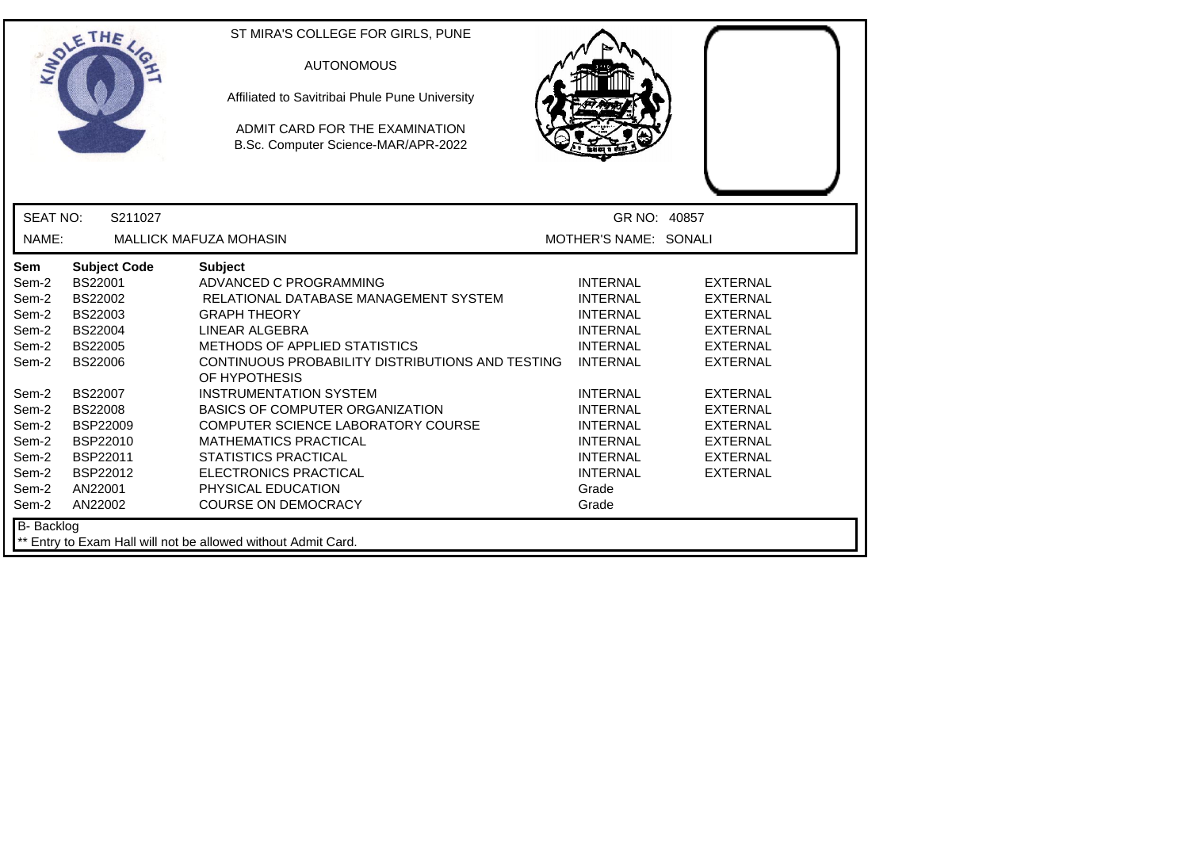ST MIRA'S COLLEGE FOR GIRLS, PUNE

AUTONOMOUS

Affiliated to Savitribai Phule Pune University

ADMIT CARD FOR THE EXAMINATION
B.Sc. Computer Science-MAR/APR-2022

SEAT NO: S211027 GR NO: 40857

NAME: MALLICK MAFUZA MOHASIN MOTHER'S NAME: SONALI

| Sem | Subject Code | Subject | | |
|---|---|---|---|---|
| Sem-2 | BS22001 | ADVANCED C PROGRAMMING | INTERNAL | EXTERNAL |
| Sem-2 | BS22002 | RELATIONAL DATABASE MANAGEMENT SYSTEM | INTERNAL | EXTERNAL |
| Sem-2 | BS22003 | GRAPH THEORY | INTERNAL | EXTERNAL |
| Sem-2 | BS22004 | LINEAR ALGEBRA | INTERNAL | EXTERNAL |
| Sem-2 | BS22005 | METHODS OF APPLIED STATISTICS | INTERNAL | EXTERNAL |
| Sem-2 | BS22006 | CONTINUOUS PROBABILITY DISTRIBUTIONS AND TESTING OF HYPOTHESIS | INTERNAL | EXTERNAL |
| Sem-2 | BS22007 | INSTRUMENTATION SYSTEM | INTERNAL | EXTERNAL |
| Sem-2 | BS22008 | BASICS OF COMPUTER ORGANIZATION | INTERNAL | EXTERNAL |
| Sem-2 | BSP22009 | COMPUTER SCIENCE LABORATORY COURSE | INTERNAL | EXTERNAL |
| Sem-2 | BSP22010 | MATHEMATICS PRACTICAL | INTERNAL | EXTERNAL |
| Sem-2 | BSP22011 | STATISTICS PRACTICAL | INTERNAL | EXTERNAL |
| Sem-2 | BSP22012 | ELECTRONICS PRACTICAL | INTERNAL | EXTERNAL |
| Sem-2 | AN22001 | PHYSICAL EDUCATION | Grade | |
| Sem-2 | AN22002 | COURSE ON DEMOCRACY | Grade | |

B- Backlog

** Entry to Exam Hall will not be allowed without Admit Card.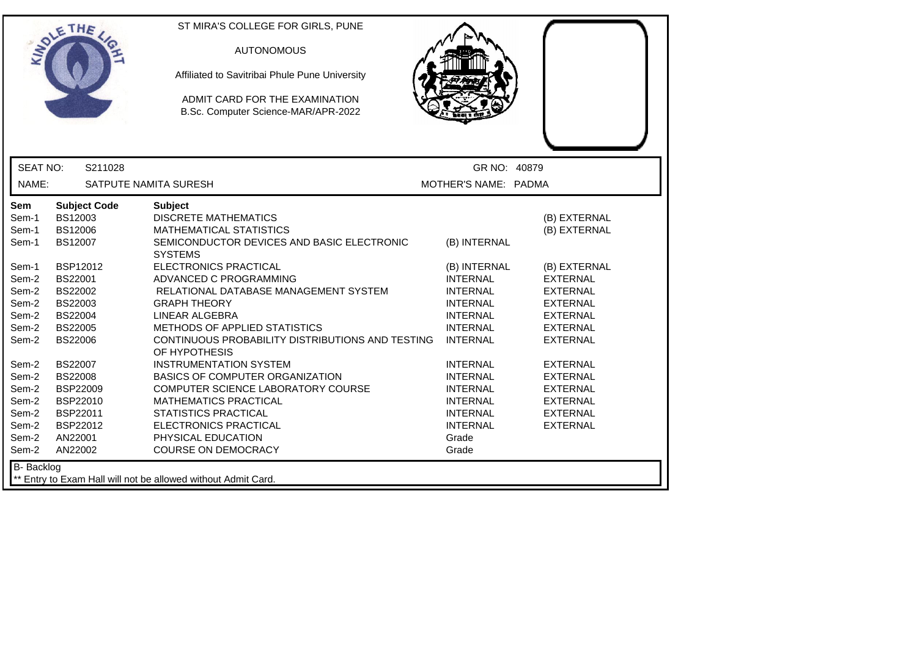ST MIRA'S COLLEGE FOR GIRLS, PUNE

AUTONOMOUS

Affiliated to Savitribai Phule Pune University

ADMIT CARD FOR THE EXAMINATION
B.Sc. Computer Science-MAR/APR-2022

SEAT NO: S211028 GR NO: 40879

NAME: SATPUTE NAMITA SURESH MOTHER'S NAME: PADMA

| Sem | Subject Code | Subject | | |
|---|---|---|---|---|
| Sem-1 | BS12003 | DISCRETE MATHEMATICS | | (B) EXTERNAL |
| Sem-1 | BS12006 | MATHEMATICAL STATISTICS | | (B) EXTERNAL |
| Sem-1 | BS12007 | SEMICONDUCTOR DEVICES AND BASIC ELECTRONIC SYSTEMS | (B) INTERNAL | |
| Sem-1 | BSP12012 | ELECTRONICS PRACTICAL | (B) INTERNAL | (B) EXTERNAL |
| Sem-2 | BS22001 | ADVANCED C PROGRAMMING | INTERNAL | EXTERNAL |
| Sem-2 | BS22002 | RELATIONAL DATABASE MANAGEMENT SYSTEM | INTERNAL | EXTERNAL |
| Sem-2 | BS22003 | GRAPH THEORY | INTERNAL | EXTERNAL |
| Sem-2 | BS22004 | LINEAR ALGEBRA | INTERNAL | EXTERNAL |
| Sem-2 | BS22005 | METHODS OF APPLIED STATISTICS | INTERNAL | EXTERNAL |
| Sem-2 | BS22006 | CONTINUOUS PROBABILITY DISTRIBUTIONS AND TESTING OF HYPOTHESIS | INTERNAL | EXTERNAL |
| Sem-2 | BS22007 | INSTRUMENTATION SYSTEM | INTERNAL | EXTERNAL |
| Sem-2 | BS22008 | BASICS OF COMPUTER ORGANIZATION | INTERNAL | EXTERNAL |
| Sem-2 | BSP22009 | COMPUTER SCIENCE LABORATORY COURSE | INTERNAL | EXTERNAL |
| Sem-2 | BSP22010 | MATHEMATICS PRACTICAL | INTERNAL | EXTERNAL |
| Sem-2 | BSP22011 | STATISTICS PRACTICAL | INTERNAL | EXTERNAL |
| Sem-2 | BSP22012 | ELECTRONICS PRACTICAL | INTERNAL | EXTERNAL |
| Sem-2 | AN22001 | PHYSICAL EDUCATION | Grade | |
| Sem-2 | AN22002 | COURSE ON DEMOCRACY | Grade | |

B- Backlog

** Entry to Exam Hall will not be allowed without Admit Card.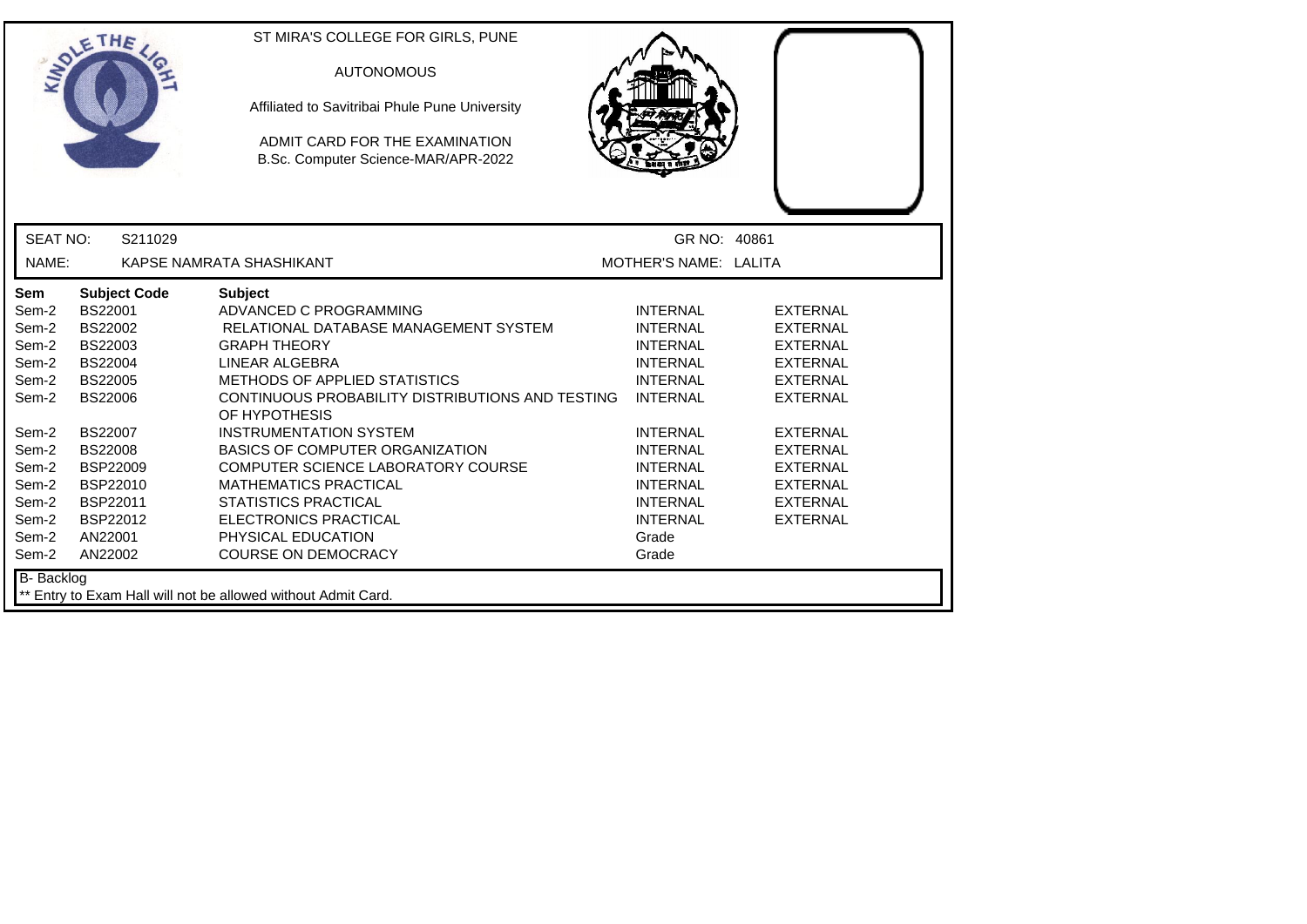ST MIRA'S COLLEGE FOR GIRLS, PUNE

AUTONOMOUS

Affiliated to Savitribai Phule Pune University

ADMIT CARD FOR THE EXAMINATION

B.Sc. Computer Science-MAR/APR-2022

| SEAT NO: | S211029 | GR NO: | 40861 |
|---|---|---|---|
| NAME: | KAPSE NAMRATA SHASHIKANT | MOTHER'S NAME: | LALITA |

| Sem | Subject Code | Subject | | |
|---|---|---|---|---|
| Sem-2 | BS22001 | ADVANCED C PROGRAMMING | INTERNAL | EXTERNAL |
| Sem-2 | BS22002 | RELATIONAL DATABASE MANAGEMENT SYSTEM | INTERNAL | EXTERNAL |
| Sem-2 | BS22003 | GRAPH THEORY | INTERNAL | EXTERNAL |
| Sem-2 | BS22004 | LINEAR ALGEBRA | INTERNAL | EXTERNAL |
| Sem-2 | BS22005 | METHODS OF APPLIED STATISTICS | INTERNAL | EXTERNAL |
| Sem-2 | BS22006 | CONTINUOUS PROBABILITY DISTRIBUTIONS AND TESTING OF HYPOTHESIS | INTERNAL | EXTERNAL |
| Sem-2 | BS22007 | INSTRUMENTATION SYSTEM | INTERNAL | EXTERNAL |
| Sem-2 | BS22008 | BASICS OF COMPUTER ORGANIZATION | INTERNAL | EXTERNAL |
| Sem-2 | BSP22009 | COMPUTER SCIENCE LABORATORY COURSE | INTERNAL | EXTERNAL |
| Sem-2 | BSP22010 | MATHEMATICS PRACTICAL | INTERNAL | EXTERNAL |
| Sem-2 | BSP22011 | STATISTICS PRACTICAL | INTERNAL | EXTERNAL |
| Sem-2 | BSP22012 | ELECTRONICS PRACTICAL | INTERNAL | EXTERNAL |
| Sem-2 | AN22001 | PHYSICAL EDUCATION | Grade | |
| Sem-2 | AN22002 | COURSE ON DEMOCRACY | Grade | |

B- Backlog

** Entry to Exam Hall will not be allowed without Admit Card.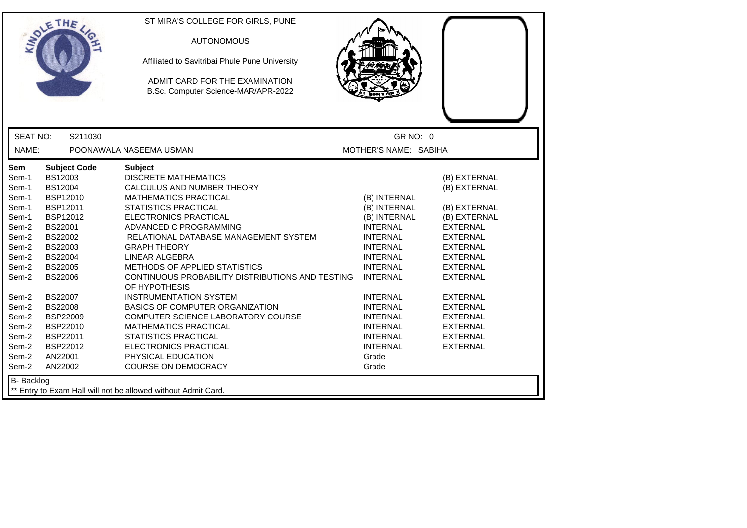ST MIRA'S COLLEGE FOR GIRLS, PUNE

AUTONOMOUS

Affiliated to Savitribai Phule Pune University

ADMIT CARD FOR THE EXAMINATION
B.Sc. Computer Science-MAR/APR-2022

SEAT NO: S211030 GR NO: 0

NAME: POONAWALA NASEEMA USMAN MOTHER'S NAME: SABIHA

| Sem | Subject Code | Subject | | |
|---|---|---|---|---|
| Sem-1 | BS12003 | DISCRETE MATHEMATICS | | (B) EXTERNAL |
| Sem-1 | BS12004 | CALCULUS AND NUMBER THEORY | | (B) EXTERNAL |
| Sem-1 | BSP12010 | MATHEMATICS PRACTICAL | (B) INTERNAL | |
| Sem-1 | BSP12011 | STATISTICS PRACTICAL | (B) INTERNAL | (B) EXTERNAL |
| Sem-1 | BSP12012 | ELECTRONICS PRACTICAL | (B) INTERNAL | (B) EXTERNAL |
| Sem-2 | BS22001 | ADVANCED C PROGRAMMING | INTERNAL | EXTERNAL |
| Sem-2 | BS22002 | RELATIONAL DATABASE MANAGEMENT SYSTEM | INTERNAL | EXTERNAL |
| Sem-2 | BS22003 | GRAPH THEORY | INTERNAL | EXTERNAL |
| Sem-2 | BS22004 | LINEAR ALGEBRA | INTERNAL | EXTERNAL |
| Sem-2 | BS22005 | METHODS OF APPLIED STATISTICS | INTERNAL | EXTERNAL |
| Sem-2 | BS22006 | CONTINUOUS PROBABILITY DISTRIBUTIONS AND TESTING OF HYPOTHESIS | INTERNAL | EXTERNAL |
| Sem-2 | BS22007 | INSTRUMENTATION SYSTEM | INTERNAL | EXTERNAL |
| Sem-2 | BS22008 | BASICS OF COMPUTER ORGANIZATION | INTERNAL | EXTERNAL |
| Sem-2 | BSP22009 | COMPUTER SCIENCE LABORATORY COURSE | INTERNAL | EXTERNAL |
| Sem-2 | BSP22010 | MATHEMATICS PRACTICAL | INTERNAL | EXTERNAL |
| Sem-2 | BSP22011 | STATISTICS PRACTICAL | INTERNAL | EXTERNAL |
| Sem-2 | BSP22012 | ELECTRONICS PRACTICAL | INTERNAL | EXTERNAL |
| Sem-2 | AN22001 | PHYSICAL EDUCATION | Grade | |
| Sem-2 | AN22002 | COURSE ON DEMOCRACY | Grade | |

B- Backlog

** Entry to Exam Hall will not be allowed without Admit Card.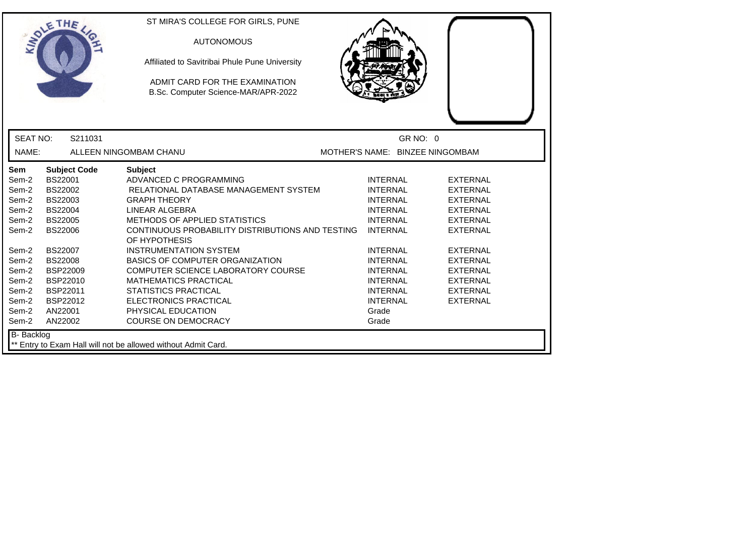ST MIRA'S COLLEGE FOR GIRLS, PUNE

AUTONOMOUS

Affiliated to Savitribai Phule Pune University

ADMIT CARD FOR THE EXAMINATION
B.Sc. Computer Science-MAR/APR-2022

SEAT NO: S211031 GR NO: 0

NAME: ALLEEN NINGOMBAM CHANU MOTHER'S NAME: BINZEE NINGOMBAM

| Sem | Subject Code | Subject | | |
|---|---|---|---|---|
| Sem-2 | BS22001 | ADVANCED C PROGRAMMING | INTERNAL | EXTERNAL |
| Sem-2 | BS22002 | RELATIONAL DATABASE MANAGEMENT SYSTEM | INTERNAL | EXTERNAL |
| Sem-2 | BS22003 | GRAPH THEORY | INTERNAL | EXTERNAL |
| Sem-2 | BS22004 | LINEAR ALGEBRA | INTERNAL | EXTERNAL |
| Sem-2 | BS22005 | METHODS OF APPLIED STATISTICS | INTERNAL | EXTERNAL |
| Sem-2 | BS22006 | CONTINUOUS PROBABILITY DISTRIBUTIONS AND TESTING OF HYPOTHESIS | INTERNAL | EXTERNAL |
| Sem-2 | BS22007 | INSTRUMENTATION SYSTEM | INTERNAL | EXTERNAL |
| Sem-2 | BS22008 | BASICS OF COMPUTER ORGANIZATION | INTERNAL | EXTERNAL |
| Sem-2 | BSP22009 | COMPUTER SCIENCE LABORATORY COURSE | INTERNAL | EXTERNAL |
| Sem-2 | BSP22010 | MATHEMATICS PRACTICAL | INTERNAL | EXTERNAL |
| Sem-2 | BSP22011 | STATISTICS PRACTICAL | INTERNAL | EXTERNAL |
| Sem-2 | BSP22012 | ELECTRONICS PRACTICAL | INTERNAL | EXTERNAL |
| Sem-2 | AN22001 | PHYSICAL EDUCATION | Grade | |
| Sem-2 | AN22002 | COURSE ON DEMOCRACY | Grade | |

B- Backlog

** Entry to Exam Hall will not be allowed without Admit Card.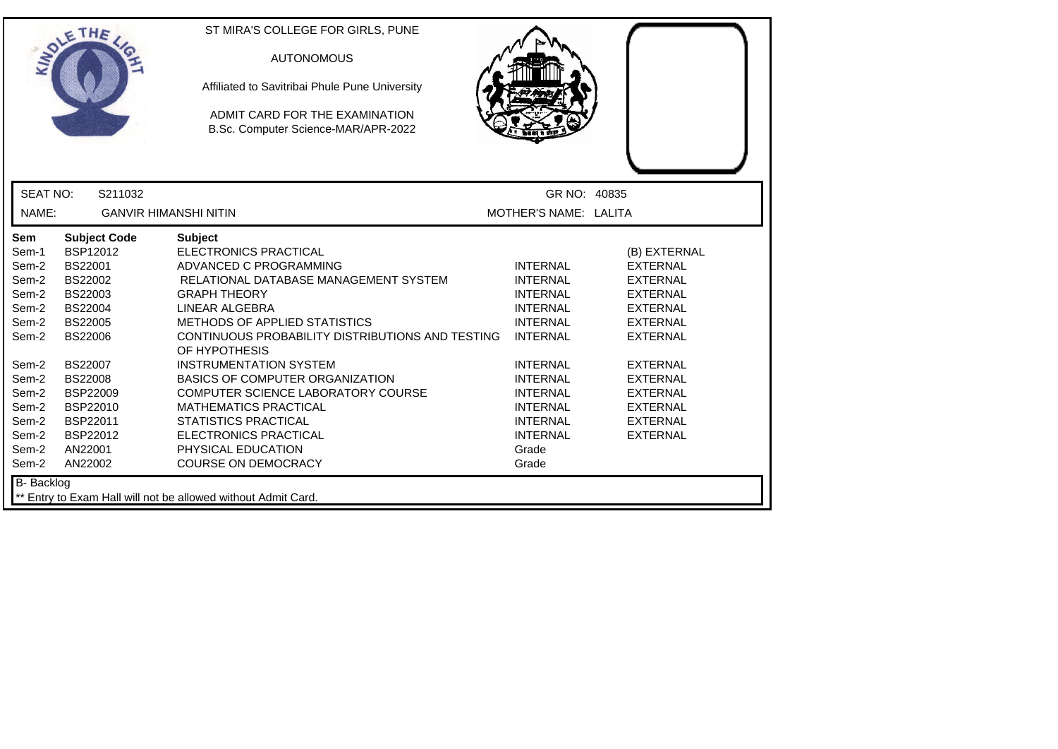ST MIRA'S COLLEGE FOR GIRLS, PUNE

AUTONOMOUS

Affiliated to Savitribai Phule Pune University

ADMIT CARD FOR THE EXAMINATION

B.Sc. Computer Science-MAR/APR-2022

SEAT NO: S211032 GR NO: 40835

NAME: GANVIR HIMANSHI NITIN MOTHER'S NAME: LALITA

| Sem | Subject Code | Subject | | |
|---|---|---|---|---|
| Sem-1 | BSP12012 | ELECTRONICS PRACTICAL | | (B) EXTERNAL |
| Sem-2 | BS22001 | ADVANCED C PROGRAMMING | INTERNAL | EXTERNAL |
| Sem-2 | BS22002 | RELATIONAL DATABASE MANAGEMENT SYSTEM | INTERNAL | EXTERNAL |
| Sem-2 | BS22003 | GRAPH THEORY | INTERNAL | EXTERNAL |
| Sem-2 | BS22004 | LINEAR ALGEBRA | INTERNAL | EXTERNAL |
| Sem-2 | BS22005 | METHODS OF APPLIED STATISTICS | INTERNAL | EXTERNAL |
| Sem-2 | BS22006 | CONTINUOUS PROBABILITY DISTRIBUTIONS AND TESTING OF HYPOTHESIS | INTERNAL | EXTERNAL |
| Sem-2 | BS22007 | INSTRUMENTATION SYSTEM | INTERNAL | EXTERNAL |
| Sem-2 | BS22008 | BASICS OF COMPUTER ORGANIZATION | INTERNAL | EXTERNAL |
| Sem-2 | BSP22009 | COMPUTER SCIENCE LABORATORY COURSE | INTERNAL | EXTERNAL |
| Sem-2 | BSP22010 | MATHEMATICS PRACTICAL | INTERNAL | EXTERNAL |
| Sem-2 | BSP22011 | STATISTICS PRACTICAL | INTERNAL | EXTERNAL |
| Sem-2 | BSP22012 | ELECTRONICS PRACTICAL | INTERNAL | EXTERNAL |
| Sem-2 | AN22001 | PHYSICAL EDUCATION | Grade | |
| Sem-2 | AN22002 | COURSE ON DEMOCRACY | Grade | |

B- Backlog

** Entry to Exam Hall will not be allowed without Admit Card.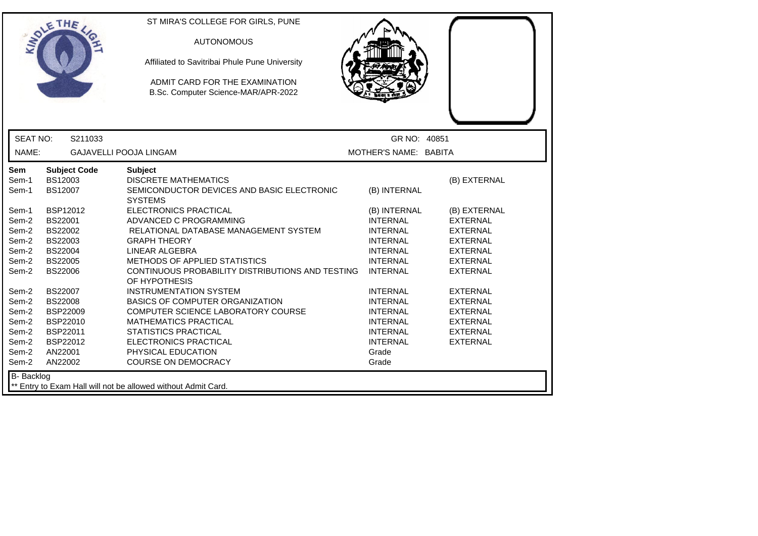ST MIRA'S COLLEGE FOR GIRLS, PUNE

AUTONOMOUS

Affiliated to Savitribai Phule Pune University

ADMIT CARD FOR THE EXAMINATION
B.Sc. Computer Science-MAR/APR-2022

| SEAT NO: | S211033 | GR NO: | 40851 |
|---|---|---|---|
| NAME: | GAJAVELLI POOJA LINGAM | MOTHER'S NAME: | BABITA |

| Sem | Subject Code | Subject | | |
|---|---|---|---|---|
| Sem-1 | BS12003 | DISCRETE MATHEMATICS | | (B) EXTERNAL |
| Sem-1 | BS12007 | SEMICONDUCTOR DEVICES AND BASIC ELECTRONIC SYSTEMS | (B) INTERNAL | |
| Sem-1 | BSP12012 | ELECTRONICS PRACTICAL | (B) INTERNAL | (B) EXTERNAL |
| Sem-2 | BS22001 | ADVANCED C PROGRAMMING | INTERNAL | EXTERNAL |
| Sem-2 | BS22002 | RELATIONAL DATABASE MANAGEMENT SYSTEM | INTERNAL | EXTERNAL |
| Sem-2 | BS22003 | GRAPH THEORY | INTERNAL | EXTERNAL |
| Sem-2 | BS22004 | LINEAR ALGEBRA | INTERNAL | EXTERNAL |
| Sem-2 | BS22005 | METHODS OF APPLIED STATISTICS | INTERNAL | EXTERNAL |
| Sem-2 | BS22006 | CONTINUOUS PROBABILITY DISTRIBUTIONS AND TESTING OF HYPOTHESIS | INTERNAL | EXTERNAL |
| Sem-2 | BS22007 | INSTRUMENTATION SYSTEM | INTERNAL | EXTERNAL |
| Sem-2 | BS22008 | BASICS OF COMPUTER ORGANIZATION | INTERNAL | EXTERNAL |
| Sem-2 | BSP22009 | COMPUTER SCIENCE LABORATORY COURSE | INTERNAL | EXTERNAL |
| Sem-2 | BSP22010 | MATHEMATICS PRACTICAL | INTERNAL | EXTERNAL |
| Sem-2 | BSP22011 | STATISTICS PRACTICAL | INTERNAL | EXTERNAL |
| Sem-2 | BSP22012 | ELECTRONICS PRACTICAL | INTERNAL | EXTERNAL |
| Sem-2 | AN22001 | PHYSICAL EDUCATION | Grade | |
| Sem-2 | AN22002 | COURSE ON DEMOCRACY | Grade | |

B- Backlog

** Entry to Exam Hall will not be allowed without Admit Card.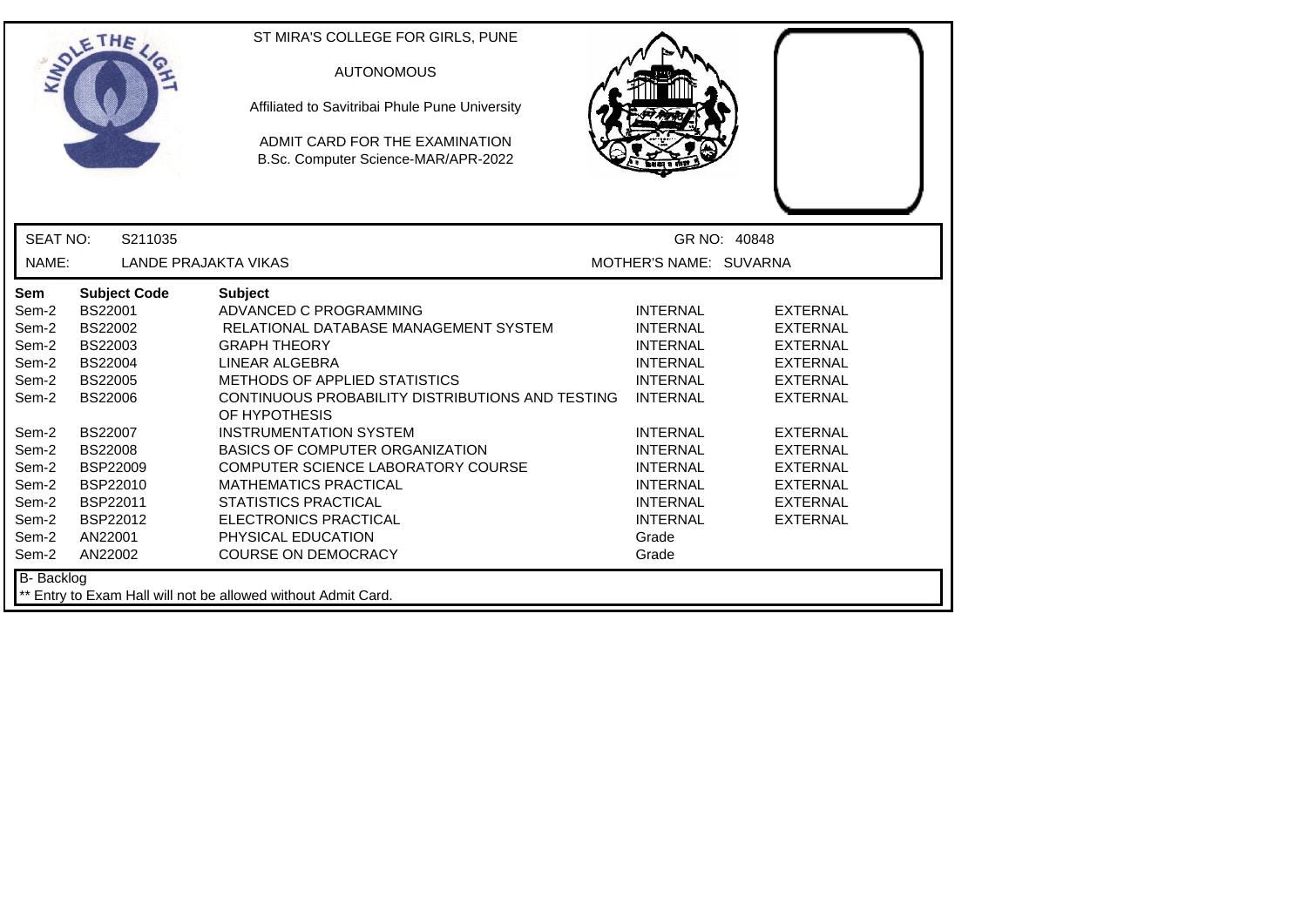ST MIRA'S COLLEGE FOR GIRLS, PUNE

AUTONOMOUS

Affiliated to Savitribai Phule Pune University

ADMIT CARD FOR THE EXAMINATION

B.Sc. Computer Science-MAR/APR-2022

SEAT NO: S211035 GR NO: 40848

NAME: LANDE PRAJAKTA VIKAS MOTHER'S NAME: SUVARNA

| Sem | Subject Code | Subject | | |
|---|---|---|---|---|
| Sem-2 | BS22001 | ADVANCED C PROGRAMMING | INTERNAL | EXTERNAL |
| Sem-2 | BS22002 | RELATIONAL DATABASE MANAGEMENT SYSTEM | INTERNAL | EXTERNAL |
| Sem-2 | BS22003 | GRAPH THEORY | INTERNAL | EXTERNAL |
| Sem-2 | BS22004 | LINEAR ALGEBRA | INTERNAL | EXTERNAL |
| Sem-2 | BS22005 | METHODS OF APPLIED STATISTICS | INTERNAL | EXTERNAL |
| Sem-2 | BS22006 | CONTINUOUS PROBABILITY DISTRIBUTIONS AND TESTING OF HYPOTHESIS | INTERNAL | EXTERNAL |
| Sem-2 | BS22007 | INSTRUMENTATION SYSTEM | INTERNAL | EXTERNAL |
| Sem-2 | BS22008 | BASICS OF COMPUTER ORGANIZATION | INTERNAL | EXTERNAL |
| Sem-2 | BSP22009 | COMPUTER SCIENCE LABORATORY COURSE | INTERNAL | EXTERNAL |
| Sem-2 | BSP22010 | MATHEMATICS PRACTICAL | INTERNAL | EXTERNAL |
| Sem-2 | BSP22011 | STATISTICS PRACTICAL | INTERNAL | EXTERNAL |
| Sem-2 | BSP22012 | ELECTRONICS PRACTICAL | INTERNAL | EXTERNAL |
| Sem-2 | AN22001 | PHYSICAL EDUCATION | Grade | |
| Sem-2 | AN22002 | COURSE ON DEMOCRACY | Grade | |

B- Backlog

** Entry to Exam Hall will not be allowed without Admit Card.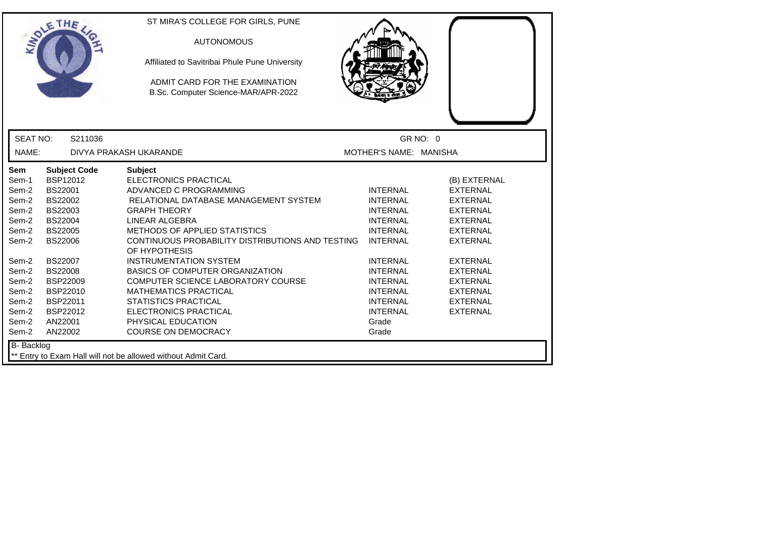ST MIRA'S COLLEGE FOR GIRLS, PUNE

AUTONOMOUS

Affiliated to Savitribai Phule Pune University

ADMIT CARD FOR THE EXAMINATION
B.Sc. Computer Science-MAR/APR-2022

| SEAT NO: | S211036 | GR NO: 0 |
|---|---|---|
| NAME: | DIVYA PRAKASH UKARANDE | MOTHER'S NAME: MANISHA |

| Sem | Subject Code | Subject | | |
|---|---|---|---|---|
| Sem-1 | BSP12012 | ELECTRONICS PRACTICAL | | (B) EXTERNAL |
| Sem-2 | BS22001 | ADVANCED C PROGRAMMING | INTERNAL | EXTERNAL |
| Sem-2 | BS22002 | RELATIONAL DATABASE MANAGEMENT SYSTEM | INTERNAL | EXTERNAL |
| Sem-2 | BS22003 | GRAPH THEORY | INTERNAL | EXTERNAL |
| Sem-2 | BS22004 | LINEAR ALGEBRA | INTERNAL | EXTERNAL |
| Sem-2 | BS22005 | METHODS OF APPLIED STATISTICS | INTERNAL | EXTERNAL |
| Sem-2 | BS22006 | CONTINUOUS PROBABILITY DISTRIBUTIONS AND TESTING OF HYPOTHESIS | INTERNAL | EXTERNAL |
| Sem-2 | BS22007 | INSTRUMENTATION SYSTEM | INTERNAL | EXTERNAL |
| Sem-2 | BS22008 | BASICS OF COMPUTER ORGANIZATION | INTERNAL | EXTERNAL |
| Sem-2 | BSP22009 | COMPUTER SCIENCE LABORATORY COURSE | INTERNAL | EXTERNAL |
| Sem-2 | BSP22010 | MATHEMATICS PRACTICAL | INTERNAL | EXTERNAL |
| Sem-2 | BSP22011 | STATISTICS PRACTICAL | INTERNAL | EXTERNAL |
| Sem-2 | BSP22012 | ELECTRONICS PRACTICAL | INTERNAL | EXTERNAL |
| Sem-2 | AN22001 | PHYSICAL EDUCATION | Grade | |
| Sem-2 | AN22002 | COURSE ON DEMOCRACY | Grade | |

B- Backlog

** Entry to Exam Hall will not be allowed without Admit Card.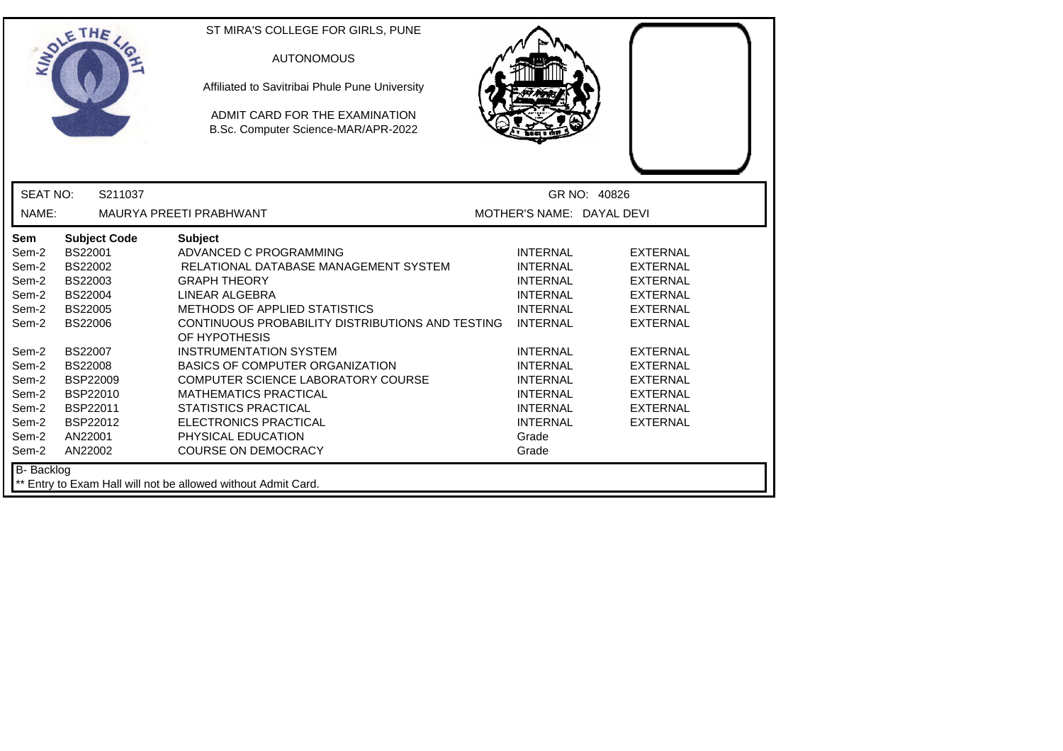ST MIRA'S COLLEGE FOR GIRLS, PUNE

AUTONOMOUS

Affiliated to Savitribai Phule Pune University

ADMIT CARD FOR THE EXAMINATION
B.Sc. Computer Science-MAR/APR-2022

SEAT NO: S211037 GR NO: 40826

NAME: MAURYA PREETI PRABHWANT MOTHER'S NAME: DAYAL DEVI

| Sem | Subject Code | Subject | | |
|---|---|---|---|---|
| Sem-2 | BS22001 | ADVANCED C PROGRAMMING | INTERNAL | EXTERNAL |
| Sem-2 | BS22002 | RELATIONAL DATABASE MANAGEMENT SYSTEM | INTERNAL | EXTERNAL |
| Sem-2 | BS22003 | GRAPH THEORY | INTERNAL | EXTERNAL |
| Sem-2 | BS22004 | LINEAR ALGEBRA | INTERNAL | EXTERNAL |
| Sem-2 | BS22005 | METHODS OF APPLIED STATISTICS | INTERNAL | EXTERNAL |
| Sem-2 | BS22006 | CONTINUOUS PROBABILITY DISTRIBUTIONS AND TESTING OF HYPOTHESIS | INTERNAL | EXTERNAL |
| Sem-2 | BS22007 | INSTRUMENTATION SYSTEM | INTERNAL | EXTERNAL |
| Sem-2 | BS22008 | BASICS OF COMPUTER ORGANIZATION | INTERNAL | EXTERNAL |
| Sem-2 | BSP22009 | COMPUTER SCIENCE LABORATORY COURSE | INTERNAL | EXTERNAL |
| Sem-2 | BSP22010 | MATHEMATICS PRACTICAL | INTERNAL | EXTERNAL |
| Sem-2 | BSP22011 | STATISTICS PRACTICAL | INTERNAL | EXTERNAL |
| Sem-2 | BSP22012 | ELECTRONICS PRACTICAL | INTERNAL | EXTERNAL |
| Sem-2 | AN22001 | PHYSICAL EDUCATION | Grade | |
| Sem-2 | AN22002 | COURSE ON DEMOCRACY | Grade | |

B- Backlog

** Entry to Exam Hall will not be allowed without Admit Card.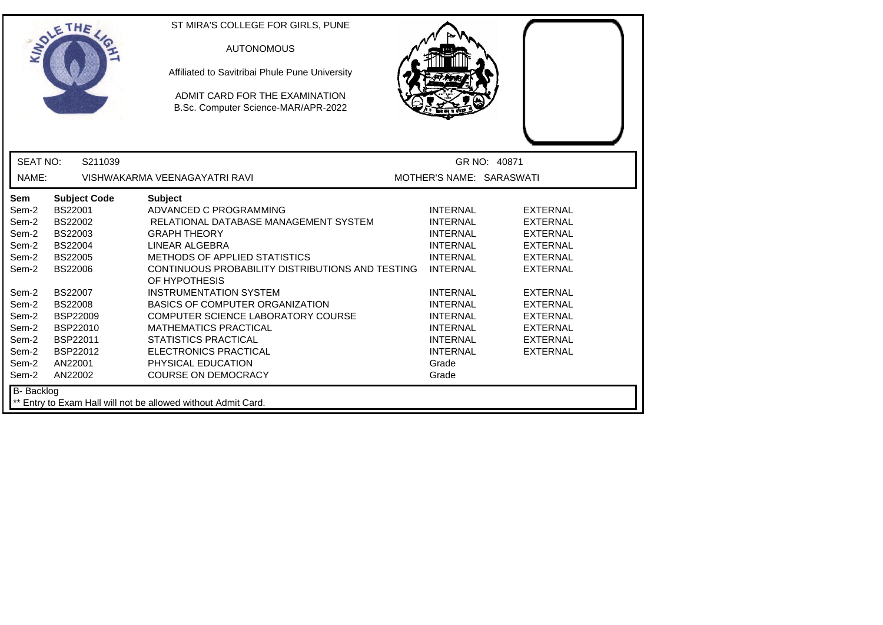ST MIRA'S COLLEGE FOR GIRLS, PUNE

AUTONOMOUS

Affiliated to Savitribai Phule Pune University

ADMIT CARD FOR THE EXAMINATION
B.Sc. Computer Science-MAR/APR-2022

SEAT NO: S211039 GR NO: 40871

NAME: VISHWAKARMA VEENAGAYATRI RAVI MOTHER'S NAME: SARASWATI

| Sem | Subject Code | Subject | | |
|---|---|---|---|---|
| Sem-2 | BS22001 | ADVANCED C PROGRAMMING | INTERNAL | EXTERNAL |
| Sem-2 | BS22002 | RELATIONAL DATABASE MANAGEMENT SYSTEM | INTERNAL | EXTERNAL |
| Sem-2 | BS22003 | GRAPH THEORY | INTERNAL | EXTERNAL |
| Sem-2 | BS22004 | LINEAR ALGEBRA | INTERNAL | EXTERNAL |
| Sem-2 | BS22005 | METHODS OF APPLIED STATISTICS | INTERNAL | EXTERNAL |
| Sem-2 | BS22006 | CONTINUOUS PROBABILITY DISTRIBUTIONS AND TESTING OF HYPOTHESIS | INTERNAL | EXTERNAL |
| Sem-2 | BS22007 | INSTRUMENTATION SYSTEM | INTERNAL | EXTERNAL |
| Sem-2 | BS22008 | BASICS OF COMPUTER ORGANIZATION | INTERNAL | EXTERNAL |
| Sem-2 | BSP22009 | COMPUTER SCIENCE LABORATORY COURSE | INTERNAL | EXTERNAL |
| Sem-2 | BSP22010 | MATHEMATICS PRACTICAL | INTERNAL | EXTERNAL |
| Sem-2 | BSP22011 | STATISTICS PRACTICAL | INTERNAL | EXTERNAL |
| Sem-2 | BSP22012 | ELECTRONICS PRACTICAL | INTERNAL | EXTERNAL |
| Sem-2 | AN22001 | PHYSICAL EDUCATION | Grade | |
| Sem-2 | AN22002 | COURSE ON DEMOCRACY | Grade | |

B- Backlog

** Entry to Exam Hall will not be allowed without Admit Card.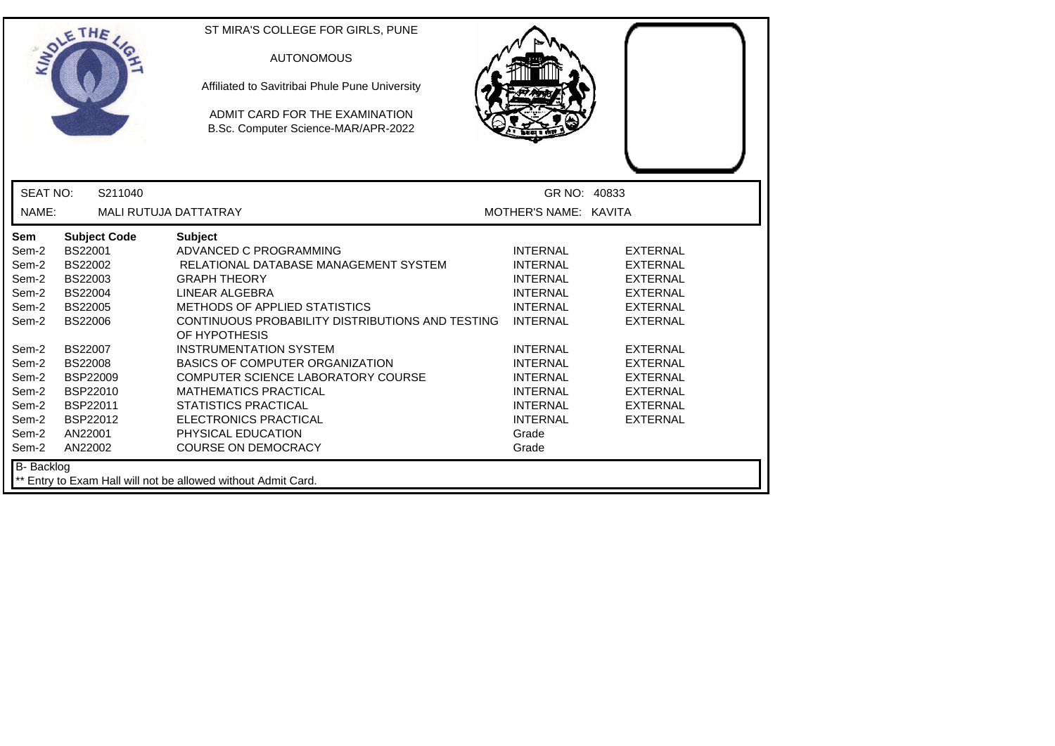ST MIRA'S COLLEGE FOR GIRLS, PUNE

AUTONOMOUS

Affiliated to Savitribai Phule Pune University

ADMIT CARD FOR THE EXAMINATION
B.Sc. Computer Science-MAR/APR-2022

SEAT NO: S211040 | GR NO: 40833

NAME: MALI RUTUJA DATTATRAY | MOTHER'S NAME: KAVITA

| Sem | Subject Code | Subject | | |
|---|---|---|---|---|
| Sem-2 | BS22001 | ADVANCED C PROGRAMMING | INTERNAL | EXTERNAL |
| Sem-2 | BS22002 | RELATIONAL DATABASE MANAGEMENT SYSTEM | INTERNAL | EXTERNAL |
| Sem-2 | BS22003 | GRAPH THEORY | INTERNAL | EXTERNAL |
| Sem-2 | BS22004 | LINEAR ALGEBRA | INTERNAL | EXTERNAL |
| Sem-2 | BS22005 | METHODS OF APPLIED STATISTICS | INTERNAL | EXTERNAL |
| Sem-2 | BS22006 | CONTINUOUS PROBABILITY DISTRIBUTIONS AND TESTING OF HYPOTHESIS | INTERNAL | EXTERNAL |
| Sem-2 | BS22007 | INSTRUMENTATION SYSTEM | INTERNAL | EXTERNAL |
| Sem-2 | BS22008 | BASICS OF COMPUTER ORGANIZATION | INTERNAL | EXTERNAL |
| Sem-2 | BSP22009 | COMPUTER SCIENCE LABORATORY COURSE | INTERNAL | EXTERNAL |
| Sem-2 | BSP22010 | MATHEMATICS PRACTICAL | INTERNAL | EXTERNAL |
| Sem-2 | BSP22011 | STATISTICS PRACTICAL | INTERNAL | EXTERNAL |
| Sem-2 | BSP22012 | ELECTRONICS PRACTICAL | INTERNAL | EXTERNAL |
| Sem-2 | AN22001 | PHYSICAL EDUCATION | Grade | |
| Sem-2 | AN22002 | COURSE ON DEMOCRACY | Grade | |

B- Backlog

** Entry to Exam Hall will not be allowed without Admit Card.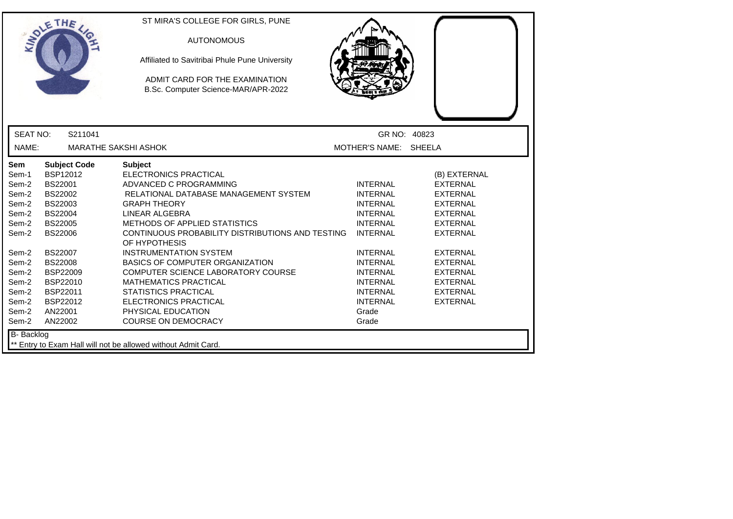ST MIRA'S COLLEGE FOR GIRLS, PUNE

AUTONOMOUS

Affiliated to Savitribai Phule Pune University

ADMIT CARD FOR THE EXAMINATION
B.Sc. Computer Science-MAR/APR-2022

SEAT NO: S211041 GR NO: 40823

NAME: MARATHE SAKSHI ASHOK MOTHER'S NAME: SHEELA

| Sem | Subject Code | Subject | | |
|---|---|---|---|---|
| Sem-1 | BSP12012 | ELECTRONICS PRACTICAL | | (B) EXTERNAL |
| Sem-2 | BS22001 | ADVANCED C PROGRAMMING | INTERNAL | EXTERNAL |
| Sem-2 | BS22002 | RELATIONAL DATABASE MANAGEMENT SYSTEM | INTERNAL | EXTERNAL |
| Sem-2 | BS22003 | GRAPH THEORY | INTERNAL | EXTERNAL |
| Sem-2 | BS22004 | LINEAR ALGEBRA | INTERNAL | EXTERNAL |
| Sem-2 | BS22005 | METHODS OF APPLIED STATISTICS | INTERNAL | EXTERNAL |
| Sem-2 | BS22006 | CONTINUOUS PROBABILITY DISTRIBUTIONS AND TESTING OF HYPOTHESIS | INTERNAL | EXTERNAL |
| Sem-2 | BS22007 | INSTRUMENTATION SYSTEM | INTERNAL | EXTERNAL |
| Sem-2 | BS22008 | BASICS OF COMPUTER ORGANIZATION | INTERNAL | EXTERNAL |
| Sem-2 | BSP22009 | COMPUTER SCIENCE LABORATORY COURSE | INTERNAL | EXTERNAL |
| Sem-2 | BSP22010 | MATHEMATICS PRACTICAL | INTERNAL | EXTERNAL |
| Sem-2 | BSP22011 | STATISTICS PRACTICAL | INTERNAL | EXTERNAL |
| Sem-2 | BSP22012 | ELECTRONICS PRACTICAL | INTERNAL | EXTERNAL |
| Sem-2 | AN22001 | PHYSICAL EDUCATION | Grade | |
| Sem-2 | AN22002 | COURSE ON DEMOCRACY | Grade | |

B- Backlog

** Entry to Exam Hall will not be allowed without Admit Card.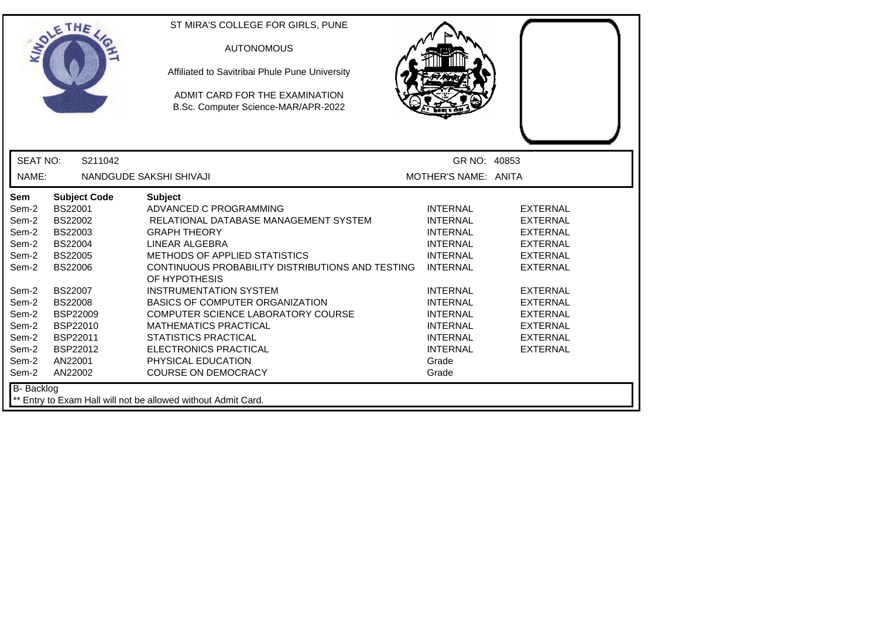ST MIRA'S COLLEGE FOR GIRLS, PUNE

AUTONOMOUS

Affiliated to Savitribai Phule Pune University

ADMIT CARD FOR THE EXAMINATION
B.Sc. Computer Science-MAR/APR-2022

SEAT NO: S211042 GR NO: 40853

NAME: NANDGUDE SAKSHI SHIVAJI MOTHER'S NAME: ANITA

| Sem | Subject Code | Subject | | |
|---|---|---|---|---|
| Sem-2 | BS22001 | ADVANCED C PROGRAMMING | INTERNAL | EXTERNAL |
| Sem-2 | BS22002 | RELATIONAL DATABASE MANAGEMENT SYSTEM | INTERNAL | EXTERNAL |
| Sem-2 | BS22003 | GRAPH THEORY | INTERNAL | EXTERNAL |
| Sem-2 | BS22004 | LINEAR ALGEBRA | INTERNAL | EXTERNAL |
| Sem-2 | BS22005 | METHODS OF APPLIED STATISTICS | INTERNAL | EXTERNAL |
| Sem-2 | BS22006 | CONTINUOUS PROBABILITY DISTRIBUTIONS AND TESTING OF HYPOTHESIS | INTERNAL | EXTERNAL |
| Sem-2 | BS22007 | INSTRUMENTATION SYSTEM | INTERNAL | EXTERNAL |
| Sem-2 | BS22008 | BASICS OF COMPUTER ORGANIZATION | INTERNAL | EXTERNAL |
| Sem-2 | BSP22009 | COMPUTER SCIENCE LABORATORY COURSE | INTERNAL | EXTERNAL |
| Sem-2 | BSP22010 | MATHEMATICS PRACTICAL | INTERNAL | EXTERNAL |
| Sem-2 | BSP22011 | STATISTICS PRACTICAL | INTERNAL | EXTERNAL |
| Sem-2 | BSP22012 | ELECTRONICS PRACTICAL | INTERNAL | EXTERNAL |
| Sem-2 | AN22001 | PHYSICAL EDUCATION | Grade | |
| Sem-2 | AN22002 | COURSE ON DEMOCRACY | Grade | |

B- Backlog

** Entry to Exam Hall will not be allowed without Admit Card.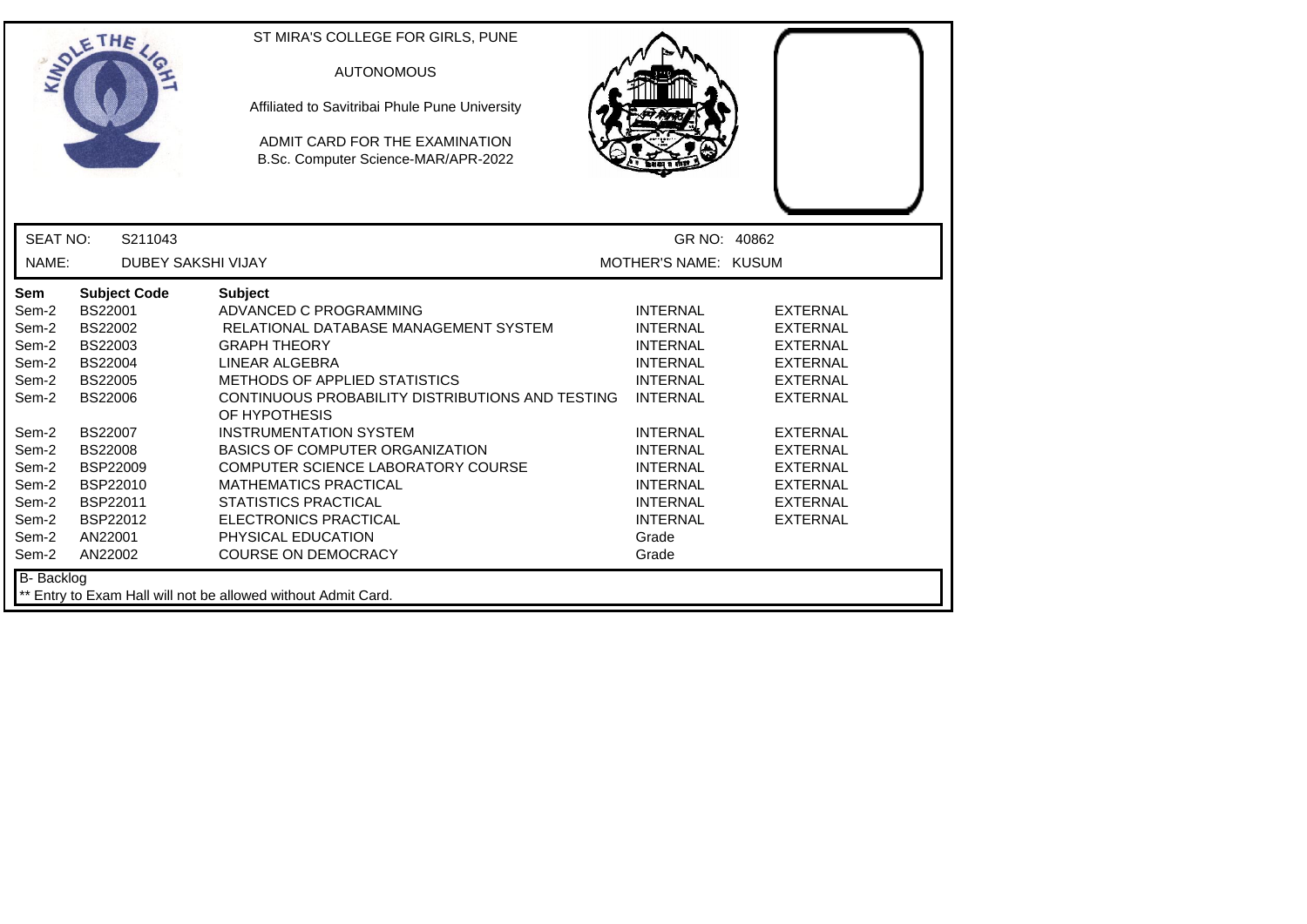ST MIRA'S COLLEGE FOR GIRLS, PUNE

AUTONOMOUS

Affiliated to Savitribai Phule Pune University

ADMIT CARD FOR THE EXAMINATION
B.Sc. Computer Science-MAR/APR-2022

SEAT NO: S211043 | GR NO: 40862

NAME: DUBEY SAKSHI VIJAY | MOTHER'S NAME: KUSUM

| Sem | Subject Code | Subject | | |
|---|---|---|---|---|
| Sem-2 | BS22001 | ADVANCED C PROGRAMMING | INTERNAL | EXTERNAL |
| Sem-2 | BS22002 | RELATIONAL DATABASE MANAGEMENT SYSTEM | INTERNAL | EXTERNAL |
| Sem-2 | BS22003 | GRAPH THEORY | INTERNAL | EXTERNAL |
| Sem-2 | BS22004 | LINEAR ALGEBRA | INTERNAL | EXTERNAL |
| Sem-2 | BS22005 | METHODS OF APPLIED STATISTICS | INTERNAL | EXTERNAL |
| Sem-2 | BS22006 | CONTINUOUS PROBABILITY DISTRIBUTIONS AND TESTING OF HYPOTHESIS | INTERNAL | EXTERNAL |
| Sem-2 | BS22007 | INSTRUMENTATION SYSTEM | INTERNAL | EXTERNAL |
| Sem-2 | BS22008 | BASICS OF COMPUTER ORGANIZATION | INTERNAL | EXTERNAL |
| Sem-2 | BSP22009 | COMPUTER SCIENCE LABORATORY COURSE | INTERNAL | EXTERNAL |
| Sem-2 | BSP22010 | MATHEMATICS PRACTICAL | INTERNAL | EXTERNAL |
| Sem-2 | BSP22011 | STATISTICS PRACTICAL | INTERNAL | EXTERNAL |
| Sem-2 | BSP22012 | ELECTRONICS PRACTICAL | INTERNAL | EXTERNAL |
| Sem-2 | AN22001 | PHYSICAL EDUCATION | Grade | |
| Sem-2 | AN22002 | COURSE ON DEMOCRACY | Grade | |

B- Backlog

** Entry to Exam Hall will not be allowed without Admit Card.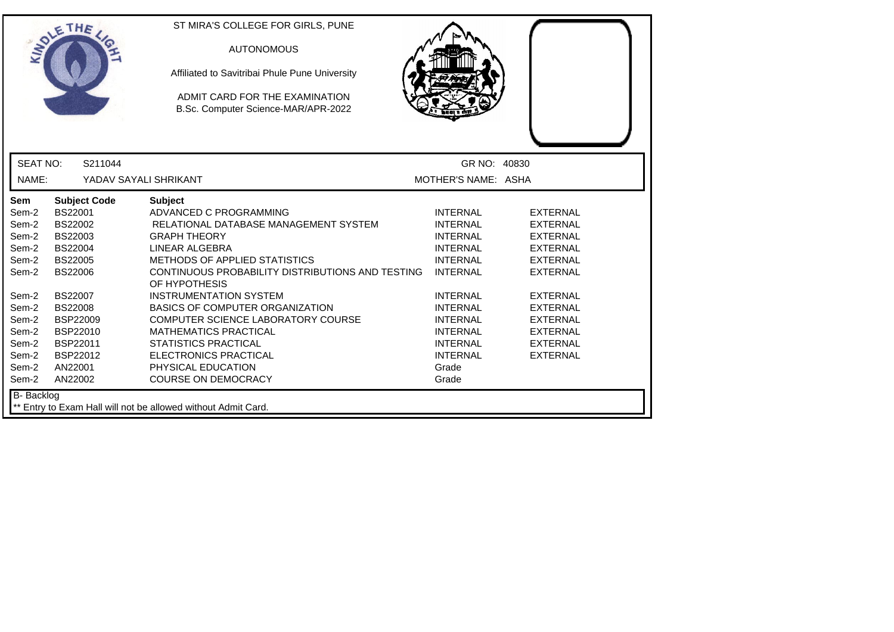ST MIRA'S COLLEGE FOR GIRLS, PUNE

AUTONOMOUS

Affiliated to Savitribai Phule Pune University

ADMIT CARD FOR THE EXAMINATION
B.Sc. Computer Science-MAR/APR-2022

SEAT NO: S211044 GR NO: 40830

NAME: YADAV SAYALI SHRIKANT MOTHER'S NAME: ASHA

| Sem | Subject Code | Subject | | |
|---|---|---|---|---|
| Sem-2 | BS22001 | ADVANCED C PROGRAMMING | INTERNAL | EXTERNAL |
| Sem-2 | BS22002 | RELATIONAL DATABASE MANAGEMENT SYSTEM | INTERNAL | EXTERNAL |
| Sem-2 | BS22003 | GRAPH THEORY | INTERNAL | EXTERNAL |
| Sem-2 | BS22004 | LINEAR ALGEBRA | INTERNAL | EXTERNAL |
| Sem-2 | BS22005 | METHODS OF APPLIED STATISTICS | INTERNAL | EXTERNAL |
| Sem-2 | BS22006 | CONTINUOUS PROBABILITY DISTRIBUTIONS AND TESTING OF HYPOTHESIS | INTERNAL | EXTERNAL |
| Sem-2 | BS22007 | INSTRUMENTATION SYSTEM | INTERNAL | EXTERNAL |
| Sem-2 | BS22008 | BASICS OF COMPUTER ORGANIZATION | INTERNAL | EXTERNAL |
| Sem-2 | BSP22009 | COMPUTER SCIENCE LABORATORY COURSE | INTERNAL | EXTERNAL |
| Sem-2 | BSP22010 | MATHEMATICS PRACTICAL | INTERNAL | EXTERNAL |
| Sem-2 | BSP22011 | STATISTICS PRACTICAL | INTERNAL | EXTERNAL |
| Sem-2 | BSP22012 | ELECTRONICS PRACTICAL | INTERNAL | EXTERNAL |
| Sem-2 | AN22001 | PHYSICAL EDUCATION | Grade | |
| Sem-2 | AN22002 | COURSE ON DEMOCRACY | Grade | |

B- Backlog

** Entry to Exam Hall will not be allowed without Admit Card.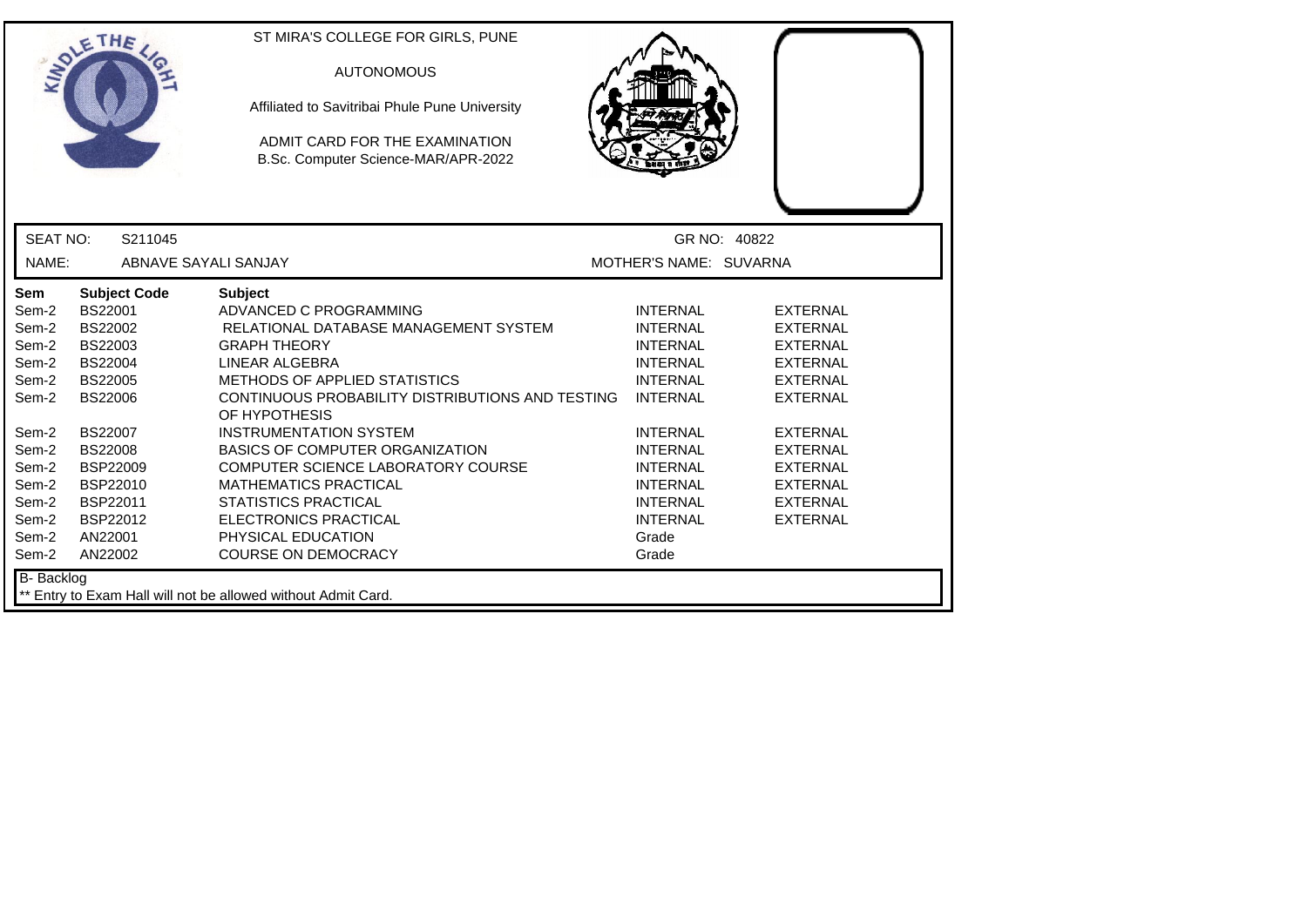ST MIRA'S COLLEGE FOR GIRLS, PUNE

AUTONOMOUS

Affiliated to Savitribai Phule Pune University

ADMIT CARD FOR THE EXAMINATION

B.Sc. Computer Science-MAR/APR-2022

SEAT NO: S211045 GR NO: 40822

NAME: ABNAVE SAYALI SANJAY MOTHER'S NAME: SUVARNA

| Sem | Subject Code | Subject | | |
|---|---|---|---|---|
| Sem-2 | BS22001 | ADVANCED C PROGRAMMING | INTERNAL | EXTERNAL |
| Sem-2 | BS22002 | RELATIONAL DATABASE MANAGEMENT SYSTEM | INTERNAL | EXTERNAL |
| Sem-2 | BS22003 | GRAPH THEORY | INTERNAL | EXTERNAL |
| Sem-2 | BS22004 | LINEAR ALGEBRA | INTERNAL | EXTERNAL |
| Sem-2 | BS22005 | METHODS OF APPLIED STATISTICS | INTERNAL | EXTERNAL |
| Sem-2 | BS22006 | CONTINUOUS PROBABILITY DISTRIBUTIONS AND TESTING OF HYPOTHESIS | INTERNAL | EXTERNAL |
| Sem-2 | BS22007 | INSTRUMENTATION SYSTEM | INTERNAL | EXTERNAL |
| Sem-2 | BS22008 | BASICS OF COMPUTER ORGANIZATION | INTERNAL | EXTERNAL |
| Sem-2 | BSP22009 | COMPUTER SCIENCE LABORATORY COURSE | INTERNAL | EXTERNAL |
| Sem-2 | BSP22010 | MATHEMATICS PRACTICAL | INTERNAL | EXTERNAL |
| Sem-2 | BSP22011 | STATISTICS PRACTICAL | INTERNAL | EXTERNAL |
| Sem-2 | BSP22012 | ELECTRONICS PRACTICAL | INTERNAL | EXTERNAL |
| Sem-2 | AN22001 | PHYSICAL EDUCATION | Grade | |
| Sem-2 | AN22002 | COURSE ON DEMOCRACY | Grade | |

B- Backlog

** Entry to Exam Hall will not be allowed without Admit Card.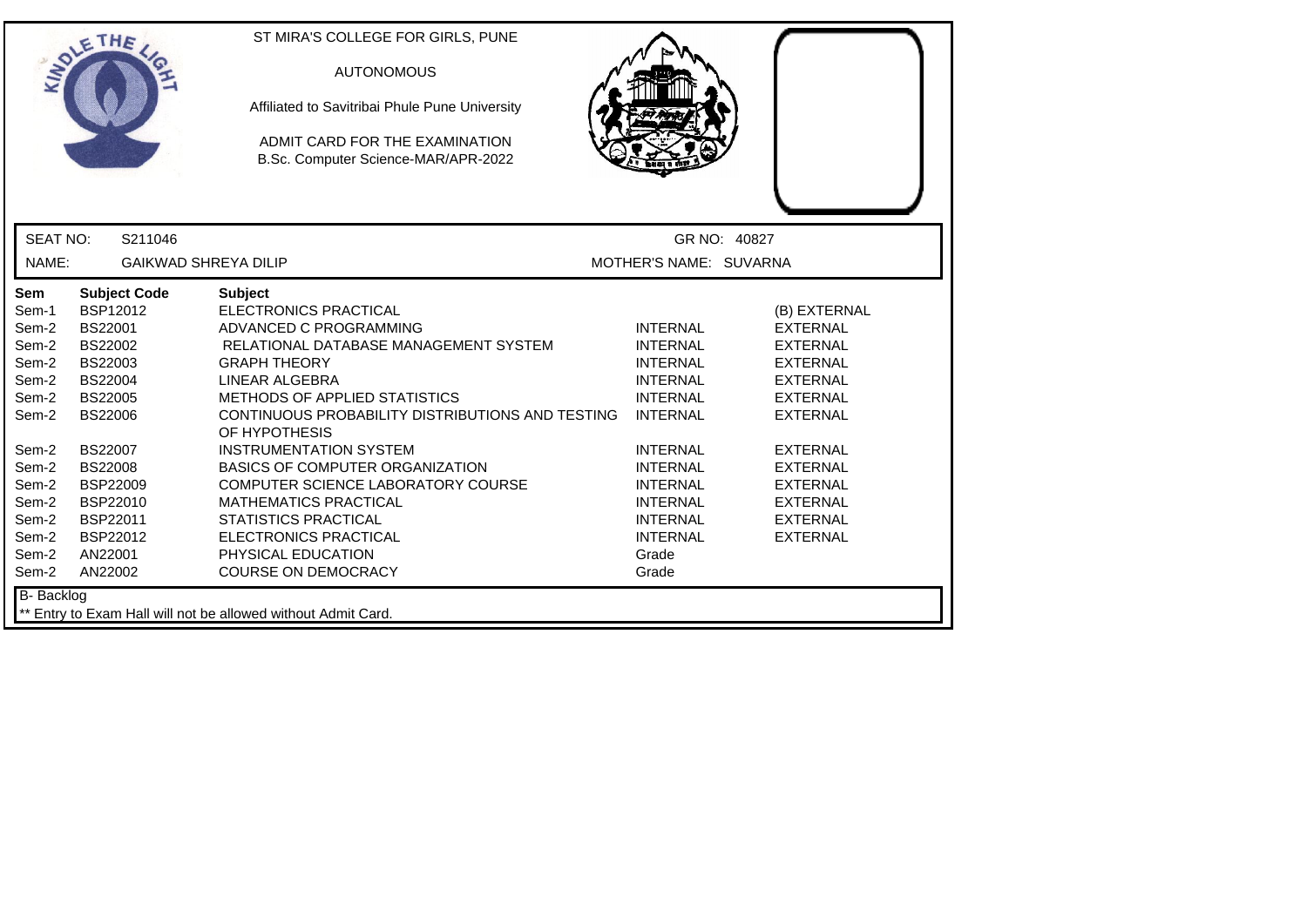ST MIRA'S COLLEGE FOR GIRLS, PUNE

AUTONOMOUS

Affiliated to Savitribai Phule Pune University

ADMIT CARD FOR THE EXAMINATION
B.Sc. Computer Science-MAR/APR-2022

SEAT NO: S211046 GR NO: 40827

NAME: GAIKWAD SHREYA DILIP MOTHER'S NAME: SUVARNA

| Sem | Subject Code | Subject | | |
|---|---|---|---|---|
| Sem-1 | BSP12012 | ELECTRONICS PRACTICAL | | (B) EXTERNAL |
| Sem-2 | BS22001 | ADVANCED C PROGRAMMING | INTERNAL | EXTERNAL |
| Sem-2 | BS22002 | RELATIONAL DATABASE MANAGEMENT SYSTEM | INTERNAL | EXTERNAL |
| Sem-2 | BS22003 | GRAPH THEORY | INTERNAL | EXTERNAL |
| Sem-2 | BS22004 | LINEAR ALGEBRA | INTERNAL | EXTERNAL |
| Sem-2 | BS22005 | METHODS OF APPLIED STATISTICS | INTERNAL | EXTERNAL |
| Sem-2 | BS22006 | CONTINUOUS PROBABILITY DISTRIBUTIONS AND TESTING OF HYPOTHESIS | INTERNAL | EXTERNAL |
| Sem-2 | BS22007 | INSTRUMENTATION SYSTEM | INTERNAL | EXTERNAL |
| Sem-2 | BS22008 | BASICS OF COMPUTER ORGANIZATION | INTERNAL | EXTERNAL |
| Sem-2 | BSP22009 | COMPUTER SCIENCE LABORATORY COURSE | INTERNAL | EXTERNAL |
| Sem-2 | BSP22010 | MATHEMATICS PRACTICAL | INTERNAL | EXTERNAL |
| Sem-2 | BSP22011 | STATISTICS PRACTICAL | INTERNAL | EXTERNAL |
| Sem-2 | BSP22012 | ELECTRONICS PRACTICAL | INTERNAL | EXTERNAL |
| Sem-2 | AN22001 | PHYSICAL EDUCATION | Grade | |
| Sem-2 | AN22002 | COURSE ON DEMOCRACY | Grade | |

B- Backlog

** Entry to Exam Hall will not be allowed without Admit Card.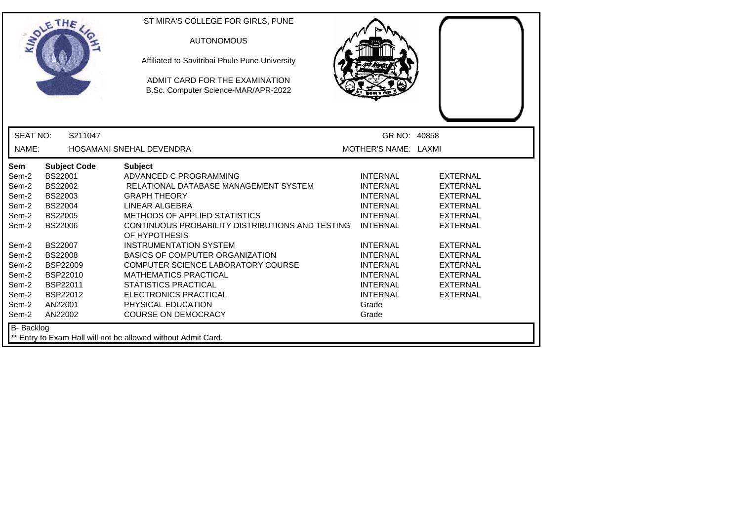ST MIRA'S COLLEGE FOR GIRLS, PUNE

AUTONOMOUS

Affiliated to Savitribai Phule Pune University

ADMIT CARD FOR THE EXAMINATION

B.Sc. Computer Science-MAR/APR-2022

| SEAT NO: | S211047 | GR NO: | 40858 |
|---|---|---|---|
| NAME: | HOSAMANI SNEHAL DEVENDRA | MOTHER'S NAME: | LAXMI |

| Sem | Subject Code | Subject | | |
|---|---|---|---|---|
| Sem-2 | BS22001 | ADVANCED C PROGRAMMING | INTERNAL | EXTERNAL |
| Sem-2 | BS22002 | RELATIONAL DATABASE MANAGEMENT SYSTEM | INTERNAL | EXTERNAL |
| Sem-2 | BS22003 | GRAPH THEORY | INTERNAL | EXTERNAL |
| Sem-2 | BS22004 | LINEAR ALGEBRA | INTERNAL | EXTERNAL |
| Sem-2 | BS22005 | METHODS OF APPLIED STATISTICS | INTERNAL | EXTERNAL |
| Sem-2 | BS22006 | CONTINUOUS PROBABILITY DISTRIBUTIONS AND TESTING OF HYPOTHESIS | INTERNAL | EXTERNAL |
| Sem-2 | BS22007 | INSTRUMENTATION SYSTEM | INTERNAL | EXTERNAL |
| Sem-2 | BS22008 | BASICS OF COMPUTER ORGANIZATION | INTERNAL | EXTERNAL |
| Sem-2 | BSP22009 | COMPUTER SCIENCE LABORATORY COURSE | INTERNAL | EXTERNAL |
| Sem-2 | BSP22010 | MATHEMATICS PRACTICAL | INTERNAL | EXTERNAL |
| Sem-2 | BSP22011 | STATISTICS PRACTICAL | INTERNAL | EXTERNAL |
| Sem-2 | BSP22012 | ELECTRONICS PRACTICAL | INTERNAL | EXTERNAL |
| Sem-2 | AN22001 | PHYSICAL EDUCATION | Grade | |
| Sem-2 | AN22002 | COURSE ON DEMOCRACY | Grade | |

B- Backlog

** Entry to Exam Hall will not be allowed without Admit Card.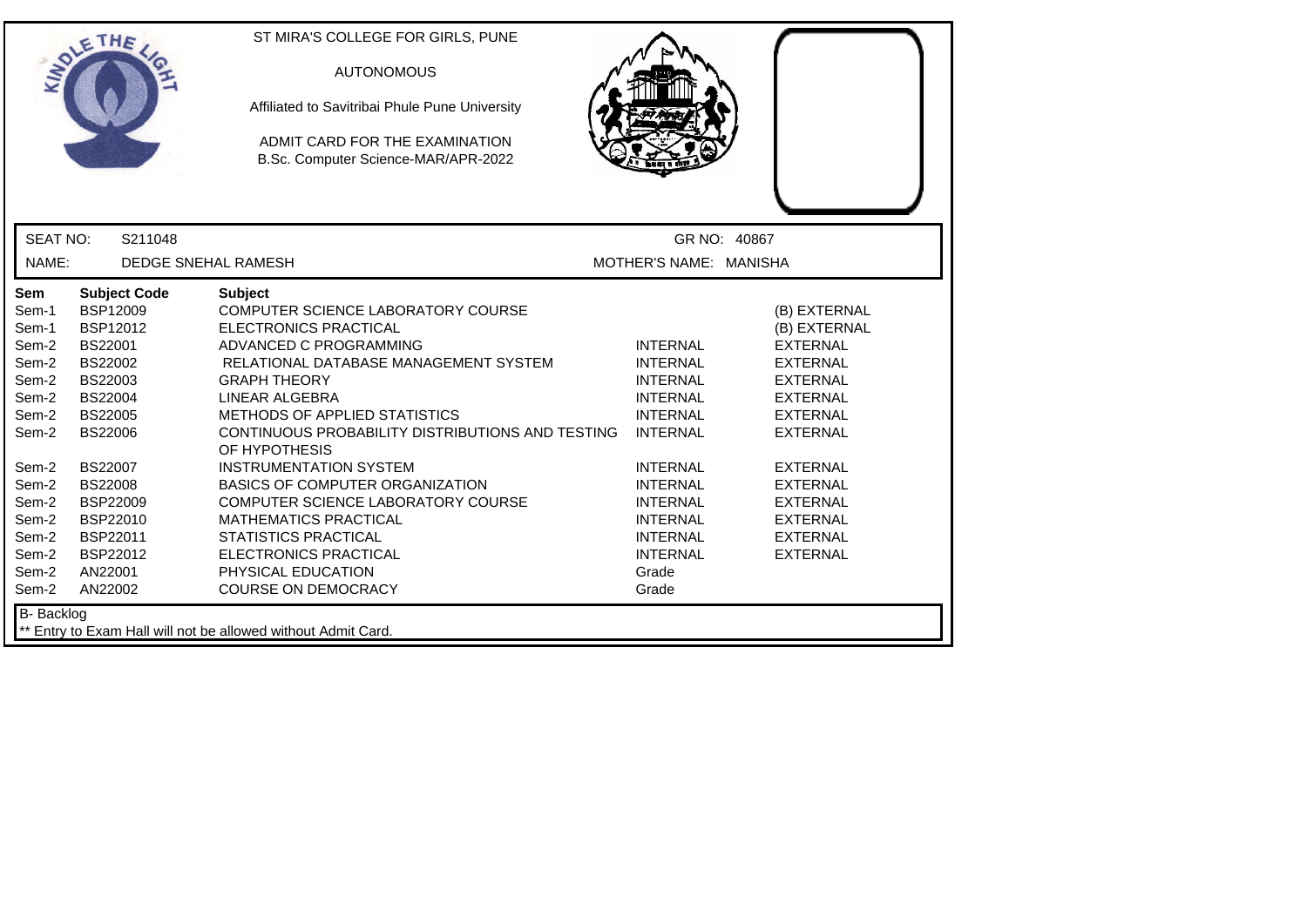ST MIRA'S COLLEGE FOR GIRLS, PUNE

AUTONOMOUS

Affiliated to Savitribai Phule Pune University

ADMIT CARD FOR THE EXAMINATION
B.Sc. Computer Science-MAR/APR-2022

SEAT NO: S211048 GR NO: 40867

NAME: DEDGE SNEHAL RAMESH MOTHER'S NAME: MANISHA

| Sem | Subject Code | Subject | | |
|---|---|---|---|---|
| Sem-1 | BSP12009 | COMPUTER SCIENCE LABORATORY COURSE | | (B) EXTERNAL |
| Sem-1 | BSP12012 | ELECTRONICS PRACTICAL | | (B) EXTERNAL |
| Sem-2 | BS22001 | ADVANCED C PROGRAMMING | INTERNAL | EXTERNAL |
| Sem-2 | BS22002 | RELATIONAL DATABASE MANAGEMENT SYSTEM | INTERNAL | EXTERNAL |
| Sem-2 | BS22003 | GRAPH THEORY | INTERNAL | EXTERNAL |
| Sem-2 | BS22004 | LINEAR ALGEBRA | INTERNAL | EXTERNAL |
| Sem-2 | BS22005 | METHODS OF APPLIED STATISTICS | INTERNAL | EXTERNAL |
| Sem-2 | BS22006 | CONTINUOUS PROBABILITY DISTRIBUTIONS AND TESTING OF HYPOTHESIS | INTERNAL | EXTERNAL |
| Sem-2 | BS22007 | INSTRUMENTATION SYSTEM | INTERNAL | EXTERNAL |
| Sem-2 | BS22008 | BASICS OF COMPUTER ORGANIZATION | INTERNAL | EXTERNAL |
| Sem-2 | BSP22009 | COMPUTER SCIENCE LABORATORY COURSE | INTERNAL | EXTERNAL |
| Sem-2 | BSP22010 | MATHEMATICS PRACTICAL | INTERNAL | EXTERNAL |
| Sem-2 | BSP22011 | STATISTICS PRACTICAL | INTERNAL | EXTERNAL |
| Sem-2 | BSP22012 | ELECTRONICS PRACTICAL | INTERNAL | EXTERNAL |
| Sem-2 | AN22001 | PHYSICAL EDUCATION | Grade | |
| Sem-2 | AN22002 | COURSE ON DEMOCRACY | Grade | |

B- Backlog

** Entry to Exam Hall will not be allowed without Admit Card.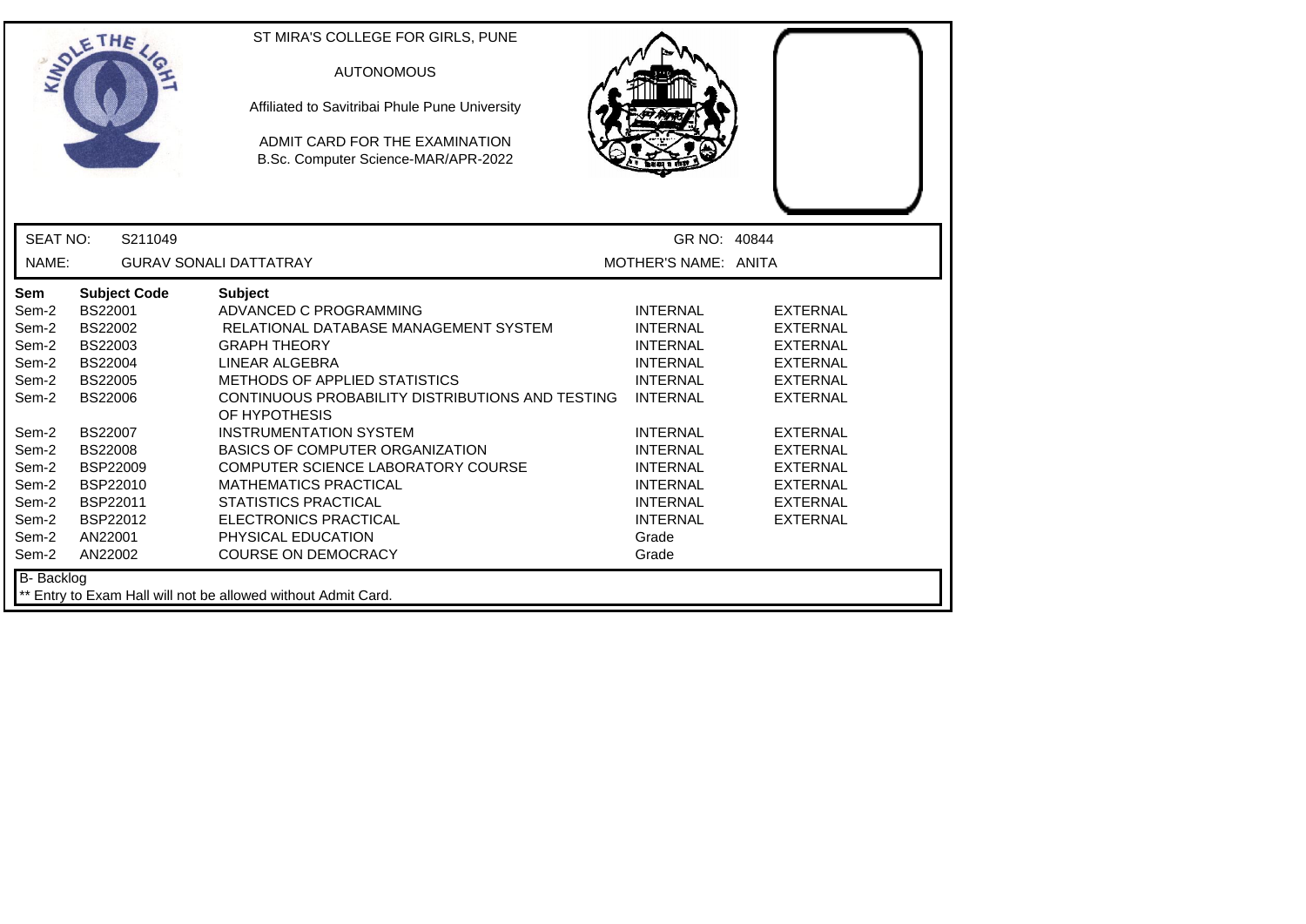ST MIRA'S COLLEGE FOR GIRLS, PUNE

AUTONOMOUS

Affiliated to Savitribai Phule Pune University

ADMIT CARD FOR THE EXAMINATION
B.Sc. Computer Science-MAR/APR-2022

| SEAT NO: | S211049 | GR NO: | 40844 |
|---|---|---|---|
| NAME: | GURAV SONALI DATTATRAY | MOTHER'S NAME: | ANITA |

| Sem | Subject Code | Subject | | |
|---|---|---|---|---|
| Sem-2 | BS22001 | ADVANCED C PROGRAMMING | INTERNAL | EXTERNAL |
| Sem-2 | BS22002 | RELATIONAL DATABASE MANAGEMENT SYSTEM | INTERNAL | EXTERNAL |
| Sem-2 | BS22003 | GRAPH THEORY | INTERNAL | EXTERNAL |
| Sem-2 | BS22004 | LINEAR ALGEBRA | INTERNAL | EXTERNAL |
| Sem-2 | BS22005 | METHODS OF APPLIED STATISTICS | INTERNAL | EXTERNAL |
| Sem-2 | BS22006 | CONTINUOUS PROBABILITY DISTRIBUTIONS AND TESTING OF HYPOTHESIS | INTERNAL | EXTERNAL |
| Sem-2 | BS22007 | INSTRUMENTATION SYSTEM | INTERNAL | EXTERNAL |
| Sem-2 | BS22008 | BASICS OF COMPUTER ORGANIZATION | INTERNAL | EXTERNAL |
| Sem-2 | BSP22009 | COMPUTER SCIENCE LABORATORY COURSE | INTERNAL | EXTERNAL |
| Sem-2 | BSP22010 | MATHEMATICS PRACTICAL | INTERNAL | EXTERNAL |
| Sem-2 | BSP22011 | STATISTICS PRACTICAL | INTERNAL | EXTERNAL |
| Sem-2 | BSP22012 | ELECTRONICS PRACTICAL | INTERNAL | EXTERNAL |
| Sem-2 | AN22001 | PHYSICAL EDUCATION | Grade | |
| Sem-2 | AN22002 | COURSE ON DEMOCRACY | Grade | |

B- Backlog

** Entry to Exam Hall will not be allowed without Admit Card.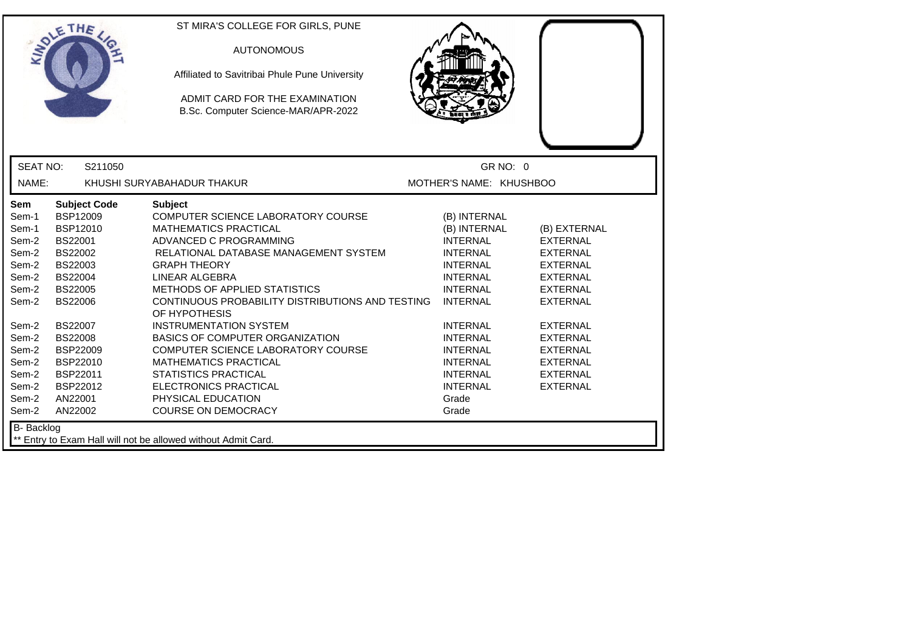ST MIRA'S COLLEGE FOR GIRLS, PUNE

AUTONOMOUS

Affiliated to Savitribai Phule Pune University

ADMIT CARD FOR THE EXAMINATION
B.Sc. Computer Science-MAR/APR-2022

SEAT NO: S211050 GR NO: 0

NAME: KHUSHI SURYABAHADUR THAKUR MOTHER'S NAME: KHUSHBOO

| Sem | Subject Code | Subject | | |
|---|---|---|---|---|
| Sem-1 | BSP12009 | COMPUTER SCIENCE LABORATORY COURSE | (B) INTERNAL | |
| Sem-1 | BSP12010 | MATHEMATICS PRACTICAL | (B) INTERNAL | (B) EXTERNAL |
| Sem-2 | BS22001 | ADVANCED C PROGRAMMING | INTERNAL | EXTERNAL |
| Sem-2 | BS22002 | RELATIONAL DATABASE MANAGEMENT SYSTEM | INTERNAL | EXTERNAL |
| Sem-2 | BS22003 | GRAPH THEORY | INTERNAL | EXTERNAL |
| Sem-2 | BS22004 | LINEAR ALGEBRA | INTERNAL | EXTERNAL |
| Sem-2 | BS22005 | METHODS OF APPLIED STATISTICS | INTERNAL | EXTERNAL |
| Sem-2 | BS22006 | CONTINUOUS PROBABILITY DISTRIBUTIONS AND TESTING OF HYPOTHESIS | INTERNAL | EXTERNAL |
| Sem-2 | BS22007 | INSTRUMENTATION SYSTEM | INTERNAL | EXTERNAL |
| Sem-2 | BS22008 | BASICS OF COMPUTER ORGANIZATION | INTERNAL | EXTERNAL |
| Sem-2 | BSP22009 | COMPUTER SCIENCE LABORATORY COURSE | INTERNAL | EXTERNAL |
| Sem-2 | BSP22010 | MATHEMATICS PRACTICAL | INTERNAL | EXTERNAL |
| Sem-2 | BSP22011 | STATISTICS PRACTICAL | INTERNAL | EXTERNAL |
| Sem-2 | BSP22012 | ELECTRONICS PRACTICAL | INTERNAL | EXTERNAL |
| Sem-2 | AN22001 | PHYSICAL EDUCATION | Grade | |
| Sem-2 | AN22002 | COURSE ON DEMOCRACY | Grade | |

B- Backlog

** Entry to Exam Hall will not be allowed without Admit Card.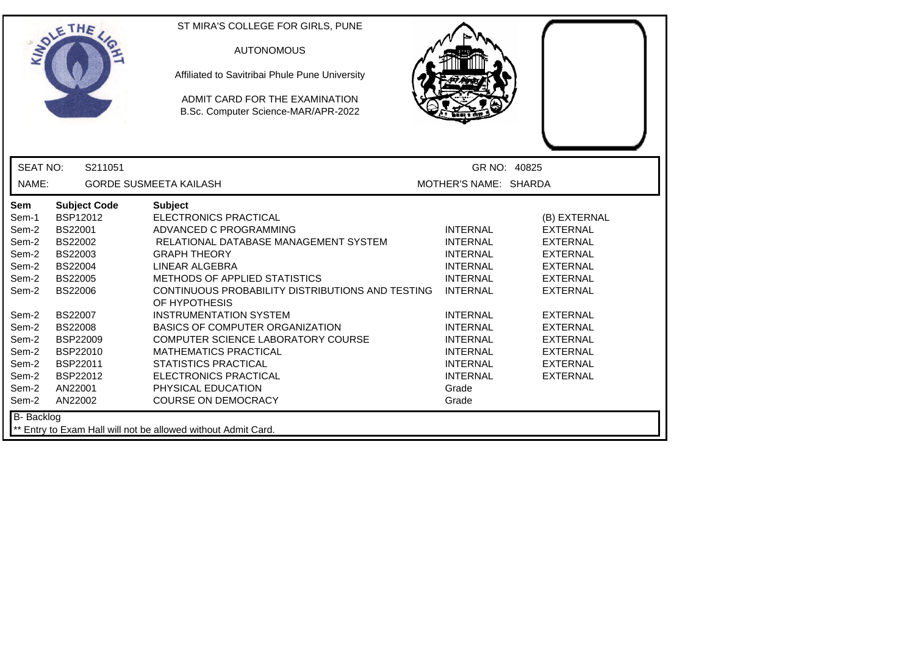ST MIRA'S COLLEGE FOR GIRLS, PUNE

AUTONOMOUS

Affiliated to Savitribai Phule Pune University

ADMIT CARD FOR THE EXAMINATION
B.Sc. Computer Science-MAR/APR-2022

SEAT NO: S211051 GR NO: 40825

NAME: GORDE SUSMEETA KAILASH MOTHER'S NAME: SHARDA

| Sem | Subject Code | Subject | | |
|---|---|---|---|---|
| Sem-1 | BSP12012 | ELECTRONICS PRACTICAL | | (B) EXTERNAL |
| Sem-2 | BS22001 | ADVANCED C PROGRAMMING | INTERNAL | EXTERNAL |
| Sem-2 | BS22002 | RELATIONAL DATABASE MANAGEMENT SYSTEM | INTERNAL | EXTERNAL |
| Sem-2 | BS22003 | GRAPH THEORY | INTERNAL | EXTERNAL |
| Sem-2 | BS22004 | LINEAR ALGEBRA | INTERNAL | EXTERNAL |
| Sem-2 | BS22005 | METHODS OF APPLIED STATISTICS | INTERNAL | EXTERNAL |
| Sem-2 | BS22006 | CONTINUOUS PROBABILITY DISTRIBUTIONS AND TESTING OF HYPOTHESIS | INTERNAL | EXTERNAL |
| Sem-2 | BS22007 | INSTRUMENTATION SYSTEM | INTERNAL | EXTERNAL |
| Sem-2 | BS22008 | BASICS OF COMPUTER ORGANIZATION | INTERNAL | EXTERNAL |
| Sem-2 | BSP22009 | COMPUTER SCIENCE LABORATORY COURSE | INTERNAL | EXTERNAL |
| Sem-2 | BSP22010 | MATHEMATICS PRACTICAL | INTERNAL | EXTERNAL |
| Sem-2 | BSP22011 | STATISTICS PRACTICAL | INTERNAL | EXTERNAL |
| Sem-2 | BSP22012 | ELECTRONICS PRACTICAL | INTERNAL | EXTERNAL |
| Sem-2 | AN22001 | PHYSICAL EDUCATION | Grade | |
| Sem-2 | AN22002 | COURSE ON DEMOCRACY | Grade | |

B- Backlog

** Entry to Exam Hall will not be allowed without Admit Card.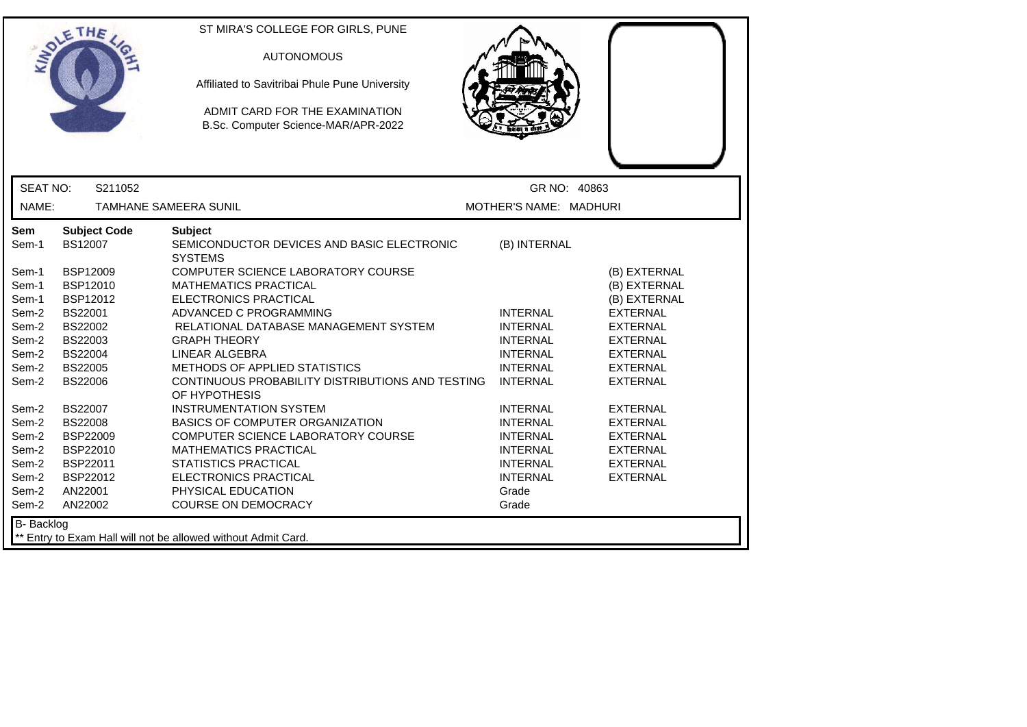ST MIRA'S COLLEGE FOR GIRLS, PUNE

AUTONOMOUS

Affiliated to Savitribai Phule Pune University

ADMIT CARD FOR THE EXAMINATION
B.Sc. Computer Science-MAR/APR-2022

SEAT NO: S211052 GR NO: 40863

NAME: TAMHANE SAMEERA SUNIL MOTHER'S NAME: MADHURI

| Sem | Subject Code | Subject | | |
|---|---|---|---|---|
| Sem-1 | BS12007 | SEMICONDUCTOR DEVICES AND BASIC ELECTRONIC SYSTEMS | (B) INTERNAL | |
| Sem-1 | BSP12009 | COMPUTER SCIENCE LABORATORY COURSE | | (B) EXTERNAL |
| Sem-1 | BSP12010 | MATHEMATICS PRACTICAL | | (B) EXTERNAL |
| Sem-1 | BSP12012 | ELECTRONICS PRACTICAL | | (B) EXTERNAL |
| Sem-2 | BS22001 | ADVANCED C PROGRAMMING | INTERNAL | EXTERNAL |
| Sem-2 | BS22002 | RELATIONAL DATABASE MANAGEMENT SYSTEM | INTERNAL | EXTERNAL |
| Sem-2 | BS22003 | GRAPH THEORY | INTERNAL | EXTERNAL |
| Sem-2 | BS22004 | LINEAR ALGEBRA | INTERNAL | EXTERNAL |
| Sem-2 | BS22005 | METHODS OF APPLIED STATISTICS | INTERNAL | EXTERNAL |
| Sem-2 | BS22006 | CONTINUOUS PROBABILITY DISTRIBUTIONS AND TESTING OF HYPOTHESIS | INTERNAL | EXTERNAL |
| Sem-2 | BS22007 | INSTRUMENTATION SYSTEM | INTERNAL | EXTERNAL |
| Sem-2 | BS22008 | BASICS OF COMPUTER ORGANIZATION | INTERNAL | EXTERNAL |
| Sem-2 | BSP22009 | COMPUTER SCIENCE LABORATORY COURSE | INTERNAL | EXTERNAL |
| Sem-2 | BSP22010 | MATHEMATICS PRACTICAL | INTERNAL | EXTERNAL |
| Sem-2 | BSP22011 | STATISTICS PRACTICAL | INTERNAL | EXTERNAL |
| Sem-2 | BSP22012 | ELECTRONICS PRACTICAL | INTERNAL | EXTERNAL |
| Sem-2 | AN22001 | PHYSICAL EDUCATION | Grade | |
| Sem-2 | AN22002 | COURSE ON DEMOCRACY | Grade | |

B- Backlog

** Entry to Exam Hall will not be allowed without Admit Card.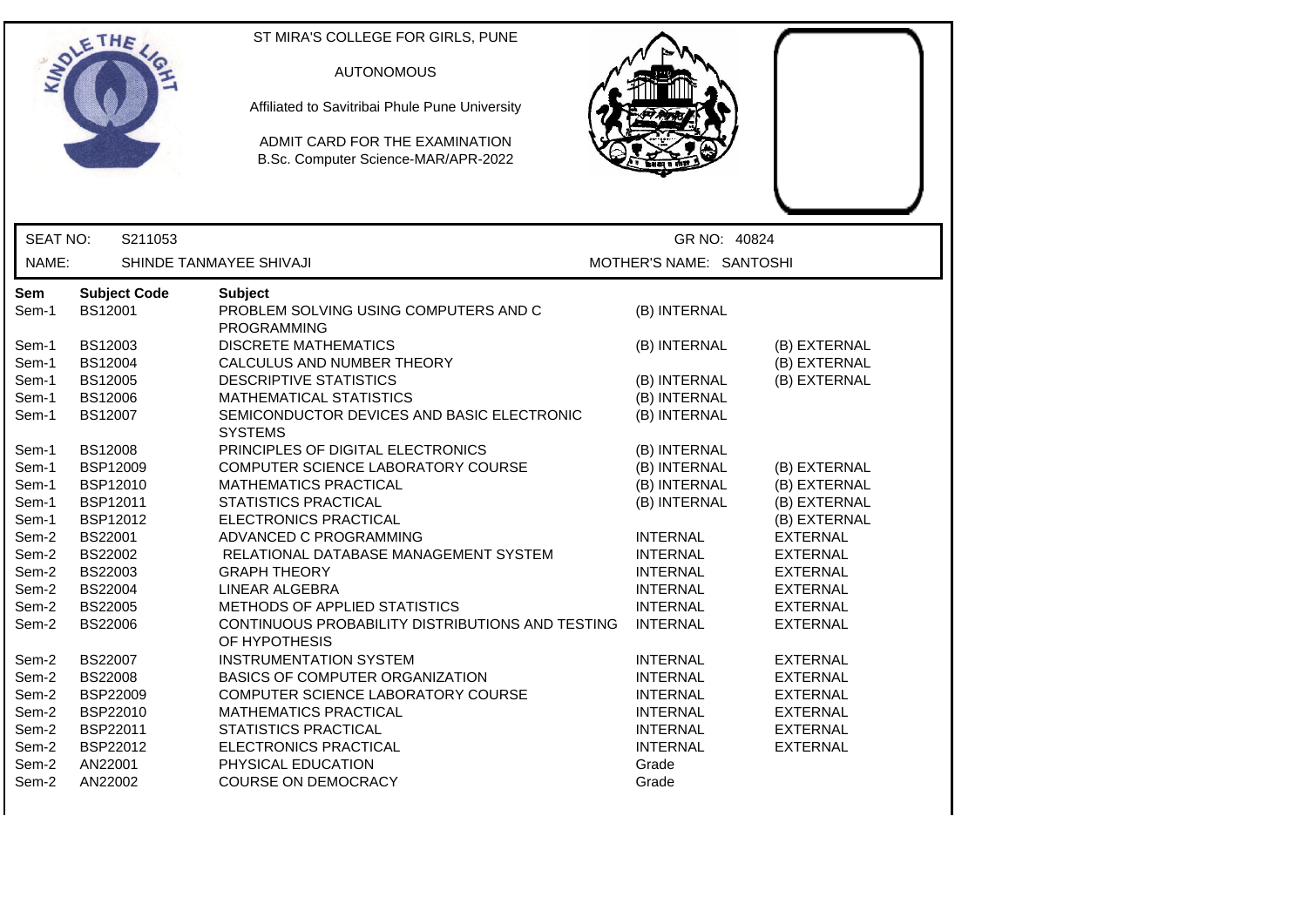ST MIRA'S COLLEGE FOR GIRLS, PUNE

AUTONOMOUS

Affiliated to Savitribai Phule Pune University

ADMIT CARD FOR THE EXAMINATION
B.Sc. Computer Science-MAR/APR-2022

SEAT NO: S211053 GR NO: 40824

NAME: SHINDE TANMAYEE SHIVAJI MOTHER'S NAME: SANTOSHI

| Sem | Subject Code | Subject | | |
|---|---|---|---|---|
| Sem-1 | BS12001 | PROBLEM SOLVING USING COMPUTERS AND C PROGRAMMING | (B) INTERNAL | |
| Sem-1 | BS12003 | DISCRETE MATHEMATICS | (B) INTERNAL | (B) EXTERNAL |
| Sem-1 | BS12004 | CALCULUS AND NUMBER THEORY | | (B) EXTERNAL |
| Sem-1 | BS12005 | DESCRIPTIVE STATISTICS | (B) INTERNAL | (B) EXTERNAL |
| Sem-1 | BS12006 | MATHEMATICAL STATISTICS | (B) INTERNAL | |
| Sem-1 | BS12007 | SEMICONDUCTOR DEVICES AND BASIC ELECTRONIC SYSTEMS | (B) INTERNAL | |
| Sem-1 | BS12008 | PRINCIPLES OF DIGITAL ELECTRONICS | (B) INTERNAL | |
| Sem-1 | BSP12009 | COMPUTER SCIENCE LABORATORY COURSE | (B) INTERNAL | (B) EXTERNAL |
| Sem-1 | BSP12010 | MATHEMATICS PRACTICAL | (B) INTERNAL | (B) EXTERNAL |
| Sem-1 | BSP12011 | STATISTICS PRACTICAL | (B) INTERNAL | (B) EXTERNAL |
| Sem-1 | BSP12012 | ELECTRONICS PRACTICAL | | (B) EXTERNAL |
| Sem-2 | BS22001 | ADVANCED C PROGRAMMING | INTERNAL | EXTERNAL |
| Sem-2 | BS22002 | RELATIONAL DATABASE MANAGEMENT SYSTEM | INTERNAL | EXTERNAL |
| Sem-2 | BS22003 | GRAPH THEORY | INTERNAL | EXTERNAL |
| Sem-2 | BS22004 | LINEAR ALGEBRA | INTERNAL | EXTERNAL |
| Sem-2 | BS22005 | METHODS OF APPLIED STATISTICS | INTERNAL | EXTERNAL |
| Sem-2 | BS22006 | CONTINUOUS PROBABILITY DISTRIBUTIONS AND TESTING OF HYPOTHESIS | INTERNAL | EXTERNAL |
| Sem-2 | BS22007 | INSTRUMENTATION SYSTEM | INTERNAL | EXTERNAL |
| Sem-2 | BS22008 | BASICS OF COMPUTER ORGANIZATION | INTERNAL | EXTERNAL |
| Sem-2 | BSP22009 | COMPUTER SCIENCE LABORATORY COURSE | INTERNAL | EXTERNAL |
| Sem-2 | BSP22010 | MATHEMATICS PRACTICAL | INTERNAL | EXTERNAL |
| Sem-2 | BSP22011 | STATISTICS PRACTICAL | INTERNAL | EXTERNAL |
| Sem-2 | BSP22012 | ELECTRONICS PRACTICAL | INTERNAL | EXTERNAL |
| Sem-2 | AN22001 | PHYSICAL EDUCATION | Grade | |
| Sem-2 | AN22002 | COURSE ON DEMOCRACY | Grade | |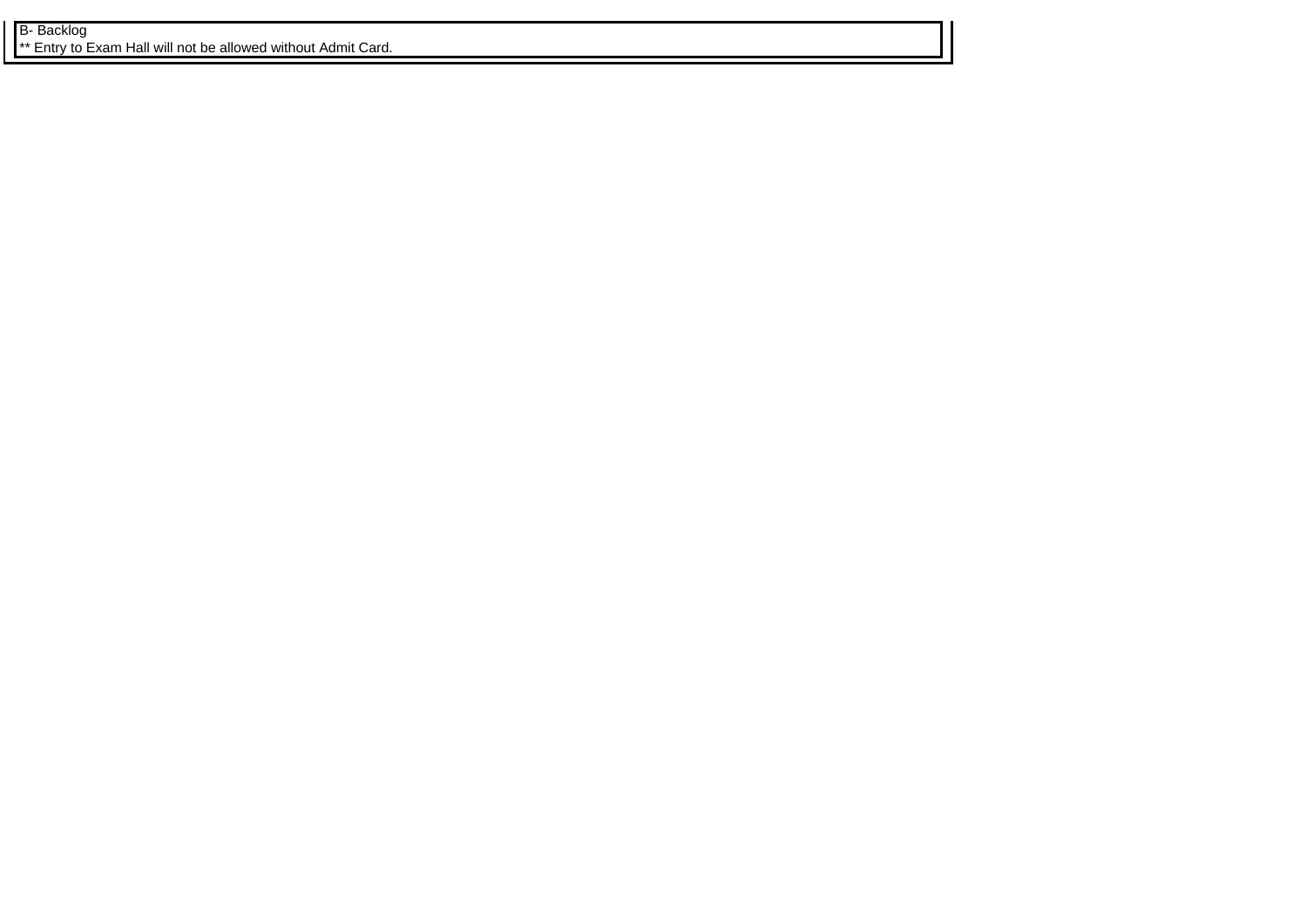B- Backlog
** Entry to Exam Hall will not be allowed without Admit Card.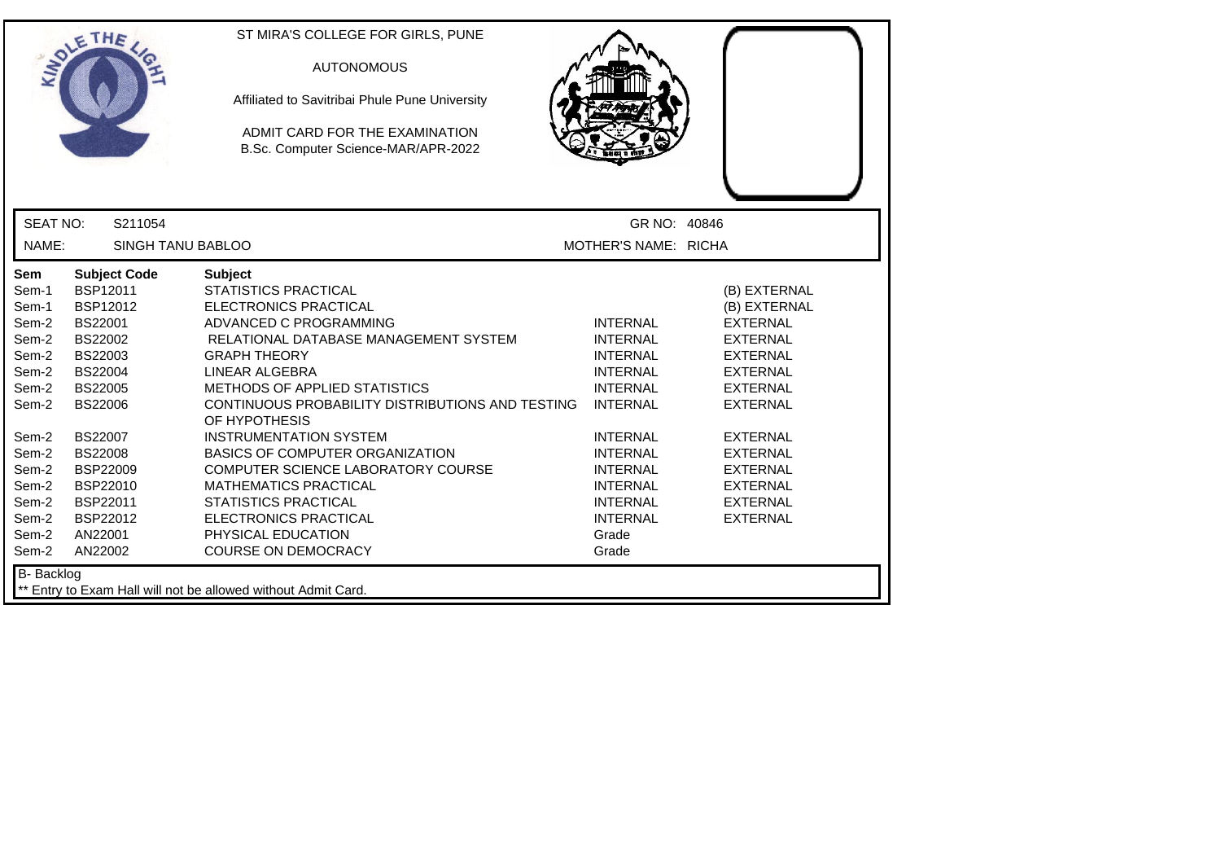ST MIRA'S COLLEGE FOR GIRLS, PUNE

AUTONOMOUS

Affiliated to Savitribai Phule Pune University

ADMIT CARD FOR THE EXAMINATION
B.Sc. Computer Science-MAR/APR-2022

| | | | |
|---|---|---|---|
| SEAT NO: | S211054 | GR NO: | 40846 |
| NAME: | SINGH TANU BABLOO | MOTHER'S NAME: | RICHA |

| Sem | Subject Code | Subject | | |
|---|---|---|---|---|
| Sem-1 | BSP12011 | STATISTICS PRACTICAL | | (B) EXTERNAL |
| Sem-1 | BSP12012 | ELECTRONICS PRACTICAL | | (B) EXTERNAL |
| Sem-2 | BS22001 | ADVANCED C PROGRAMMING | INTERNAL | EXTERNAL |
| Sem-2 | BS22002 | RELATIONAL DATABASE MANAGEMENT SYSTEM | INTERNAL | EXTERNAL |
| Sem-2 | BS22003 | GRAPH THEORY | INTERNAL | EXTERNAL |
| Sem-2 | BS22004 | LINEAR ALGEBRA | INTERNAL | EXTERNAL |
| Sem-2 | BS22005 | METHODS OF APPLIED STATISTICS | INTERNAL | EXTERNAL |
| Sem-2 | BS22006 | CONTINUOUS PROBABILITY DISTRIBUTIONS AND TESTING OF HYPOTHESIS | INTERNAL | EXTERNAL |
| Sem-2 | BS22007 | INSTRUMENTATION SYSTEM | INTERNAL | EXTERNAL |
| Sem-2 | BS22008 | BASICS OF COMPUTER ORGANIZATION | INTERNAL | EXTERNAL |
| Sem-2 | BSP22009 | COMPUTER SCIENCE LABORATORY COURSE | INTERNAL | EXTERNAL |
| Sem-2 | BSP22010 | MATHEMATICS PRACTICAL | INTERNAL | EXTERNAL |
| Sem-2 | BSP22011 | STATISTICS PRACTICAL | INTERNAL | EXTERNAL |
| Sem-2 | BSP22012 | ELECTRONICS PRACTICAL | INTERNAL | EXTERNAL |
| Sem-2 | AN22001 | PHYSICAL EDUCATION | Grade | |
| Sem-2 | AN22002 | COURSE ON DEMOCRACY | Grade | |

B- Backlog

** Entry to Exam Hall will not be allowed without Admit Card.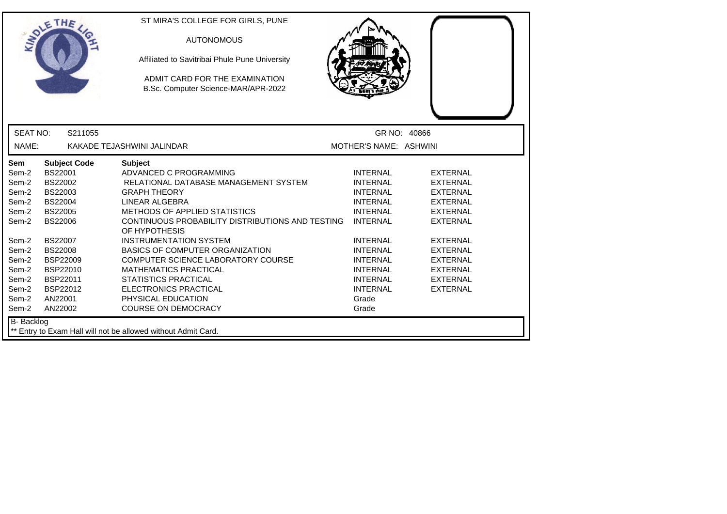ST MIRA'S COLLEGE FOR GIRLS, PUNE

AUTONOMOUS

Affiliated to Savitribai Phule Pune University

ADMIT CARD FOR THE EXAMINATION
B.Sc. Computer Science-MAR/APR-2022

SEAT NO: S211055 GR NO: 40866

NAME: KAKADE TEJASHWINI JALINDAR MOTHER'S NAME: ASHWINI

| Sem | Subject Code | Subject | | |
|---|---|---|---|---|
| Sem-2 | BS22001 | ADVANCED C PROGRAMMING | INTERNAL | EXTERNAL |
| Sem-2 | BS22002 | RELATIONAL DATABASE MANAGEMENT SYSTEM | INTERNAL | EXTERNAL |
| Sem-2 | BS22003 | GRAPH THEORY | INTERNAL | EXTERNAL |
| Sem-2 | BS22004 | LINEAR ALGEBRA | INTERNAL | EXTERNAL |
| Sem-2 | BS22005 | METHODS OF APPLIED STATISTICS | INTERNAL | EXTERNAL |
| Sem-2 | BS22006 | CONTINUOUS PROBABILITY DISTRIBUTIONS AND TESTING OF HYPOTHESIS | INTERNAL | EXTERNAL |
| Sem-2 | BS22007 | INSTRUMENTATION SYSTEM | INTERNAL | EXTERNAL |
| Sem-2 | BS22008 | BASICS OF COMPUTER ORGANIZATION | INTERNAL | EXTERNAL |
| Sem-2 | BSP22009 | COMPUTER SCIENCE LABORATORY COURSE | INTERNAL | EXTERNAL |
| Sem-2 | BSP22010 | MATHEMATICS PRACTICAL | INTERNAL | EXTERNAL |
| Sem-2 | BSP22011 | STATISTICS PRACTICAL | INTERNAL | EXTERNAL |
| Sem-2 | BSP22012 | ELECTRONICS PRACTICAL | INTERNAL | EXTERNAL |
| Sem-2 | AN22001 | PHYSICAL EDUCATION | Grade | |
| Sem-2 | AN22002 | COURSE ON DEMOCRACY | Grade | |

B- Backlog

** Entry to Exam Hall will not be allowed without Admit Card.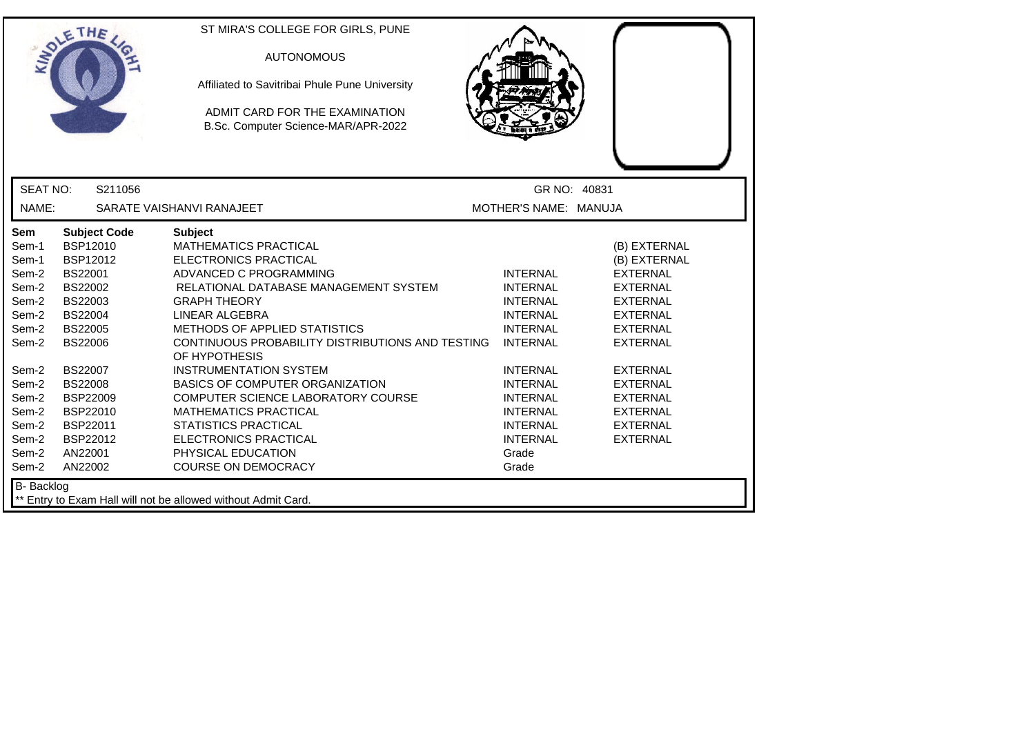ST MIRA'S COLLEGE FOR GIRLS, PUNE

AUTONOMOUS

Affiliated to Savitribai Phule Pune University

ADMIT CARD FOR THE EXAMINATION
B.Sc. Computer Science-MAR/APR-2022

SEAT NO: S211056 GR NO: 40831

NAME: SARATE VAISHANVI RANAJEET MOTHER'S NAME: MANUJA

| Sem | Subject Code | Subject | | |
|---|---|---|---|---|
| Sem-1 | BSP12010 | MATHEMATICS PRACTICAL | | (B) EXTERNAL |
| Sem-1 | BSP12012 | ELECTRONICS PRACTICAL | | (B) EXTERNAL |
| Sem-2 | BS22001 | ADVANCED C PROGRAMMING | INTERNAL | EXTERNAL |
| Sem-2 | BS22002 | RELATIONAL DATABASE MANAGEMENT SYSTEM | INTERNAL | EXTERNAL |
| Sem-2 | BS22003 | GRAPH THEORY | INTERNAL | EXTERNAL |
| Sem-2 | BS22004 | LINEAR ALGEBRA | INTERNAL | EXTERNAL |
| Sem-2 | BS22005 | METHODS OF APPLIED STATISTICS | INTERNAL | EXTERNAL |
| Sem-2 | BS22006 | CONTINUOUS PROBABILITY DISTRIBUTIONS AND TESTING OF HYPOTHESIS | INTERNAL | EXTERNAL |
| Sem-2 | BS22007 | INSTRUMENTATION SYSTEM | INTERNAL | EXTERNAL |
| Sem-2 | BS22008 | BASICS OF COMPUTER ORGANIZATION | INTERNAL | EXTERNAL |
| Sem-2 | BSP22009 | COMPUTER SCIENCE LABORATORY COURSE | INTERNAL | EXTERNAL |
| Sem-2 | BSP22010 | MATHEMATICS PRACTICAL | INTERNAL | EXTERNAL |
| Sem-2 | BSP22011 | STATISTICS PRACTICAL | INTERNAL | EXTERNAL |
| Sem-2 | BSP22012 | ELECTRONICS PRACTICAL | INTERNAL | EXTERNAL |
| Sem-2 | AN22001 | PHYSICAL EDUCATION | Grade | |
| Sem-2 | AN22002 | COURSE ON DEMOCRACY | Grade | |

B- Backlog

** Entry to Exam Hall will not be allowed without Admit Card.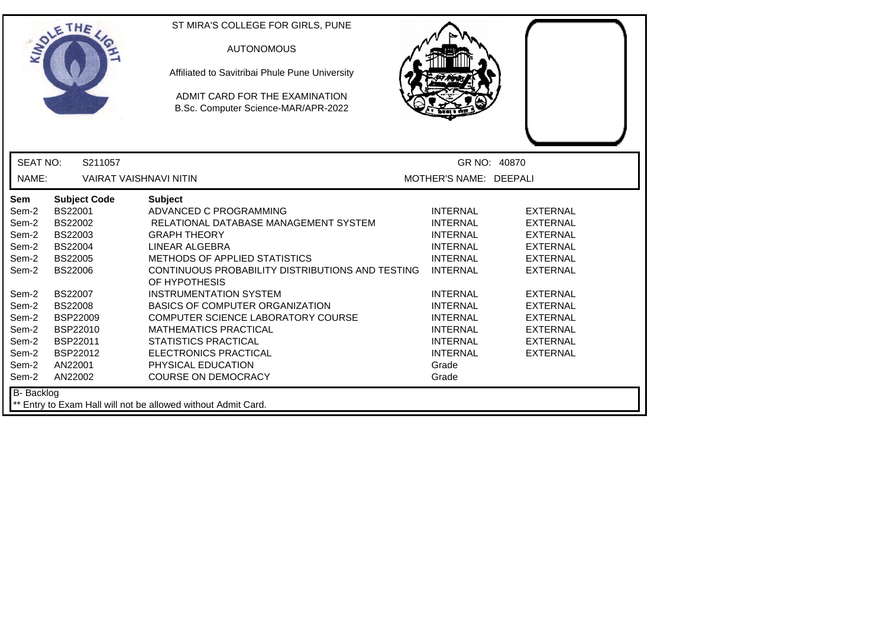ST MIRA'S COLLEGE FOR GIRLS, PUNE

AUTONOMOUS

Affiliated to Savitribai Phule Pune University

ADMIT CARD FOR THE EXAMINATION
B.Sc. Computer Science-MAR/APR-2022

SEAT NO: S211057 GR NO: 40870

NAME: VAIRAT VAISHNAVI NITIN MOTHER'S NAME: DEEPALI

| Sem | Subject Code | Subject | | |
|---|---|---|---|---|
| Sem-2 | BS22001 | ADVANCED C PROGRAMMING | INTERNAL | EXTERNAL |
| Sem-2 | BS22002 | RELATIONAL DATABASE MANAGEMENT SYSTEM | INTERNAL | EXTERNAL |
| Sem-2 | BS22003 | GRAPH THEORY | INTERNAL | EXTERNAL |
| Sem-2 | BS22004 | LINEAR ALGEBRA | INTERNAL | EXTERNAL |
| Sem-2 | BS22005 | METHODS OF APPLIED STATISTICS | INTERNAL | EXTERNAL |
| Sem-2 | BS22006 | CONTINUOUS PROBABILITY DISTRIBUTIONS AND TESTING OF HYPOTHESIS | INTERNAL | EXTERNAL |
| Sem-2 | BS22007 | INSTRUMENTATION SYSTEM | INTERNAL | EXTERNAL |
| Sem-2 | BS22008 | BASICS OF COMPUTER ORGANIZATION | INTERNAL | EXTERNAL |
| Sem-2 | BSP22009 | COMPUTER SCIENCE LABORATORY COURSE | INTERNAL | EXTERNAL |
| Sem-2 | BSP22010 | MATHEMATICS PRACTICAL | INTERNAL | EXTERNAL |
| Sem-2 | BSP22011 | STATISTICS PRACTICAL | INTERNAL | EXTERNAL |
| Sem-2 | BSP22012 | ELECTRONICS PRACTICAL | INTERNAL | EXTERNAL |
| Sem-2 | AN22001 | PHYSICAL EDUCATION | Grade | |
| Sem-2 | AN22002 | COURSE ON DEMOCRACY | Grade | |

B- Backlog

** Entry to Exam Hall will not be allowed without Admit Card.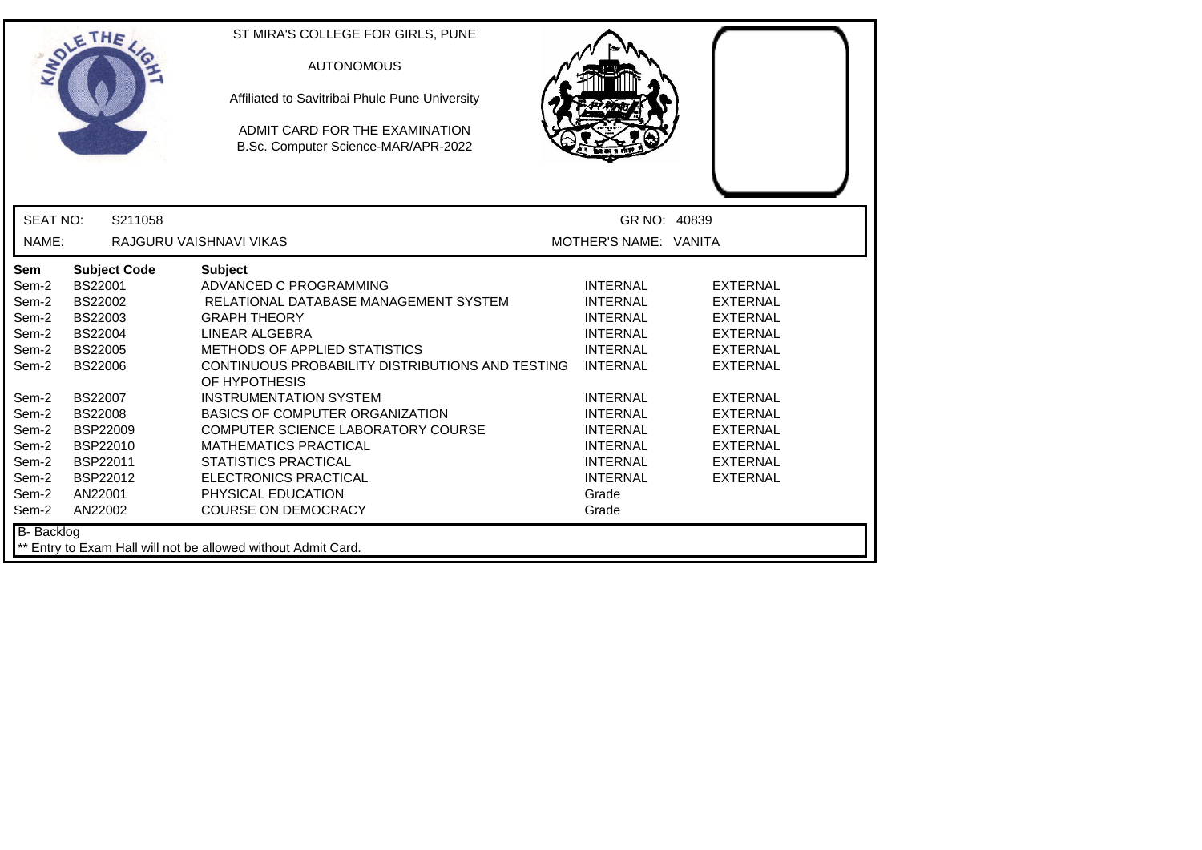ST MIRA'S COLLEGE FOR GIRLS, PUNE

AUTONOMOUS

Affiliated to Savitribai Phule Pune University

ADMIT CARD FOR THE EXAMINATION
B.Sc. Computer Science-MAR/APR-2022

SEAT NO: S211058 GR NO: 40839

NAME: RAJGURU VAISHNAVI VIKAS MOTHER'S NAME: VANITA

| Sem | Subject Code | Subject | | |
|---|---|---|---|---|
| Sem-2 | BS22001 | ADVANCED C PROGRAMMING | INTERNAL | EXTERNAL |
| Sem-2 | BS22002 | RELATIONAL DATABASE MANAGEMENT SYSTEM | INTERNAL | EXTERNAL |
| Sem-2 | BS22003 | GRAPH THEORY | INTERNAL | EXTERNAL |
| Sem-2 | BS22004 | LINEAR ALGEBRA | INTERNAL | EXTERNAL |
| Sem-2 | BS22005 | METHODS OF APPLIED STATISTICS | INTERNAL | EXTERNAL |
| Sem-2 | BS22006 | CONTINUOUS PROBABILITY DISTRIBUTIONS AND TESTING OF HYPOTHESIS | INTERNAL | EXTERNAL |
| Sem-2 | BS22007 | INSTRUMENTATION SYSTEM | INTERNAL | EXTERNAL |
| Sem-2 | BS22008 | BASICS OF COMPUTER ORGANIZATION | INTERNAL | EXTERNAL |
| Sem-2 | BSP22009 | COMPUTER SCIENCE LABORATORY COURSE | INTERNAL | EXTERNAL |
| Sem-2 | BSP22010 | MATHEMATICS PRACTICAL | INTERNAL | EXTERNAL |
| Sem-2 | BSP22011 | STATISTICS PRACTICAL | INTERNAL | EXTERNAL |
| Sem-2 | BSP22012 | ELECTRONICS PRACTICAL | INTERNAL | EXTERNAL |
| Sem-2 | AN22001 | PHYSICAL EDUCATION | Grade | |
| Sem-2 | AN22002 | COURSE ON DEMOCRACY | Grade | |

B- Backlog

** Entry to Exam Hall will not be allowed without Admit Card.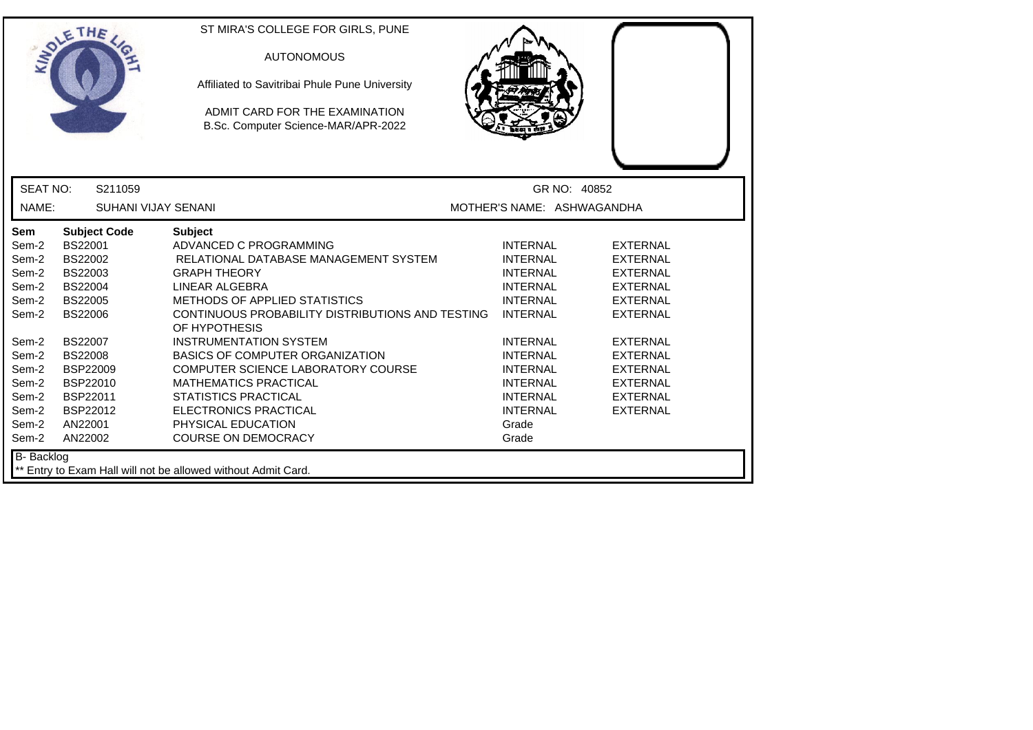ST MIRA'S COLLEGE FOR GIRLS, PUNE

AUTONOMOUS

Affiliated to Savitribai Phule Pune University

ADMIT CARD FOR THE EXAMINATION
B.Sc. Computer Science-MAR/APR-2022

SEAT NO: S211059 GR NO: 40852

NAME: SUHANI VIJAY SENANI MOTHER'S NAME: ASHWAGANDHA

| Sem | Subject Code | Subject | | |
|---|---|---|---|---|
| Sem-2 | BS22001 | ADVANCED C PROGRAMMING | INTERNAL | EXTERNAL |
| Sem-2 | BS22002 | RELATIONAL DATABASE MANAGEMENT SYSTEM | INTERNAL | EXTERNAL |
| Sem-2 | BS22003 | GRAPH THEORY | INTERNAL | EXTERNAL |
| Sem-2 | BS22004 | LINEAR ALGEBRA | INTERNAL | EXTERNAL |
| Sem-2 | BS22005 | METHODS OF APPLIED STATISTICS | INTERNAL | EXTERNAL |
| Sem-2 | BS22006 | CONTINUOUS PROBABILITY DISTRIBUTIONS AND TESTING OF HYPOTHESIS | INTERNAL | EXTERNAL |
| Sem-2 | BS22007 | INSTRUMENTATION SYSTEM | INTERNAL | EXTERNAL |
| Sem-2 | BS22008 | BASICS OF COMPUTER ORGANIZATION | INTERNAL | EXTERNAL |
| Sem-2 | BSP22009 | COMPUTER SCIENCE LABORATORY COURSE | INTERNAL | EXTERNAL |
| Sem-2 | BSP22010 | MATHEMATICS PRACTICAL | INTERNAL | EXTERNAL |
| Sem-2 | BSP22011 | STATISTICS PRACTICAL | INTERNAL | EXTERNAL |
| Sem-2 | BSP22012 | ELECTRONICS PRACTICAL | INTERNAL | EXTERNAL |
| Sem-2 | AN22001 | PHYSICAL EDUCATION | Grade | |
| Sem-2 | AN22002 | COURSE ON DEMOCRACY | Grade | |

B- Backlog

** Entry to Exam Hall will not be allowed without Admit Card.